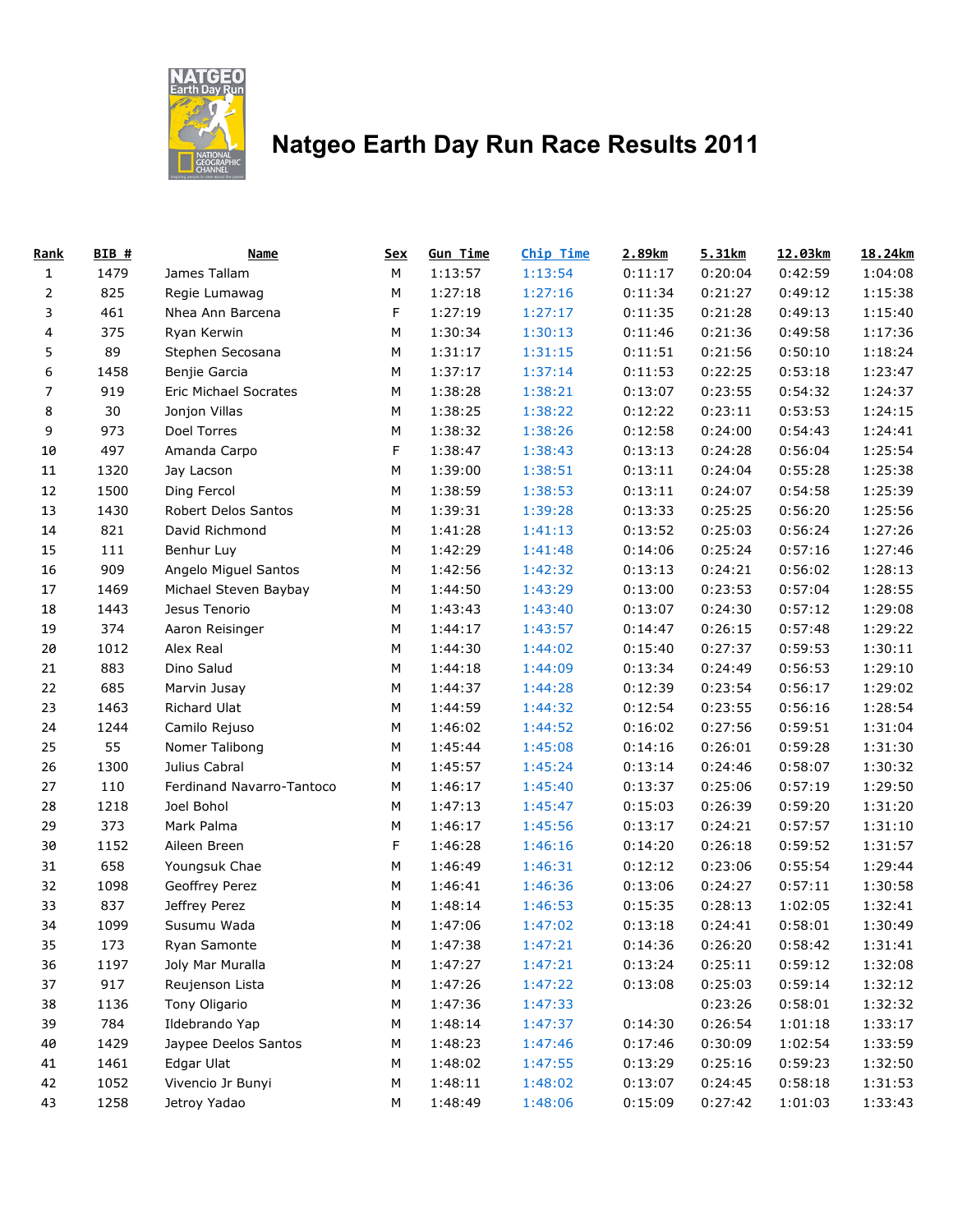# Natgeo Earth Day Run Race Results 2011

| Rank | BIB # | Name | Sex | Gun Time | Chip Time | 2.89km | 5.31km | 12.03km | 18.24km |
|---|---|---|---|---|---|---|---|---|---|
| 1 | 1479 | James Tallam | M | 1:13:57 | 1:13:54 | 0:11:17 | 0:20:04 | 0:42:59 | 1:04:08 |
| 2 | 825 | Regie Lumawag | M | 1:27:18 | 1:27:16 | 0:11:34 | 0:21:27 | 0:49:12 | 1:15:38 |
| 3 | 461 | Nhea Ann Barcena | F | 1:27:19 | 1:27:17 | 0:11:35 | 0:21:28 | 0:49:13 | 1:15:40 |
| 4 | 375 | Ryan Kerwin | M | 1:30:34 | 1:30:13 | 0:11:46 | 0:21:36 | 0:49:58 | 1:17:36 |
| 5 | 89 | Stephen Secosana | M | 1:31:17 | 1:31:15 | 0:11:51 | 0:21:56 | 0:50:10 | 1:18:24 |
| 6 | 1458 | Benjie Garcia | M | 1:37:17 | 1:37:14 | 0:11:53 | 0:22:25 | 0:53:18 | 1:23:47 |
| 7 | 919 | Eric Michael Socrates | M | 1:38:28 | 1:38:21 | 0:13:07 | 0:23:55 | 0:54:32 | 1:24:37 |
| 8 | 30 | Jonjon Villas | M | 1:38:25 | 1:38:22 | 0:12:22 | 0:23:11 | 0:53:53 | 1:24:15 |
| 9 | 973 | Doel Torres | M | 1:38:32 | 1:38:26 | 0:12:58 | 0:24:00 | 0:54:43 | 1:24:41 |
| 10 | 497 | Amanda Carpo | F | 1:38:47 | 1:38:43 | 0:13:13 | 0:24:28 | 0:56:04 | 1:25:54 |
| 11 | 1320 | Jay Lacson | M | 1:39:00 | 1:38:51 | 0:13:11 | 0:24:04 | 0:55:28 | 1:25:38 |
| 12 | 1500 | Ding Fercol | M | 1:38:59 | 1:38:53 | 0:13:11 | 0:24:07 | 0:54:58 | 1:25:39 |
| 13 | 1430 | Robert Delos Santos | M | 1:39:31 | 1:39:28 | 0:13:33 | 0:25:25 | 0:56:20 | 1:25:56 |
| 14 | 821 | David Richmond | M | 1:41:28 | 1:41:13 | 0:13:52 | 0:25:03 | 0:56:24 | 1:27:26 |
| 15 | 111 | Benhur Luy | M | 1:42:29 | 1:41:48 | 0:14:06 | 0:25:24 | 0:57:16 | 1:27:46 |
| 16 | 909 | Angelo Miguel Santos | M | 1:42:56 | 1:42:32 | 0:13:13 | 0:24:21 | 0:56:02 | 1:28:13 |
| 17 | 1469 | Michael Steven Baybay | M | 1:44:50 | 1:43:29 | 0:13:00 | 0:23:53 | 0:57:04 | 1:28:55 |
| 18 | 1443 | Jesus Tenorio | M | 1:43:43 | 1:43:40 | 0:13:07 | 0:24:30 | 0:57:12 | 1:29:08 |
| 19 | 374 | Aaron Reisinger | M | 1:44:17 | 1:43:57 | 0:14:47 | 0:26:15 | 0:57:48 | 1:29:22 |
| 20 | 1012 | Alex Real | M | 1:44:30 | 1:44:02 | 0:15:40 | 0:27:37 | 0:59:53 | 1:30:11 |
| 21 | 883 | Dino Salud | M | 1:44:18 | 1:44:09 | 0:13:34 | 0:24:49 | 0:56:53 | 1:29:10 |
| 22 | 685 | Marvin Jusay | M | 1:44:37 | 1:44:28 | 0:12:39 | 0:23:54 | 0:56:17 | 1:29:02 |
| 23 | 1463 | Richard Ulat | M | 1:44:59 | 1:44:32 | 0:12:54 | 0:23:55 | 0:56:16 | 1:28:54 |
| 24 | 1244 | Camilo Rejuso | M | 1:46:02 | 1:44:52 | 0:16:02 | 0:27:56 | 0:59:51 | 1:31:04 |
| 25 | 55 | Nomer Talibong | M | 1:45:44 | 1:45:08 | 0:14:16 | 0:26:01 | 0:59:28 | 1:31:30 |
| 26 | 1300 | Julius Cabral | M | 1:45:57 | 1:45:24 | 0:13:14 | 0:24:46 | 0:58:07 | 1:30:32 |
| 27 | 110 | Ferdinand Navarro-Tantoco | M | 1:46:17 | 1:45:40 | 0:13:37 | 0:25:06 | 0:57:19 | 1:29:50 |
| 28 | 1218 | Joel Bohol | M | 1:47:13 | 1:45:47 | 0:15:03 | 0:26:39 | 0:59:20 | 1:31:20 |
| 29 | 373 | Mark Palma | M | 1:46:17 | 1:45:56 | 0:13:17 | 0:24:21 | 0:57:57 | 1:31:10 |
| 30 | 1152 | Aileen Breen | F | 1:46:28 | 1:46:16 | 0:14:20 | 0:26:18 | 0:59:52 | 1:31:57 |
| 31 | 658 | Youngsuk Chae | M | 1:46:49 | 1:46:31 | 0:12:12 | 0:23:06 | 0:55:54 | 1:29:44 |
| 32 | 1098 | Geoffrey Perez | M | 1:46:41 | 1:46:36 | 0:13:06 | 0:24:27 | 0:57:11 | 1:30:58 |
| 33 | 837 | Jeffrey Perez | M | 1:48:14 | 1:46:53 | 0:15:35 | 0:28:13 | 1:02:05 | 1:32:41 |
| 34 | 1099 | Susumu Wada | M | 1:47:06 | 1:47:02 | 0:13:18 | 0:24:41 | 0:58:01 | 1:30:49 |
| 35 | 173 | Ryan Samonte | M | 1:47:38 | 1:47:21 | 0:14:36 | 0:26:20 | 0:58:42 | 1:31:41 |
| 36 | 1197 | Joly Mar Muralla | M | 1:47:27 | 1:47:21 | 0:13:24 | 0:25:11 | 0:59:12 | 1:32:08 |
| 37 | 917 | Reujenson Lista | M | 1:47:26 | 1:47:22 | 0:13:08 | 0:25:03 | 0:59:14 | 1:32:12 |
| 38 | 1136 | Tony Oligario | M | 1:47:36 | 1:47:33 | | 0:23:26 | 0:58:01 | 1:32:32 |
| 39 | 784 | Ildebrando Yap | M | 1:48:14 | 1:47:37 | 0:14:30 | 0:26:54 | 1:01:18 | 1:33:17 |
| 40 | 1429 | Jaypee Deelos Santos | M | 1:48:23 | 1:47:46 | 0:17:46 | 0:30:09 | 1:02:54 | 1:33:59 |
| 41 | 1461 | Edgar Ulat | M | 1:48:02 | 1:47:55 | 0:13:29 | 0:25:16 | 0:59:23 | 1:32:50 |
| 42 | 1052 | Vivencio Jr Bunyi | M | 1:48:11 | 1:48:02 | 0:13:07 | 0:24:45 | 0:58:18 | 1:31:53 |
| 43 | 1258 | Jetroy Yadao | M | 1:48:49 | 1:48:06 | 0:15:09 | 0:27:42 | 1:01:03 | 1:33:43 |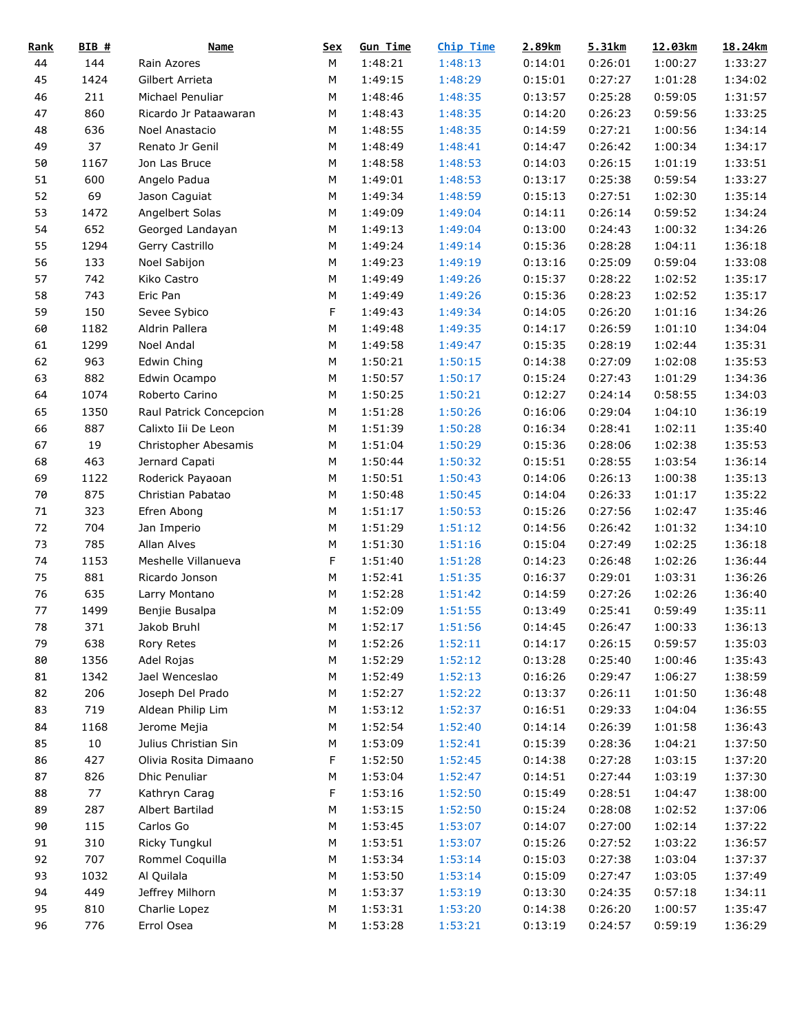| Rank | BIB # | Name | Sex | Gun Time | Chip Time | 2.89km | 5.31km | 12.03km | 18.24km |
|---|---|---|---|---|---|---|---|---|---|
| 44 | 144 | Rain Azores | M | 1:48:21 | 1:48:13 | 0:14:01 | 0:26:01 | 1:00:27 | 1:33:27 |
| 45 | 1424 | Gilbert Arrieta | M | 1:49:15 | 1:48:29 | 0:15:01 | 0:27:27 | 1:01:28 | 1:34:02 |
| 46 | 211 | Michael Penuliar | M | 1:48:46 | 1:48:35 | 0:13:57 | 0:25:28 | 0:59:05 | 1:31:57 |
| 47 | 860 | Ricardo Jr Pataawaran | M | 1:48:43 | 1:48:35 | 0:14:20 | 0:26:23 | 0:59:56 | 1:33:25 |
| 48 | 636 | Noel Anastacio | M | 1:48:55 | 1:48:35 | 0:14:59 | 0:27:21 | 1:00:56 | 1:34:14 |
| 49 | 37 | Renato Jr Genil | M | 1:48:49 | 1:48:41 | 0:14:47 | 0:26:42 | 1:00:34 | 1:34:17 |
| 50 | 1167 | Jon Las Bruce | M | 1:48:58 | 1:48:53 | 0:14:03 | 0:26:15 | 1:01:19 | 1:33:51 |
| 51 | 600 | Angelo Padua | M | 1:49:01 | 1:48:53 | 0:13:17 | 0:25:38 | 0:59:54 | 1:33:27 |
| 52 | 69 | Jason Caguiat | M | 1:49:34 | 1:48:59 | 0:15:13 | 0:27:51 | 1:02:30 | 1:35:14 |
| 53 | 1472 | Angelbert Solas | M | 1:49:09 | 1:49:04 | 0:14:11 | 0:26:14 | 0:59:52 | 1:34:24 |
| 54 | 652 | Georged Landayan | M | 1:49:13 | 1:49:04 | 0:13:00 | 0:24:43 | 1:00:32 | 1:34:26 |
| 55 | 1294 | Gerry Castrillo | M | 1:49:24 | 1:49:14 | 0:15:36 | 0:28:28 | 1:04:11 | 1:36:18 |
| 56 | 133 | Noel Sabijon | M | 1:49:23 | 1:49:19 | 0:13:16 | 0:25:09 | 0:59:04 | 1:33:08 |
| 57 | 742 | Kiko Castro | M | 1:49:49 | 1:49:26 | 0:15:37 | 0:28:22 | 1:02:52 | 1:35:17 |
| 58 | 743 | Eric Pan | M | 1:49:49 | 1:49:26 | 0:15:36 | 0:28:23 | 1:02:52 | 1:35:17 |
| 59 | 150 | Sevee Sybico | F | 1:49:43 | 1:49:34 | 0:14:05 | 0:26:20 | 1:01:16 | 1:34:26 |
| 60 | 1182 | Aldrin Pallera | M | 1:49:48 | 1:49:35 | 0:14:17 | 0:26:59 | 1:01:10 | 1:34:04 |
| 61 | 1299 | Noel Andal | M | 1:49:58 | 1:49:47 | 0:15:35 | 0:28:19 | 1:02:44 | 1:35:31 |
| 62 | 963 | Edwin Ching | M | 1:50:21 | 1:50:15 | 0:14:38 | 0:27:09 | 1:02:08 | 1:35:53 |
| 63 | 882 | Edwin Ocampo | M | 1:50:57 | 1:50:17 | 0:15:24 | 0:27:43 | 1:01:29 | 1:34:36 |
| 64 | 1074 | Roberto Carino | M | 1:50:25 | 1:50:21 | 0:12:27 | 0:24:14 | 0:58:55 | 1:34:03 |
| 65 | 1350 | Raul Patrick Concepcion | M | 1:51:28 | 1:50:26 | 0:16:06 | 0:29:04 | 1:04:10 | 1:36:19 |
| 66 | 887 | Calixto Iii De Leon | M | 1:51:39 | 1:50:28 | 0:16:34 | 0:28:41 | 1:02:11 | 1:35:40 |
| 67 | 19 | Christopher Abesamis | M | 1:51:04 | 1:50:29 | 0:15:36 | 0:28:06 | 1:02:38 | 1:35:53 |
| 68 | 463 | Jernard Capati | M | 1:50:44 | 1:50:32 | 0:15:51 | 0:28:55 | 1:03:54 | 1:36:14 |
| 69 | 1122 | Roderick Payaoan | M | 1:50:51 | 1:50:43 | 0:14:06 | 0:26:13 | 1:00:38 | 1:35:13 |
| 70 | 875 | Christian Pabatao | M | 1:50:48 | 1:50:45 | 0:14:04 | 0:26:33 | 1:01:17 | 1:35:22 |
| 71 | 323 | Efren Abong | M | 1:51:17 | 1:50:53 | 0:15:26 | 0:27:56 | 1:02:47 | 1:35:46 |
| 72 | 704 | Jan Imperio | M | 1:51:29 | 1:51:12 | 0:14:56 | 0:26:42 | 1:01:32 | 1:34:10 |
| 73 | 785 | Allan Alves | M | 1:51:30 | 1:51:16 | 0:15:04 | 0:27:49 | 1:02:25 | 1:36:18 |
| 74 | 1153 | Meshelle Villanueva | F | 1:51:40 | 1:51:28 | 0:14:23 | 0:26:48 | 1:02:26 | 1:36:44 |
| 75 | 881 | Ricardo Jonson | M | 1:52:41 | 1:51:35 | 0:16:37 | 0:29:01 | 1:03:31 | 1:36:26 |
| 76 | 635 | Larry Montano | M | 1:52:28 | 1:51:42 | 0:14:59 | 0:27:26 | 1:02:26 | 1:36:40 |
| 77 | 1499 | Benjie Busalpa | M | 1:52:09 | 1:51:55 | 0:13:49 | 0:25:41 | 0:59:49 | 1:35:11 |
| 78 | 371 | Jakob Bruhl | M | 1:52:17 | 1:51:56 | 0:14:45 | 0:26:47 | 1:00:33 | 1:36:13 |
| 79 | 638 | Rory Retes | M | 1:52:26 | 1:52:11 | 0:14:17 | 0:26:15 | 0:59:57 | 1:35:03 |
| 80 | 1356 | Adel Rojas | M | 1:52:29 | 1:52:12 | 0:13:28 | 0:25:40 | 1:00:46 | 1:35:43 |
| 81 | 1342 | Jael Wenceslao | M | 1:52:49 | 1:52:13 | 0:16:26 | 0:29:47 | 1:06:27 | 1:38:59 |
| 82 | 206 | Joseph Del Prado | M | 1:52:27 | 1:52:22 | 0:13:37 | 0:26:11 | 1:01:50 | 1:36:48 |
| 83 | 719 | Aldean Philip Lim | M | 1:53:12 | 1:52:37 | 0:16:51 | 0:29:33 | 1:04:04 | 1:36:55 |
| 84 | 1168 | Jerome Mejia | M | 1:52:54 | 1:52:40 | 0:14:14 | 0:26:39 | 1:01:58 | 1:36:43 |
| 85 | 10 | Julius Christian Sin | M | 1:53:09 | 1:52:41 | 0:15:39 | 0:28:36 | 1:04:21 | 1:37:50 |
| 86 | 427 | Olivia Rosita Dimaano | F | 1:52:50 | 1:52:45 | 0:14:38 | 0:27:28 | 1:03:15 | 1:37:20 |
| 87 | 826 | Dhic Penuliar | M | 1:53:04 | 1:52:47 | 0:14:51 | 0:27:44 | 1:03:19 | 1:37:30 |
| 88 | 77 | Kathryn Carag | F | 1:53:16 | 1:52:50 | 0:15:49 | 0:28:51 | 1:04:47 | 1:38:00 |
| 89 | 287 | Albert Bartilad | M | 1:53:15 | 1:52:50 | 0:15:24 | 0:28:08 | 1:02:52 | 1:37:06 |
| 90 | 115 | Carlos Go | M | 1:53:45 | 1:53:07 | 0:14:07 | 0:27:00 | 1:02:14 | 1:37:22 |
| 91 | 310 | Ricky Tungkul | M | 1:53:51 | 1:53:07 | 0:15:26 | 0:27:52 | 1:03:22 | 1:36:57 |
| 92 | 707 | Rommel Coquilla | M | 1:53:34 | 1:53:14 | 0:15:03 | 0:27:38 | 1:03:04 | 1:37:37 |
| 93 | 1032 | Al Quilala | M | 1:53:50 | 1:53:14 | 0:15:09 | 0:27:47 | 1:03:05 | 1:37:49 |
| 94 | 449 | Jeffrey Milhorn | M | 1:53:37 | 1:53:19 | 0:13:30 | 0:24:35 | 0:57:18 | 1:34:11 |
| 95 | 810 | Charlie Lopez | M | 1:53:31 | 1:53:20 | 0:14:38 | 0:26:20 | 1:00:57 | 1:35:47 |
| 96 | 776 | Errol Osea | M | 1:53:28 | 1:53:21 | 0:13:19 | 0:24:57 | 0:59:19 | 1:36:29 |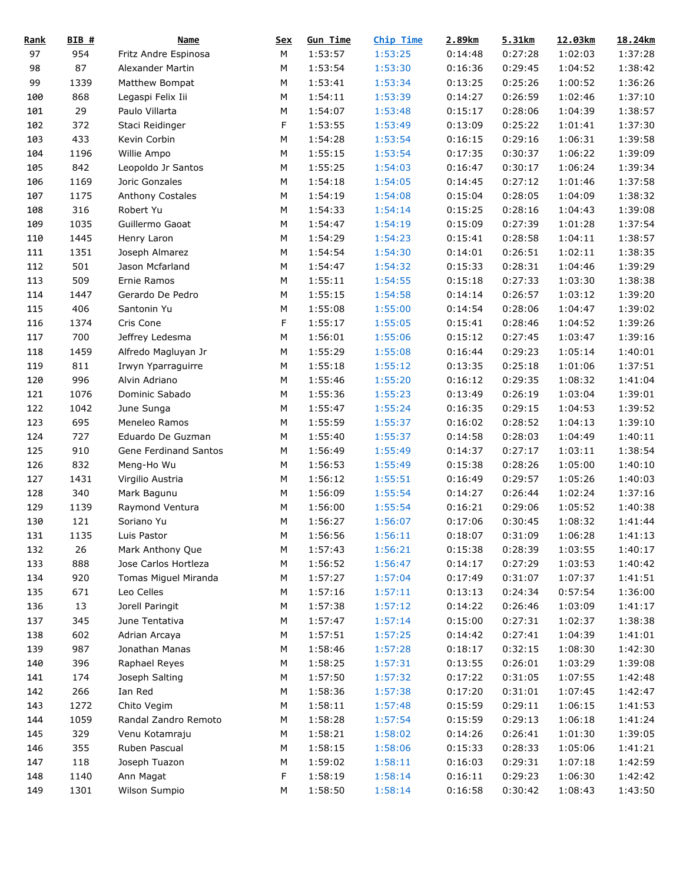| Rank | BIB # | Name | Sex | Gun Time | Chip Time | 2.89km | 5.31km | 12.03km | 18.24km |
|---|---|---|---|---|---|---|---|---|---|
| 97 | 954 | Fritz Andre Espinosa | M | 1:53:57 | 1:53:25 | 0:14:48 | 0:27:28 | 1:02:03 | 1:37:28 |
| 98 | 87 | Alexander Martin | M | 1:53:54 | 1:53:30 | 0:16:36 | 0:29:45 | 1:04:52 | 1:38:42 |
| 99 | 1339 | Matthew Bompat | M | 1:53:41 | 1:53:34 | 0:13:25 | 0:25:26 | 1:00:52 | 1:36:26 |
| 100 | 868 | Legaspi Felix Iii | M | 1:54:11 | 1:53:39 | 0:14:27 | 0:26:59 | 1:02:46 | 1:37:10 |
| 101 | 29 | Paulo Villarta | M | 1:54:07 | 1:53:48 | 0:15:17 | 0:28:06 | 1:04:39 | 1:38:57 |
| 102 | 372 | Staci Reidinger | F | 1:53:55 | 1:53:49 | 0:13:09 | 0:25:22 | 1:01:41 | 1:37:30 |
| 103 | 433 | Kevin Corbin | M | 1:54:28 | 1:53:54 | 0:16:15 | 0:29:16 | 1:06:31 | 1:39:58 |
| 104 | 1196 | Willie Ampo | M | 1:55:15 | 1:53:54 | 0:17:35 | 0:30:37 | 1:06:22 | 1:39:09 |
| 105 | 842 | Leopoldo Jr Santos | M | 1:55:25 | 1:54:03 | 0:16:47 | 0:30:17 | 1:06:24 | 1:39:34 |
| 106 | 1169 | Joric Gonzales | M | 1:54:18 | 1:54:05 | 0:14:45 | 0:27:12 | 1:01:46 | 1:37:58 |
| 107 | 1175 | Anthony Costales | M | 1:54:19 | 1:54:08 | 0:15:04 | 0:28:05 | 1:04:09 | 1:38:32 |
| 108 | 316 | Robert Yu | M | 1:54:33 | 1:54:14 | 0:15:25 | 0:28:16 | 1:04:43 | 1:39:08 |
| 109 | 1035 | Guillermo Gaoat | M | 1:54:47 | 1:54:19 | 0:15:09 | 0:27:39 | 1:01:28 | 1:37:54 |
| 110 | 1445 | Henry Laron | M | 1:54:29 | 1:54:23 | 0:15:41 | 0:28:58 | 1:04:11 | 1:38:57 |
| 111 | 1351 | Joseph Almarez | M | 1:54:54 | 1:54:30 | 0:14:01 | 0:26:51 | 1:02:11 | 1:38:35 |
| 112 | 501 | Jason Mcfarland | M | 1:54:47 | 1:54:32 | 0:15:33 | 0:28:31 | 1:04:46 | 1:39:29 |
| 113 | 509 | Ernie Ramos | M | 1:55:11 | 1:54:55 | 0:15:18 | 0:27:33 | 1:03:30 | 1:38:38 |
| 114 | 1447 | Gerardo De Pedro | M | 1:55:15 | 1:54:58 | 0:14:14 | 0:26:57 | 1:03:12 | 1:39:20 |
| 115 | 406 | Santonin Yu | M | 1:55:08 | 1:55:00 | 0:14:54 | 0:28:06 | 1:04:47 | 1:39:02 |
| 116 | 1374 | Cris Cone | F | 1:55:17 | 1:55:05 | 0:15:41 | 0:28:46 | 1:04:52 | 1:39:26 |
| 117 | 700 | Jeffrey Ledesma | M | 1:56:01 | 1:55:06 | 0:15:12 | 0:27:45 | 1:03:47 | 1:39:16 |
| 118 | 1459 | Alfredo Magluyan Jr | M | 1:55:29 | 1:55:08 | 0:16:44 | 0:29:23 | 1:05:14 | 1:40:01 |
| 119 | 811 | Irwyn Yparraguirre | M | 1:55:18 | 1:55:12 | 0:13:35 | 0:25:18 | 1:01:06 | 1:37:51 |
| 120 | 996 | Alvin Adriano | M | 1:55:46 | 1:55:20 | 0:16:12 | 0:29:35 | 1:08:32 | 1:41:04 |
| 121 | 1076 | Dominic Sabado | M | 1:55:36 | 1:55:23 | 0:13:49 | 0:26:19 | 1:03:04 | 1:39:01 |
| 122 | 1042 | June Sunga | M | 1:55:47 | 1:55:24 | 0:16:35 | 0:29:15 | 1:04:53 | 1:39:52 |
| 123 | 695 | Meneleo Ramos | M | 1:55:59 | 1:55:37 | 0:16:02 | 0:28:52 | 1:04:13 | 1:39:10 |
| 124 | 727 | Eduardo De Guzman | M | 1:55:40 | 1:55:37 | 0:14:58 | 0:28:03 | 1:04:49 | 1:40:11 |
| 125 | 910 | Gene Ferdinand Santos | M | 1:56:49 | 1:55:49 | 0:14:37 | 0:27:17 | 1:03:11 | 1:38:54 |
| 126 | 832 | Meng-Ho Wu | M | 1:56:53 | 1:55:49 | 0:15:38 | 0:28:26 | 1:05:00 | 1:40:10 |
| 127 | 1431 | Virgilio Austria | M | 1:56:12 | 1:55:51 | 0:16:49 | 0:29:57 | 1:05:26 | 1:40:03 |
| 128 | 340 | Mark Bagunu | M | 1:56:09 | 1:55:54 | 0:14:27 | 0:26:44 | 1:02:24 | 1:37:16 |
| 129 | 1139 | Raymond Ventura | M | 1:56:00 | 1:55:54 | 0:16:21 | 0:29:06 | 1:05:52 | 1:40:38 |
| 130 | 121 | Soriano Yu | M | 1:56:27 | 1:56:07 | 0:17:06 | 0:30:45 | 1:08:32 | 1:41:44 |
| 131 | 1135 | Luis Pastor | M | 1:56:56 | 1:56:11 | 0:18:07 | 0:31:09 | 1:06:28 | 1:41:13 |
| 132 | 26 | Mark Anthony Que | M | 1:57:43 | 1:56:21 | 0:15:38 | 0:28:39 | 1:03:55 | 1:40:17 |
| 133 | 888 | Jose Carlos Hortleza | M | 1:56:52 | 1:56:47 | 0:14:17 | 0:27:29 | 1:03:53 | 1:40:42 |
| 134 | 920 | Tomas Miguel Miranda | M | 1:57:27 | 1:57:04 | 0:17:49 | 0:31:07 | 1:07:37 | 1:41:51 |
| 135 | 671 | Leo Celles | M | 1:57:16 | 1:57:11 | 0:13:13 | 0:24:34 | 0:57:54 | 1:36:00 |
| 136 | 13 | Jorell Paringit | M | 1:57:38 | 1:57:12 | 0:14:22 | 0:26:46 | 1:03:09 | 1:41:17 |
| 137 | 345 | June Tentativa | M | 1:57:47 | 1:57:14 | 0:15:00 | 0:27:31 | 1:02:37 | 1:38:38 |
| 138 | 602 | Adrian Arcaya | M | 1:57:51 | 1:57:25 | 0:14:42 | 0:27:41 | 1:04:39 | 1:41:01 |
| 139 | 987 | Jonathan Manas | M | 1:58:46 | 1:57:28 | 0:18:17 | 0:32:15 | 1:08:30 | 1:42:30 |
| 140 | 396 | Raphael Reyes | M | 1:58:25 | 1:57:31 | 0:13:55 | 0:26:01 | 1:03:29 | 1:39:08 |
| 141 | 174 | Joseph Salting | M | 1:57:50 | 1:57:32 | 0:17:22 | 0:31:05 | 1:07:55 | 1:42:48 |
| 142 | 266 | Ian Red | M | 1:58:36 | 1:57:38 | 0:17:20 | 0:31:01 | 1:07:45 | 1:42:47 |
| 143 | 1272 | Chito Vegim | M | 1:58:11 | 1:57:48 | 0:15:59 | 0:29:11 | 1:06:15 | 1:41:53 |
| 144 | 1059 | Randal Zandro Remoto | M | 1:58:28 | 1:57:54 | 0:15:59 | 0:29:13 | 1:06:18 | 1:41:24 |
| 145 | 329 | Venu Kotamraju | M | 1:58:21 | 1:58:02 | 0:14:26 | 0:26:41 | 1:01:30 | 1:39:05 |
| 146 | 355 | Ruben Pascual | M | 1:58:15 | 1:58:06 | 0:15:33 | 0:28:33 | 1:05:06 | 1:41:21 |
| 147 | 118 | Joseph Tuazon | M | 1:59:02 | 1:58:11 | 0:16:03 | 0:29:31 | 1:07:18 | 1:42:59 |
| 148 | 1140 | Ann Magat | F | 1:58:19 | 1:58:14 | 0:16:11 | 0:29:23 | 1:06:30 | 1:42:42 |
| 149 | 1301 | Wilson Sumpio | M | 1:58:50 | 1:58:14 | 0:16:58 | 0:30:42 | 1:08:43 | 1:43:50 |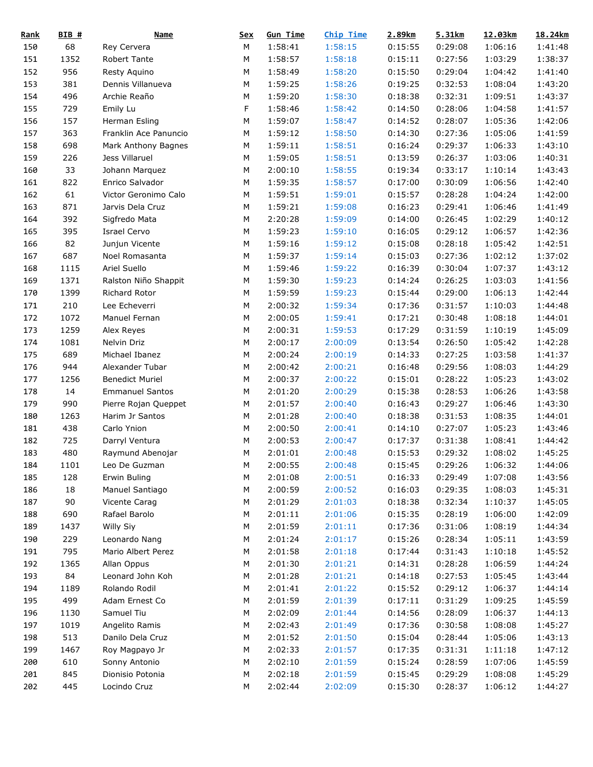| Rank | BIB # | Name | Sex | Gun Time | Chip Time | 2.89km | 5.31km | 12.03km | 18.24km |
|---|---|---|---|---|---|---|---|---|---|
| 150 | 68 | Rey Cervera | M | 1:58:41 | 1:58:15 | 0:15:55 | 0:29:08 | 1:06:16 | 1:41:48 |
| 151 | 1352 | Robert Tante | M | 1:58:57 | 1:58:18 | 0:15:11 | 0:27:56 | 1:03:29 | 1:38:37 |
| 152 | 956 | Resty Aquino | M | 1:58:49 | 1:58:20 | 0:15:50 | 0:29:04 | 1:04:42 | 1:41:40 |
| 153 | 381 | Dennis Villanueva | M | 1:59:25 | 1:58:26 | 0:19:25 | 0:32:53 | 1:08:04 | 1:43:20 |
| 154 | 496 | Archie Reaño | M | 1:59:20 | 1:58:30 | 0:18:38 | 0:32:31 | 1:09:51 | 1:43:37 |
| 155 | 729 | Emily Lu | F | 1:58:46 | 1:58:42 | 0:14:50 | 0:28:06 | 1:04:58 | 1:41:57 |
| 156 | 157 | Herman Esling | M | 1:59:07 | 1:58:47 | 0:14:52 | 0:28:07 | 1:05:36 | 1:42:06 |
| 157 | 363 | Franklin Ace Panuncio | M | 1:59:12 | 1:58:50 | 0:14:30 | 0:27:36 | 1:05:06 | 1:41:59 |
| 158 | 698 | Mark Anthony Bagnes | M | 1:59:11 | 1:58:51 | 0:16:24 | 0:29:37 | 1:06:33 | 1:43:10 |
| 159 | 226 | Jess Villaruel | M | 1:59:05 | 1:58:51 | 0:13:59 | 0:26:37 | 1:03:06 | 1:40:31 |
| 160 | 33 | Johann Marquez | M | 2:00:10 | 1:58:55 | 0:19:34 | 0:33:17 | 1:10:14 | 1:43:43 |
| 161 | 822 | Enrico Salvador | M | 1:59:35 | 1:58:57 | 0:17:00 | 0:30:09 | 1:06:56 | 1:42:40 |
| 162 | 61 | Victor Geronimo Calo | M | 1:59:51 | 1:59:01 | 0:15:57 | 0:28:28 | 1:04:24 | 1:42:00 |
| 163 | 871 | Jarvis Dela Cruz | M | 1:59:21 | 1:59:08 | 0:16:23 | 0:29:41 | 1:06:46 | 1:41:49 |
| 164 | 392 | Sigfredo Mata | M | 2:20:28 | 1:59:09 | 0:14:00 | 0:26:45 | 1:02:29 | 1:40:12 |
| 165 | 395 | Israel Cervo | M | 1:59:23 | 1:59:10 | 0:16:05 | 0:29:12 | 1:06:57 | 1:42:36 |
| 166 | 82 | Junjun Vicente | M | 1:59:16 | 1:59:12 | 0:15:08 | 0:28:18 | 1:05:42 | 1:42:51 |
| 167 | 687 | Noel Romasanta | M | 1:59:37 | 1:59:14 | 0:15:03 | 0:27:36 | 1:02:12 | 1:37:02 |
| 168 | 1115 | Ariel Suello | M | 1:59:46 | 1:59:22 | 0:16:39 | 0:30:04 | 1:07:37 | 1:43:12 |
| 169 | 1371 | Ralston Niño Shappit | M | 1:59:30 | 1:59:23 | 0:14:24 | 0:26:25 | 1:03:03 | 1:41:56 |
| 170 | 1399 | Richard Rotor | M | 1:59:59 | 1:59:23 | 0:15:44 | 0:29:00 | 1:06:13 | 1:42:44 |
| 171 | 210 | Lee Echeverri | M | 2:00:32 | 1:59:34 | 0:17:36 | 0:31:57 | 1:10:03 | 1:44:48 |
| 172 | 1072 | Manuel Fernan | M | 2:00:05 | 1:59:41 | 0:17:21 | 0:30:48 | 1:08:18 | 1:44:01 |
| 173 | 1259 | Alex Reyes | M | 2:00:31 | 1:59:53 | 0:17:29 | 0:31:59 | 1:10:19 | 1:45:09 |
| 174 | 1081 | Nelvin Driz | M | 2:00:17 | 2:00:09 | 0:13:54 | 0:26:50 | 1:05:42 | 1:42:28 |
| 175 | 689 | Michael Ibanez | M | 2:00:24 | 2:00:19 | 0:14:33 | 0:27:25 | 1:03:58 | 1:41:37 |
| 176 | 944 | Alexander Tubar | M | 2:00:42 | 2:00:21 | 0:16:48 | 0:29:56 | 1:08:03 | 1:44:29 |
| 177 | 1256 | Benedict Muriel | M | 2:00:37 | 2:00:22 | 0:15:01 | 0:28:22 | 1:05:23 | 1:43:02 |
| 178 | 14 | Emmanuel Santos | M | 2:01:20 | 2:00:29 | 0:15:38 | 0:28:53 | 1:06:26 | 1:43:58 |
| 179 | 990 | Pierre Rojan Queppet | M | 2:01:57 | 2:00:40 | 0:16:43 | 0:29:27 | 1:06:46 | 1:43:30 |
| 180 | 1263 | Harim Jr Santos | M | 2:01:28 | 2:00:40 | 0:18:38 | 0:31:53 | 1:08:35 | 1:44:01 |
| 181 | 438 | Carlo Ynion | M | 2:00:50 | 2:00:41 | 0:14:10 | 0:27:07 | 1:05:23 | 1:43:46 |
| 182 | 725 | Darryl Ventura | M | 2:00:53 | 2:00:47 | 0:17:37 | 0:31:38 | 1:08:41 | 1:44:42 |
| 183 | 480 | Raymund Abenojar | M | 2:01:01 | 2:00:48 | 0:15:53 | 0:29:32 | 1:08:02 | 1:45:25 |
| 184 | 1101 | Leo De Guzman | M | 2:00:55 | 2:00:48 | 0:15:45 | 0:29:26 | 1:06:32 | 1:44:06 |
| 185 | 128 | Erwin Buling | M | 2:01:08 | 2:00:51 | 0:16:33 | 0:29:49 | 1:07:08 | 1:43:56 |
| 186 | 18 | Manuel Santiago | M | 2:00:59 | 2:00:52 | 0:16:03 | 0:29:35 | 1:08:03 | 1:45:31 |
| 187 | 90 | Vicente Carag | M | 2:01:29 | 2:01:03 | 0:18:38 | 0:32:34 | 1:10:37 | 1:45:05 |
| 188 | 690 | Rafael Barolo | M | 2:01:11 | 2:01:06 | 0:15:35 | 0:28:19 | 1:06:00 | 1:42:09 |
| 189 | 1437 | Willy Siy | M | 2:01:59 | 2:01:11 | 0:17:36 | 0:31:06 | 1:08:19 | 1:44:34 |
| 190 | 229 | Leonardo Nang | M | 2:01:24 | 2:01:17 | 0:15:26 | 0:28:34 | 1:05:11 | 1:43:59 |
| 191 | 795 | Mario Albert Perez | M | 2:01:58 | 2:01:18 | 0:17:44 | 0:31:43 | 1:10:18 | 1:45:52 |
| 192 | 1365 | Allan Oppus | M | 2:01:30 | 2:01:21 | 0:14:31 | 0:28:28 | 1:06:59 | 1:44:24 |
| 193 | 84 | Leonard John Koh | M | 2:01:28 | 2:01:21 | 0:14:18 | 0:27:53 | 1:05:45 | 1:43:44 |
| 194 | 1189 | Rolando Rodil | M | 2:01:41 | 2:01:22 | 0:15:52 | 0:29:12 | 1:06:37 | 1:44:14 |
| 195 | 499 | Adam Ernest Co | M | 2:01:59 | 2:01:39 | 0:17:11 | 0:31:29 | 1:09:25 | 1:45:59 |
| 196 | 1130 | Samuel Tiu | M | 2:02:09 | 2:01:44 | 0:14:56 | 0:28:09 | 1:06:37 | 1:44:13 |
| 197 | 1019 | Angelito Ramis | M | 2:02:43 | 2:01:49 | 0:17:36 | 0:30:58 | 1:08:08 | 1:45:27 |
| 198 | 513 | Danilo Dela Cruz | M | 2:01:52 | 2:01:50 | 0:15:04 | 0:28:44 | 1:05:06 | 1:43:13 |
| 199 | 1467 | Roy Magpayo Jr | M | 2:02:33 | 2:01:57 | 0:17:35 | 0:31:31 | 1:11:18 | 1:47:12 |
| 200 | 610 | Sonny Antonio | M | 2:02:10 | 2:01:59 | 0:15:24 | 0:28:59 | 1:07:06 | 1:45:59 |
| 201 | 845 | Dionisio Potonia | M | 2:02:18 | 2:01:59 | 0:15:45 | 0:29:29 | 1:08:08 | 1:45:29 |
| 202 | 445 | Locindo Cruz | M | 2:02:44 | 2:02:09 | 0:15:30 | 0:28:37 | 1:06:12 | 1:44:27 |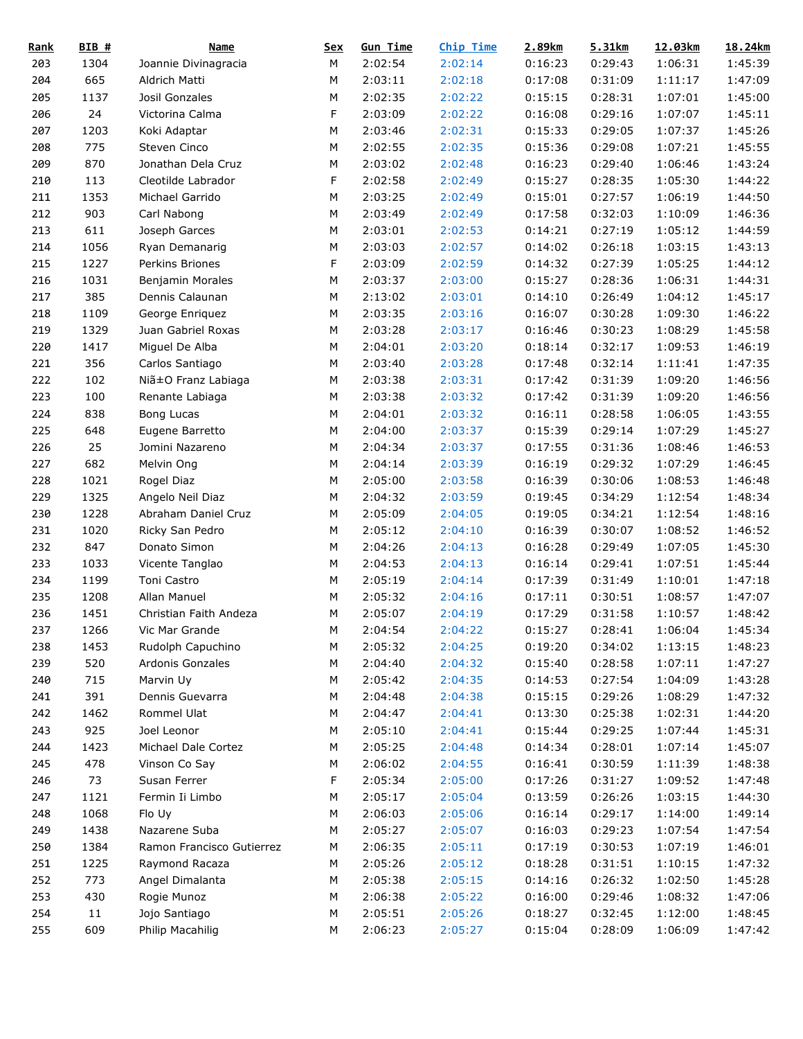| Rank | BIB # | Name | Sex | Gun Time | Chip Time | 2.89km | 5.31km | 12.03km | 18.24km |
|---|---|---|---|---|---|---|---|---|---|
| 203 | 1304 | Joannie Divinagracia | M | 2:02:54 | 2:02:14 | 0:16:23 | 0:29:43 | 1:06:31 | 1:45:39 |
| 204 | 665 | Aldrich Matti | M | 2:03:11 | 2:02:18 | 0:17:08 | 0:31:09 | 1:11:17 | 1:47:09 |
| 205 | 1137 | Josil Gonzales | M | 2:02:35 | 2:02:22 | 0:15:15 | 0:28:31 | 1:07:01 | 1:45:00 |
| 206 | 24 | Victorina Calma | F | 2:03:09 | 2:02:22 | 0:16:08 | 0:29:16 | 1:07:07 | 1:45:11 |
| 207 | 1203 | Koki Adaptar | M | 2:03:46 | 2:02:31 | 0:15:33 | 0:29:05 | 1:07:37 | 1:45:26 |
| 208 | 775 | Steven Cinco | M | 2:02:55 | 2:02:35 | 0:15:36 | 0:29:08 | 1:07:21 | 1:45:55 |
| 209 | 870 | Jonathan Dela Cruz | M | 2:03:02 | 2:02:48 | 0:16:23 | 0:29:40 | 1:06:46 | 1:43:24 |
| 210 | 113 | Cleotilde Labrador | F | 2:02:58 | 2:02:49 | 0:15:27 | 0:28:35 | 1:05:30 | 1:44:22 |
| 211 | 1353 | Michael Garrido | M | 2:03:25 | 2:02:49 | 0:15:01 | 0:27:57 | 1:06:19 | 1:44:50 |
| 212 | 903 | Carl Nabong | M | 2:03:49 | 2:02:49 | 0:17:58 | 0:32:03 | 1:10:09 | 1:46:36 |
| 213 | 611 | Joseph Garces | M | 2:03:01 | 2:02:53 | 0:14:21 | 0:27:19 | 1:05:12 | 1:44:59 |
| 214 | 1056 | Ryan Demanarig | M | 2:03:03 | 2:02:57 | 0:14:02 | 0:26:18 | 1:03:15 | 1:43:13 |
| 215 | 1227 | Perkins Briones | F | 2:03:09 | 2:02:59 | 0:14:32 | 0:27:39 | 1:05:25 | 1:44:12 |
| 216 | 1031 | Benjamin Morales | M | 2:03:37 | 2:03:00 | 0:15:27 | 0:28:36 | 1:06:31 | 1:44:31 |
| 217 | 385 | Dennis Calaunan | M | 2:13:02 | 2:03:01 | 0:14:10 | 0:26:49 | 1:04:12 | 1:45:17 |
| 218 | 1109 | George Enriquez | M | 2:03:35 | 2:03:16 | 0:16:07 | 0:30:28 | 1:09:30 | 1:46:22 |
| 219 | 1329 | Juan Gabriel Roxas | M | 2:03:28 | 2:03:17 | 0:16:46 | 0:30:23 | 1:08:29 | 1:45:58 |
| 220 | 1417 | Miguel De Alba | M | 2:04:01 | 2:03:20 | 0:18:14 | 0:32:17 | 1:09:53 | 1:46:19 |
| 221 | 356 | Carlos Santiago | M | 2:03:40 | 2:03:28 | 0:17:48 | 0:32:14 | 1:11:41 | 1:47:35 |
| 222 | 102 | Niã±O Franz Labiaga | M | 2:03:38 | 2:03:31 | 0:17:42 | 0:31:39 | 1:09:20 | 1:46:56 |
| 223 | 100 | Renante Labiaga | M | 2:03:38 | 2:03:32 | 0:17:42 | 0:31:39 | 1:09:20 | 1:46:56 |
| 224 | 838 | Bong Lucas | M | 2:04:01 | 2:03:32 | 0:16:11 | 0:28:58 | 1:06:05 | 1:43:55 |
| 225 | 648 | Eugene Barretto | M | 2:04:00 | 2:03:37 | 0:15:39 | 0:29:14 | 1:07:29 | 1:45:27 |
| 226 | 25 | Jomini Nazareno | M | 2:04:34 | 2:03:37 | 0:17:55 | 0:31:36 | 1:08:46 | 1:46:53 |
| 227 | 682 | Melvin Ong | M | 2:04:14 | 2:03:39 | 0:16:19 | 0:29:32 | 1:07:29 | 1:46:45 |
| 228 | 1021 | Rogel Diaz | M | 2:05:00 | 2:03:58 | 0:16:39 | 0:30:06 | 1:08:53 | 1:46:48 |
| 229 | 1325 | Angelo Neil Diaz | M | 2:04:32 | 2:03:59 | 0:19:45 | 0:34:29 | 1:12:54 | 1:48:34 |
| 230 | 1228 | Abraham Daniel Cruz | M | 2:05:09 | 2:04:05 | 0:19:05 | 0:34:21 | 1:12:54 | 1:48:16 |
| 231 | 1020 | Ricky San Pedro | M | 2:05:12 | 2:04:10 | 0:16:39 | 0:30:07 | 1:08:52 | 1:46:52 |
| 232 | 847 | Donato Simon | M | 2:04:26 | 2:04:13 | 0:16:28 | 0:29:49 | 1:07:05 | 1:45:30 |
| 233 | 1033 | Vicente Tanglao | M | 2:04:53 | 2:04:13 | 0:16:14 | 0:29:41 | 1:07:51 | 1:45:44 |
| 234 | 1199 | Toni Castro | M | 2:05:19 | 2:04:14 | 0:17:39 | 0:31:49 | 1:10:01 | 1:47:18 |
| 235 | 1208 | Allan Manuel | M | 2:05:32 | 2:04:16 | 0:17:11 | 0:30:51 | 1:08:57 | 1:47:07 |
| 236 | 1451 | Christian Faith Andeza | M | 2:05:07 | 2:04:19 | 0:17:29 | 0:31:58 | 1:10:57 | 1:48:42 |
| 237 | 1266 | Vic Mar Grande | M | 2:04:54 | 2:04:22 | 0:15:27 | 0:28:41 | 1:06:04 | 1:45:34 |
| 238 | 1453 | Rudolph Capuchino | M | 2:05:32 | 2:04:25 | 0:19:20 | 0:34:02 | 1:13:15 | 1:48:23 |
| 239 | 520 | Ardonis Gonzales | M | 2:04:40 | 2:04:32 | 0:15:40 | 0:28:58 | 1:07:11 | 1:47:27 |
| 240 | 715 | Marvin Uy | M | 2:05:42 | 2:04:35 | 0:14:53 | 0:27:54 | 1:04:09 | 1:43:28 |
| 241 | 391 | Dennis Guevarra | M | 2:04:48 | 2:04:38 | 0:15:15 | 0:29:26 | 1:08:29 | 1:47:32 |
| 242 | 1462 | Rommel Ulat | M | 2:04:47 | 2:04:41 | 0:13:30 | 0:25:38 | 1:02:31 | 1:44:20 |
| 243 | 925 | Joel Leonor | M | 2:05:10 | 2:04:41 | 0:15:44 | 0:29:25 | 1:07:44 | 1:45:31 |
| 244 | 1423 | Michael Dale Cortez | M | 2:05:25 | 2:04:48 | 0:14:34 | 0:28:01 | 1:07:14 | 1:45:07 |
| 245 | 478 | Vinson Co Say | M | 2:06:02 | 2:04:55 | 0:16:41 | 0:30:59 | 1:11:39 | 1:48:38 |
| 246 | 73 | Susan Ferrer | F | 2:05:34 | 2:05:00 | 0:17:26 | 0:31:27 | 1:09:52 | 1:47:48 |
| 247 | 1121 | Fermin Ii Limbo | M | 2:05:17 | 2:05:04 | 0:13:59 | 0:26:26 | 1:03:15 | 1:44:30 |
| 248 | 1068 | Flo Uy | M | 2:06:03 | 2:05:06 | 0:16:14 | 0:29:17 | 1:14:00 | 1:49:14 |
| 249 | 1438 | Nazarene Suba | M | 2:05:27 | 2:05:07 | 0:16:03 | 0:29:23 | 1:07:54 | 1:47:54 |
| 250 | 1384 | Ramon Francisco Gutierrez | M | 2:06:35 | 2:05:11 | 0:17:19 | 0:30:53 | 1:07:19 | 1:46:01 |
| 251 | 1225 | Raymond Racaza | M | 2:05:26 | 2:05:12 | 0:18:28 | 0:31:51 | 1:10:15 | 1:47:32 |
| 252 | 773 | Angel Dimalanta | M | 2:05:38 | 2:05:15 | 0:14:16 | 0:26:32 | 1:02:50 | 1:45:28 |
| 253 | 430 | Rogie Munoz | M | 2:06:38 | 2:05:22 | 0:16:00 | 0:29:46 | 1:08:32 | 1:47:06 |
| 254 | 11 | Jojo Santiago | M | 2:05:51 | 2:05:26 | 0:18:27 | 0:32:45 | 1:12:00 | 1:48:45 |
| 255 | 609 | Philip Macahilig | M | 2:06:23 | 2:05:27 | 0:15:04 | 0:28:09 | 1:06:09 | 1:47:42 |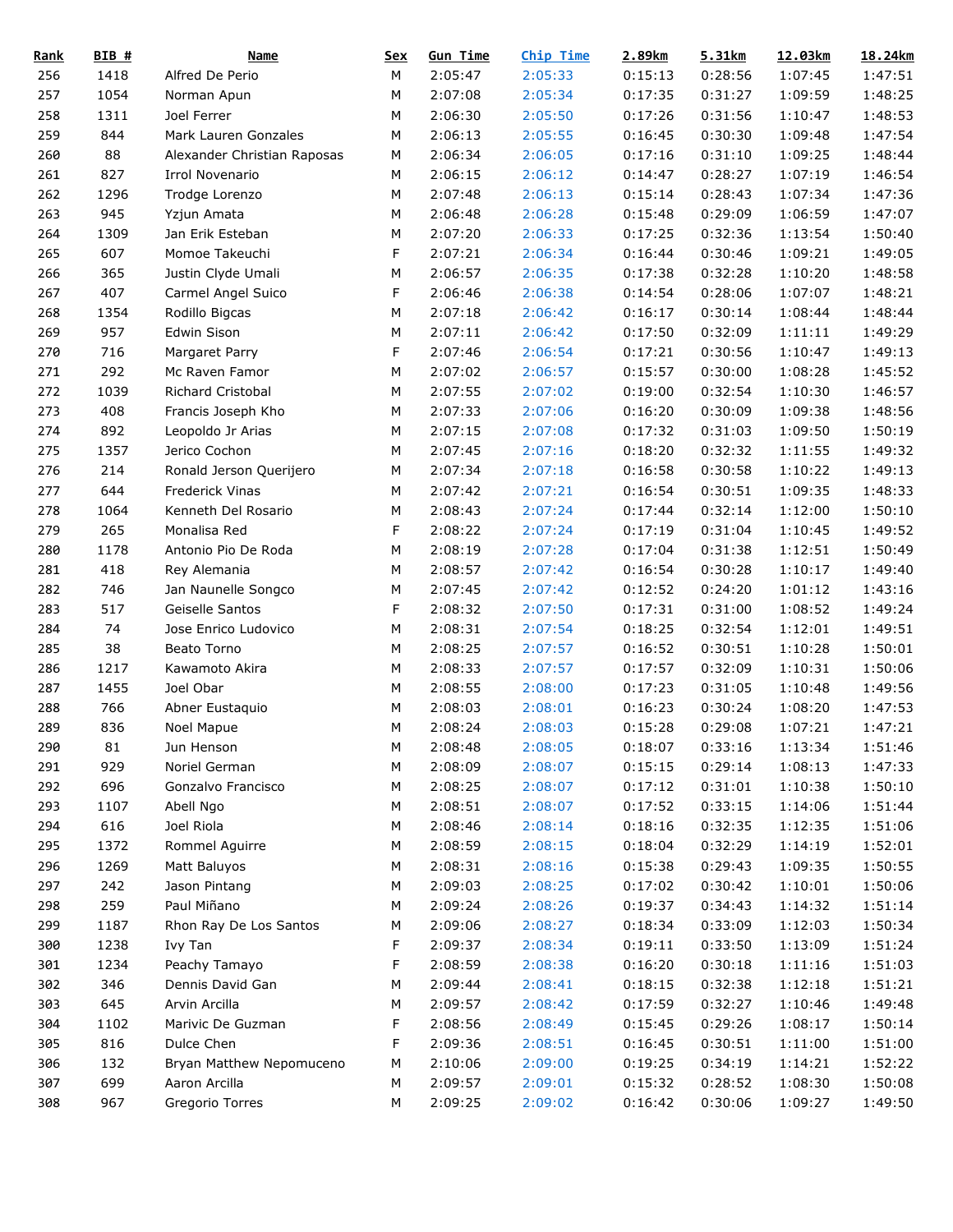| Rank | BIB # | Name | Sex | Gun Time | Chip Time | 2.89km | 5.31km | 12.03km | 18.24km |
|---|---|---|---|---|---|---|---|---|---|
| 256 | 1418 | Alfred De Perio | M | 2:05:47 | 2:05:33 | 0:15:13 | 0:28:56 | 1:07:45 | 1:47:51 |
| 257 | 1054 | Norman Apun | M | 2:07:08 | 2:05:34 | 0:17:35 | 0:31:27 | 1:09:59 | 1:48:25 |
| 258 | 1311 | Joel Ferrer | M | 2:06:30 | 2:05:50 | 0:17:26 | 0:31:56 | 1:10:47 | 1:48:53 |
| 259 | 844 | Mark Lauren Gonzales | M | 2:06:13 | 2:05:55 | 0:16:45 | 0:30:30 | 1:09:48 | 1:47:54 |
| 260 | 88 | Alexander Christian Raposas | M | 2:06:34 | 2:06:05 | 0:17:16 | 0:31:10 | 1:09:25 | 1:48:44 |
| 261 | 827 | Irrol Novenario | M | 2:06:15 | 2:06:12 | 0:14:47 | 0:28:27 | 1:07:19 | 1:46:54 |
| 262 | 1296 | Trodge Lorenzo | M | 2:07:48 | 2:06:13 | 0:15:14 | 0:28:43 | 1:07:34 | 1:47:36 |
| 263 | 945 | Yzjun Amata | M | 2:06:48 | 2:06:28 | 0:15:48 | 0:29:09 | 1:06:59 | 1:47:07 |
| 264 | 1309 | Jan Erik Esteban | M | 2:07:20 | 2:06:33 | 0:17:25 | 0:32:36 | 1:13:54 | 1:50:40 |
| 265 | 607 | Momoe Takeuchi | F | 2:07:21 | 2:06:34 | 0:16:44 | 0:30:46 | 1:09:21 | 1:49:05 |
| 266 | 365 | Justin Clyde Umali | M | 2:06:57 | 2:06:35 | 0:17:38 | 0:32:28 | 1:10:20 | 1:48:58 |
| 267 | 407 | Carmel Angel Suico | F | 2:06:46 | 2:06:38 | 0:14:54 | 0:28:06 | 1:07:07 | 1:48:21 |
| 268 | 1354 | Rodillo Bigcas | M | 2:07:18 | 2:06:42 | 0:16:17 | 0:30:14 | 1:08:44 | 1:48:44 |
| 269 | 957 | Edwin Sison | M | 2:07:11 | 2:06:42 | 0:17:50 | 0:32:09 | 1:11:11 | 1:49:29 |
| 270 | 716 | Margaret Parry | F | 2:07:46 | 2:06:54 | 0:17:21 | 0:30:56 | 1:10:47 | 1:49:13 |
| 271 | 292 | Mc Raven Famor | M | 2:07:02 | 2:06:57 | 0:15:57 | 0:30:00 | 1:08:28 | 1:45:52 |
| 272 | 1039 | Richard Cristobal | M | 2:07:55 | 2:07:02 | 0:19:00 | 0:32:54 | 1:10:30 | 1:46:57 |
| 273 | 408 | Francis Joseph Kho | M | 2:07:33 | 2:07:06 | 0:16:20 | 0:30:09 | 1:09:38 | 1:48:56 |
| 274 | 892 | Leopoldo Jr Arias | M | 2:07:15 | 2:07:08 | 0:17:32 | 0:31:03 | 1:09:50 | 1:50:19 |
| 275 | 1357 | Jerico Cochon | M | 2:07:45 | 2:07:16 | 0:18:20 | 0:32:32 | 1:11:55 | 1:49:32 |
| 276 | 214 | Ronald Jerson Querijero | M | 2:07:34 | 2:07:18 | 0:16:58 | 0:30:58 | 1:10:22 | 1:49:13 |
| 277 | 644 | Frederick Vinas | M | 2:07:42 | 2:07:21 | 0:16:54 | 0:30:51 | 1:09:35 | 1:48:33 |
| 278 | 1064 | Kenneth Del Rosario | M | 2:08:43 | 2:07:24 | 0:17:44 | 0:32:14 | 1:12:00 | 1:50:10 |
| 279 | 265 | Monalisa Red | F | 2:08:22 | 2:07:24 | 0:17:19 | 0:31:04 | 1:10:45 | 1:49:52 |
| 280 | 1178 | Antonio Pio De Roda | M | 2:08:19 | 2:07:28 | 0:17:04 | 0:31:38 | 1:12:51 | 1:50:49 |
| 281 | 418 | Rey Alemania | M | 2:08:57 | 2:07:42 | 0:16:54 | 0:30:28 | 1:10:17 | 1:49:40 |
| 282 | 746 | Jan Naunelle Songco | M | 2:07:45 | 2:07:42 | 0:12:52 | 0:24:20 | 1:01:12 | 1:43:16 |
| 283 | 517 | Geiselle Santos | F | 2:08:32 | 2:07:50 | 0:17:31 | 0:31:00 | 1:08:52 | 1:49:24 |
| 284 | 74 | Jose Enrico Ludovico | M | 2:08:31 | 2:07:54 | 0:18:25 | 0:32:54 | 1:12:01 | 1:49:51 |
| 285 | 38 | Beato Torno | M | 2:08:25 | 2:07:57 | 0:16:52 | 0:30:51 | 1:10:28 | 1:50:01 |
| 286 | 1217 | Kawamoto Akira | M | 2:08:33 | 2:07:57 | 0:17:57 | 0:32:09 | 1:10:31 | 1:50:06 |
| 287 | 1455 | Joel Obar | M | 2:08:55 | 2:08:00 | 0:17:23 | 0:31:05 | 1:10:48 | 1:49:56 |
| 288 | 766 | Abner Eustaquio | M | 2:08:03 | 2:08:01 | 0:16:23 | 0:30:24 | 1:08:20 | 1:47:53 |
| 289 | 836 | Noel Mapue | M | 2:08:24 | 2:08:03 | 0:15:28 | 0:29:08 | 1:07:21 | 1:47:21 |
| 290 | 81 | Jun Henson | M | 2:08:48 | 2:08:05 | 0:18:07 | 0:33:16 | 1:13:34 | 1:51:46 |
| 291 | 929 | Noriel German | M | 2:08:09 | 2:08:07 | 0:15:15 | 0:29:14 | 1:08:13 | 1:47:33 |
| 292 | 696 | Gonzalvo Francisco | M | 2:08:25 | 2:08:07 | 0:17:12 | 0:31:01 | 1:10:38 | 1:50:10 |
| 293 | 1107 | Abell Ngo | M | 2:08:51 | 2:08:07 | 0:17:52 | 0:33:15 | 1:14:06 | 1:51:44 |
| 294 | 616 | Joel Riola | M | 2:08:46 | 2:08:14 | 0:18:16 | 0:32:35 | 1:12:35 | 1:51:06 |
| 295 | 1372 | Rommel Aguirre | M | 2:08:59 | 2:08:15 | 0:18:04 | 0:32:29 | 1:14:19 | 1:52:01 |
| 296 | 1269 | Matt Baluyos | M | 2:08:31 | 2:08:16 | 0:15:38 | 0:29:43 | 1:09:35 | 1:50:55 |
| 297 | 242 | Jason Pintang | M | 2:09:03 | 2:08:25 | 0:17:02 | 0:30:42 | 1:10:01 | 1:50:06 |
| 298 | 259 | Paul Miñano | M | 2:09:24 | 2:08:26 | 0:19:37 | 0:34:43 | 1:14:32 | 1:51:14 |
| 299 | 1187 | Rhon Ray De Los Santos | M | 2:09:06 | 2:08:27 | 0:18:34 | 0:33:09 | 1:12:03 | 1:50:34 |
| 300 | 1238 | Ivy Tan | F | 2:09:37 | 2:08:34 | 0:19:11 | 0:33:50 | 1:13:09 | 1:51:24 |
| 301 | 1234 | Peachy Tamayo | F | 2:08:59 | 2:08:38 | 0:16:20 | 0:30:18 | 1:11:16 | 1:51:03 |
| 302 | 346 | Dennis David Gan | M | 2:09:44 | 2:08:41 | 0:18:15 | 0:32:38 | 1:12:18 | 1:51:21 |
| 303 | 645 | Arvin Arcilla | M | 2:09:57 | 2:08:42 | 0:17:59 | 0:32:27 | 1:10:46 | 1:49:48 |
| 304 | 1102 | Marivic De Guzman | F | 2:08:56 | 2:08:49 | 0:15:45 | 0:29:26 | 1:08:17 | 1:50:14 |
| 305 | 816 | Dulce Chen | F | 2:09:36 | 2:08:51 | 0:16:45 | 0:30:51 | 1:11:00 | 1:51:00 |
| 306 | 132 | Bryan Matthew Nepomuceno | M | 2:10:06 | 2:09:00 | 0:19:25 | 0:34:19 | 1:14:21 | 1:52:22 |
| 307 | 699 | Aaron Arcilla | M | 2:09:57 | 2:09:01 | 0:15:32 | 0:28:52 | 1:08:30 | 1:50:08 |
| 308 | 967 | Gregorio Torres | M | 2:09:25 | 2:09:02 | 0:16:42 | 0:30:06 | 1:09:27 | 1:49:50 |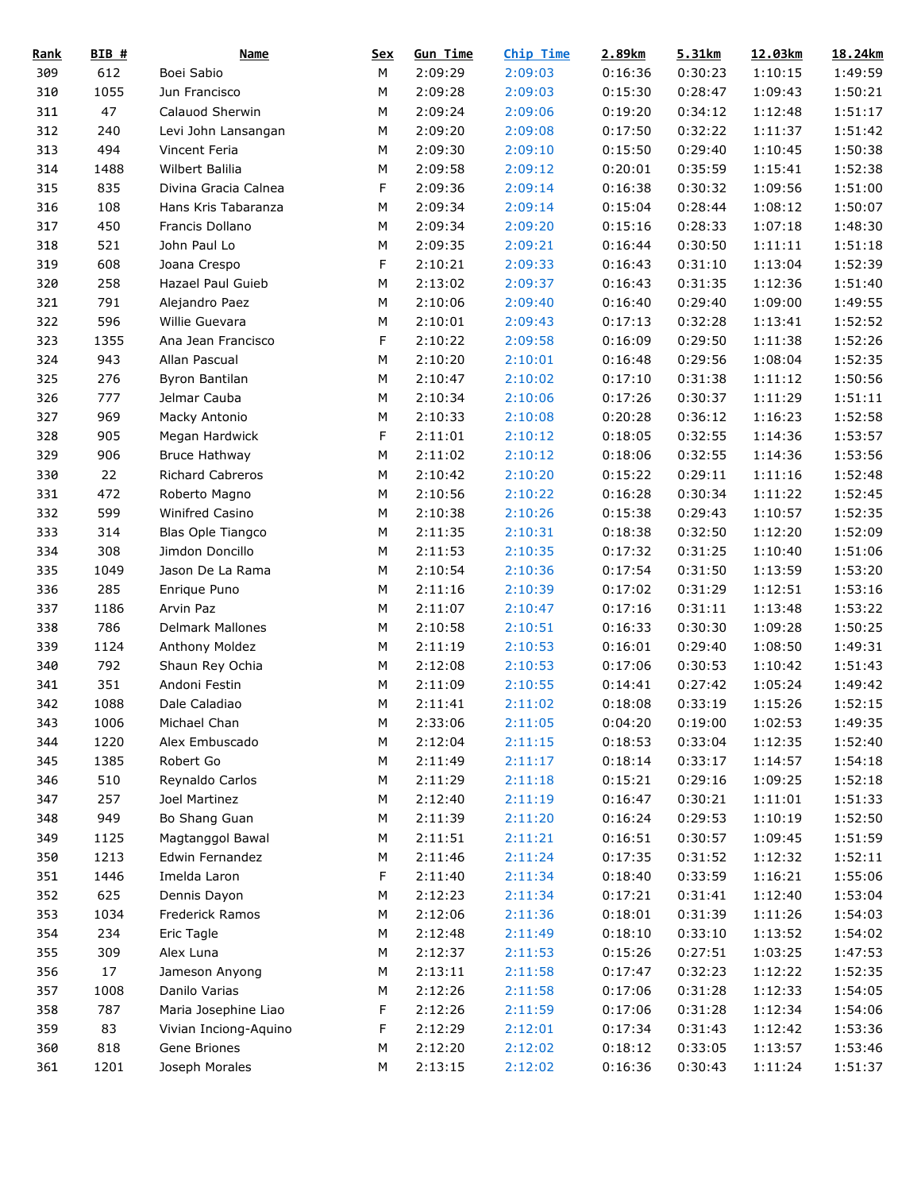| Rank | BIB # | Name | Sex | Gun Time | Chip Time | 2.89km | 5.31km | 12.03km | 18.24km |
|---|---|---|---|---|---|---|---|---|---|
| 309 | 612 | Boei Sabio | M | 2:09:29 | 2:09:03 | 0:16:36 | 0:30:23 | 1:10:15 | 1:49:59 |
| 310 | 1055 | Jun Francisco | M | 2:09:28 | 2:09:03 | 0:15:30 | 0:28:47 | 1:09:43 | 1:50:21 |
| 311 | 47 | Calauod Sherwin | M | 2:09:24 | 2:09:06 | 0:19:20 | 0:34:12 | 1:12:48 | 1:51:17 |
| 312 | 240 | Levi John Lansangan | M | 2:09:20 | 2:09:08 | 0:17:50 | 0:32:22 | 1:11:37 | 1:51:42 |
| 313 | 494 | Vincent Feria | M | 2:09:30 | 2:09:10 | 0:15:50 | 0:29:40 | 1:10:45 | 1:50:38 |
| 314 | 1488 | Wilbert Balilia | M | 2:09:58 | 2:09:12 | 0:20:01 | 0:35:59 | 1:15:41 | 1:52:38 |
| 315 | 835 | Divina Gracia Calnea | F | 2:09:36 | 2:09:14 | 0:16:38 | 0:30:32 | 1:09:56 | 1:51:00 |
| 316 | 108 | Hans Kris Tabaranza | M | 2:09:34 | 2:09:14 | 0:15:04 | 0:28:44 | 1:08:12 | 1:50:07 |
| 317 | 450 | Francis Dollano | M | 2:09:34 | 2:09:20 | 0:15:16 | 0:28:33 | 1:07:18 | 1:48:30 |
| 318 | 521 | John Paul Lo | M | 2:09:35 | 2:09:21 | 0:16:44 | 0:30:50 | 1:11:11 | 1:51:18 |
| 319 | 608 | Joana Crespo | F | 2:10:21 | 2:09:33 | 0:16:43 | 0:31:10 | 1:13:04 | 1:52:39 |
| 320 | 258 | Hazael Paul Guieb | M | 2:13:02 | 2:09:37 | 0:16:43 | 0:31:35 | 1:12:36 | 1:51:40 |
| 321 | 791 | Alejandro Paez | M | 2:10:06 | 2:09:40 | 0:16:40 | 0:29:40 | 1:09:00 | 1:49:55 |
| 322 | 596 | Willie Guevara | M | 2:10:01 | 2:09:43 | 0:17:13 | 0:32:28 | 1:13:41 | 1:52:52 |
| 323 | 1355 | Ana Jean Francisco | F | 2:10:22 | 2:09:58 | 0:16:09 | 0:29:50 | 1:11:38 | 1:52:26 |
| 324 | 943 | Allan Pascual | M | 2:10:20 | 2:10:01 | 0:16:48 | 0:29:56 | 1:08:04 | 1:52:35 |
| 325 | 276 | Byron Bantilan | M | 2:10:47 | 2:10:02 | 0:17:10 | 0:31:38 | 1:11:12 | 1:50:56 |
| 326 | 777 | Jelmar Cauba | M | 2:10:34 | 2:10:06 | 0:17:26 | 0:30:37 | 1:11:29 | 1:51:11 |
| 327 | 969 | Macky Antonio | M | 2:10:33 | 2:10:08 | 0:20:28 | 0:36:12 | 1:16:23 | 1:52:58 |
| 328 | 905 | Megan Hardwick | F | 2:11:01 | 2:10:12 | 0:18:05 | 0:32:55 | 1:14:36 | 1:53:57 |
| 329 | 906 | Bruce Hathway | M | 2:11:02 | 2:10:12 | 0:18:06 | 0:32:55 | 1:14:36 | 1:53:56 |
| 330 | 22 | Richard Cabreros | M | 2:10:42 | 2:10:20 | 0:15:22 | 0:29:11 | 1:11:16 | 1:52:48 |
| 331 | 472 | Roberto Magno | M | 2:10:56 | 2:10:22 | 0:16:28 | 0:30:34 | 1:11:22 | 1:52:45 |
| 332 | 599 | Winifred Casino | M | 2:10:38 | 2:10:26 | 0:15:38 | 0:29:43 | 1:10:57 | 1:52:35 |
| 333 | 314 | Blas Ople Tiangco | M | 2:11:35 | 2:10:31 | 0:18:38 | 0:32:50 | 1:12:20 | 1:52:09 |
| 334 | 308 | Jimdon Doncillo | M | 2:11:53 | 2:10:35 | 0:17:32 | 0:31:25 | 1:10:40 | 1:51:06 |
| 335 | 1049 | Jason De La Rama | M | 2:10:54 | 2:10:36 | 0:17:54 | 0:31:50 | 1:13:59 | 1:53:20 |
| 336 | 285 | Enrique Puno | M | 2:11:16 | 2:10:39 | 0:17:02 | 0:31:29 | 1:12:51 | 1:53:16 |
| 337 | 1186 | Arvin Paz | M | 2:11:07 | 2:10:47 | 0:17:16 | 0:31:11 | 1:13:48 | 1:53:22 |
| 338 | 786 | Delmark Mallones | M | 2:10:58 | 2:10:51 | 0:16:33 | 0:30:30 | 1:09:28 | 1:50:25 |
| 339 | 1124 | Anthony Moldez | M | 2:11:19 | 2:10:53 | 0:16:01 | 0:29:40 | 1:08:50 | 1:49:31 |
| 340 | 792 | Shaun Rey Ochia | M | 2:12:08 | 2:10:53 | 0:17:06 | 0:30:53 | 1:10:42 | 1:51:43 |
| 341 | 351 | Andoni Festin | M | 2:11:09 | 2:10:55 | 0:14:41 | 0:27:42 | 1:05:24 | 1:49:42 |
| 342 | 1088 | Dale Caladiao | M | 2:11:41 | 2:11:02 | 0:18:08 | 0:33:19 | 1:15:26 | 1:52:15 |
| 343 | 1006 | Michael Chan | M | 2:33:06 | 2:11:05 | 0:04:20 | 0:19:00 | 1:02:53 | 1:49:35 |
| 344 | 1220 | Alex Embuscado | M | 2:12:04 | 2:11:15 | 0:18:53 | 0:33:04 | 1:12:35 | 1:52:40 |
| 345 | 1385 | Robert Go | M | 2:11:49 | 2:11:17 | 0:18:14 | 0:33:17 | 1:14:57 | 1:54:18 |
| 346 | 510 | Reynaldo Carlos | M | 2:11:29 | 2:11:18 | 0:15:21 | 0:29:16 | 1:09:25 | 1:52:18 |
| 347 | 257 | Joel Martinez | M | 2:12:40 | 2:11:19 | 0:16:47 | 0:30:21 | 1:11:01 | 1:51:33 |
| 348 | 949 | Bo Shang Guan | M | 2:11:39 | 2:11:20 | 0:16:24 | 0:29:53 | 1:10:19 | 1:52:50 |
| 349 | 1125 | Magtanggol Bawal | M | 2:11:51 | 2:11:21 | 0:16:51 | 0:30:57 | 1:09:45 | 1:51:59 |
| 350 | 1213 | Edwin Fernandez | M | 2:11:46 | 2:11:24 | 0:17:35 | 0:31:52 | 1:12:32 | 1:52:11 |
| 351 | 1446 | Imelda Laron | F | 2:11:40 | 2:11:34 | 0:18:40 | 0:33:59 | 1:16:21 | 1:55:06 |
| 352 | 625 | Dennis Dayon | M | 2:12:23 | 2:11:34 | 0:17:21 | 0:31:41 | 1:12:40 | 1:53:04 |
| 353 | 1034 | Frederick Ramos | M | 2:12:06 | 2:11:36 | 0:18:01 | 0:31:39 | 1:11:26 | 1:54:03 |
| 354 | 234 | Eric Tagle | M | 2:12:48 | 2:11:49 | 0:18:10 | 0:33:10 | 1:13:52 | 1:54:02 |
| 355 | 309 | Alex Luna | M | 2:12:37 | 2:11:53 | 0:15:26 | 0:27:51 | 1:03:25 | 1:47:53 |
| 356 | 17 | Jameson Anyong | M | 2:13:11 | 2:11:58 | 0:17:47 | 0:32:23 | 1:12:22 | 1:52:35 |
| 357 | 1008 | Danilo Varias | M | 2:12:26 | 2:11:58 | 0:17:06 | 0:31:28 | 1:12:33 | 1:54:05 |
| 358 | 787 | Maria Josephine Liao | F | 2:12:26 | 2:11:59 | 0:17:06 | 0:31:28 | 1:12:34 | 1:54:06 |
| 359 | 83 | Vivian Inciong-Aquino | F | 2:12:29 | 2:12:01 | 0:17:34 | 0:31:43 | 1:12:42 | 1:53:36 |
| 360 | 818 | Gene Briones | M | 2:12:20 | 2:12:02 | 0:18:12 | 0:33:05 | 1:13:57 | 1:53:46 |
| 361 | 1201 | Joseph Morales | M | 2:13:15 | 2:12:02 | 0:16:36 | 0:30:43 | 1:11:24 | 1:51:37 |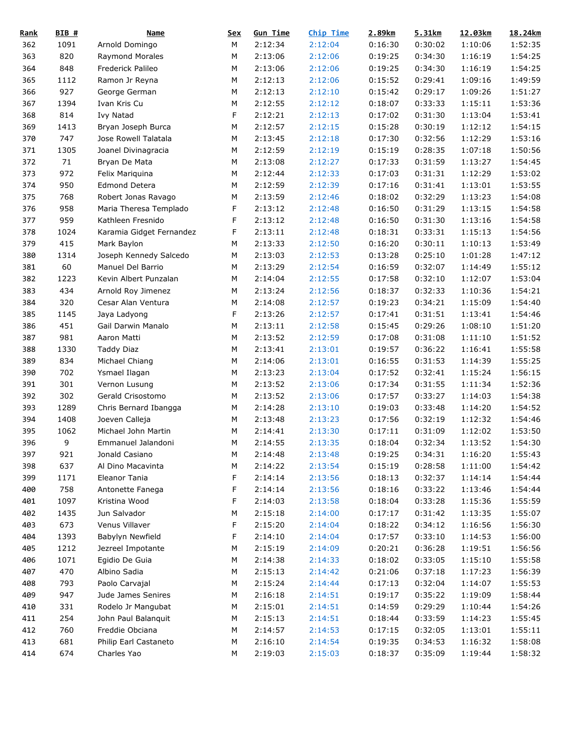| Rank | BIB # | Name | Sex | Gun Time | Chip Time | 2.89km | 5.31km | 12.03km | 18.24km |
|---|---|---|---|---|---|---|---|---|---|
| 362 | 1091 | Arnold Domingo | M | 2:12:34 | 2:12:04 | 0:16:30 | 0:30:02 | 1:10:06 | 1:52:35 |
| 363 | 820 | Raymond Morales | M | 2:13:06 | 2:12:06 | 0:19:25 | 0:34:30 | 1:16:19 | 1:54:25 |
| 364 | 848 | Frederick Palileo | M | 2:13:06 | 2:12:06 | 0:19:25 | 0:34:30 | 1:16:19 | 1:54:25 |
| 365 | 1112 | Ramon Jr Reyna | M | 2:12:13 | 2:12:06 | 0:15:52 | 0:29:41 | 1:09:16 | 1:49:59 |
| 366 | 927 | George German | M | 2:12:13 | 2:12:10 | 0:15:42 | 0:29:17 | 1:09:26 | 1:51:27 |
| 367 | 1394 | Ivan Kris Cu | M | 2:12:55 | 2:12:12 | 0:18:07 | 0:33:33 | 1:15:11 | 1:53:36 |
| 368 | 814 | Ivy Natad | F | 2:12:21 | 2:12:13 | 0:17:02 | 0:31:30 | 1:13:04 | 1:53:41 |
| 369 | 1413 | Bryan Joseph Burca | M | 2:12:57 | 2:12:15 | 0:15:28 | 0:30:19 | 1:12:12 | 1:54:15 |
| 370 | 747 | Jose Rowell Talatala | M | 2:13:45 | 2:12:18 | 0:17:30 | 0:32:56 | 1:12:29 | 1:53:16 |
| 371 | 1305 | Joanel Divinagracia | M | 2:12:59 | 2:12:19 | 0:15:19 | 0:28:35 | 1:07:18 | 1:50:56 |
| 372 | 71 | Bryan De Mata | M | 2:13:08 | 2:12:27 | 0:17:33 | 0:31:59 | 1:13:27 | 1:54:45 |
| 373 | 972 | Felix Mariquina | M | 2:12:44 | 2:12:33 | 0:17:03 | 0:31:31 | 1:12:29 | 1:53:02 |
| 374 | 950 | Edmond Detera | M | 2:12:59 | 2:12:39 | 0:17:16 | 0:31:41 | 1:13:01 | 1:53:55 |
| 375 | 768 | Robert Jonas Ravago | M | 2:13:59 | 2:12:46 | 0:18:02 | 0:32:29 | 1:13:23 | 1:54:08 |
| 376 | 958 | Maria Theresa Templado | F | 2:13:12 | 2:12:48 | 0:16:50 | 0:31:29 | 1:13:15 | 1:54:58 |
| 377 | 959 | Kathleen Fresnido | F | 2:13:12 | 2:12:48 | 0:16:50 | 0:31:30 | 1:13:16 | 1:54:58 |
| 378 | 1024 | Karamia Gidget Fernandez | F | 2:13:11 | 2:12:48 | 0:18:31 | 0:33:31 | 1:15:13 | 1:54:56 |
| 379 | 415 | Mark Baylon | M | 2:13:33 | 2:12:50 | 0:16:20 | 0:30:11 | 1:10:13 | 1:53:49 |
| 380 | 1314 | Joseph Kennedy Salcedo | M | 2:13:03 | 2:12:53 | 0:13:28 | 0:25:10 | 1:01:28 | 1:47:12 |
| 381 | 60 | Manuel Del Barrio | M | 2:13:29 | 2:12:54 | 0:16:59 | 0:32:07 | 1:14:49 | 1:55:12 |
| 382 | 1223 | Kevin Albert Punzalan | M | 2:14:04 | 2:12:55 | 0:17:58 | 0:32:10 | 1:12:07 | 1:53:04 |
| 383 | 434 | Arnold Roy Jimenez | M | 2:13:24 | 2:12:56 | 0:18:37 | 0:32:33 | 1:10:36 | 1:54:21 |
| 384 | 320 | Cesar Alan Ventura | M | 2:14:08 | 2:12:57 | 0:19:23 | 0:34:21 | 1:15:09 | 1:54:40 |
| 385 | 1145 | Jaya Ladyong | F | 2:13:26 | 2:12:57 | 0:17:41 | 0:31:51 | 1:13:41 | 1:54:46 |
| 386 | 451 | Gail Darwin Manalo | M | 2:13:11 | 2:12:58 | 0:15:45 | 0:29:26 | 1:08:10 | 1:51:20 |
| 387 | 981 | Aaron Matti | M | 2:13:52 | 2:12:59 | 0:17:08 | 0:31:08 | 1:11:10 | 1:51:52 |
| 388 | 1330 | Taddy Diaz | M | 2:13:41 | 2:13:01 | 0:19:57 | 0:36:22 | 1:16:41 | 1:55:58 |
| 389 | 834 | Michael Chiang | M | 2:14:06 | 2:13:01 | 0:16:55 | 0:31:53 | 1:14:39 | 1:55:25 |
| 390 | 702 | Ysmael Ilagan | M | 2:13:23 | 2:13:04 | 0:17:52 | 0:32:41 | 1:15:24 | 1:56:15 |
| 391 | 301 | Vernon Lusung | M | 2:13:52 | 2:13:06 | 0:17:34 | 0:31:55 | 1:11:34 | 1:52:36 |
| 392 | 302 | Gerald Crisostomo | M | 2:13:52 | 2:13:06 | 0:17:57 | 0:33:27 | 1:14:03 | 1:54:38 |
| 393 | 1289 | Chris Bernard Ibangga | M | 2:14:28 | 2:13:10 | 0:19:03 | 0:33:48 | 1:14:20 | 1:54:52 |
| 394 | 1408 | Joeven Calleja | M | 2:13:48 | 2:13:23 | 0:17:56 | 0:32:19 | 1:12:32 | 1:54:46 |
| 395 | 1062 | Michael John Martin | M | 2:14:41 | 2:13:30 | 0:17:11 | 0:31:09 | 1:12:02 | 1:53:50 |
| 396 | 9 | Emmanuel Jalandoni | M | 2:14:55 | 2:13:35 | 0:18:04 | 0:32:34 | 1:13:52 | 1:54:30 |
| 397 | 921 | Jonald Casiano | M | 2:14:48 | 2:13:48 | 0:19:25 | 0:34:31 | 1:16:20 | 1:55:43 |
| 398 | 637 | Al Dino Macavinta | M | 2:14:22 | 2:13:54 | 0:15:19 | 0:28:58 | 1:11:00 | 1:54:42 |
| 399 | 1171 | Eleanor Tania | F | 2:14:14 | 2:13:56 | 0:18:13 | 0:32:37 | 1:14:14 | 1:54:44 |
| 400 | 758 | Antonette Fanega | F | 2:14:14 | 2:13:56 | 0:18:16 | 0:33:22 | 1:13:46 | 1:54:44 |
| 401 | 1097 | Kristina Wood | F | 2:14:03 | 2:13:58 | 0:18:04 | 0:33:28 | 1:15:36 | 1:55:59 |
| 402 | 1435 | Jun Salvador | M | 2:15:18 | 2:14:00 | 0:17:17 | 0:31:42 | 1:13:35 | 1:55:07 |
| 403 | 673 | Venus Villaver | F | 2:15:20 | 2:14:04 | 0:18:22 | 0:34:12 | 1:16:56 | 1:56:30 |
| 404 | 1393 | Babylyn Newfield | F | 2:14:10 | 2:14:04 | 0:17:57 | 0:33:10 | 1:14:53 | 1:56:00 |
| 405 | 1212 | Jezreel Impotante | M | 2:15:19 | 2:14:09 | 0:20:21 | 0:36:28 | 1:19:51 | 1:56:56 |
| 406 | 1071 | Egidio De Guia | M | 2:14:38 | 2:14:33 | 0:18:02 | 0:33:05 | 1:15:10 | 1:55:58 |
| 407 | 470 | Albino Sadia | M | 2:15:13 | 2:14:42 | 0:21:06 | 0:37:18 | 1:17:23 | 1:56:39 |
| 408 | 793 | Paolo Carvajal | M | 2:15:24 | 2:14:44 | 0:17:13 | 0:32:04 | 1:14:07 | 1:55:53 |
| 409 | 947 | Jude James Senires | M | 2:16:18 | 2:14:51 | 0:19:17 | 0:35:22 | 1:19:09 | 1:58:44 |
| 410 | 331 | Rodelo Jr Mangubat | M | 2:15:01 | 2:14:51 | 0:14:59 | 0:29:29 | 1:10:44 | 1:54:26 |
| 411 | 254 | John Paul Balanquit | M | 2:15:13 | 2:14:51 | 0:18:44 | 0:33:59 | 1:14:23 | 1:55:45 |
| 412 | 760 | Freddie Obciana | M | 2:14:57 | 2:14:53 | 0:17:15 | 0:32:05 | 1:13:01 | 1:55:11 |
| 413 | 681 | Philip Earl Castaneto | M | 2:16:10 | 2:14:54 | 0:19:35 | 0:34:53 | 1:16:32 | 1:58:08 |
| 414 | 674 | Charles Yao | M | 2:19:03 | 2:15:03 | 0:18:37 | 0:35:09 | 1:19:44 | 1:58:32 |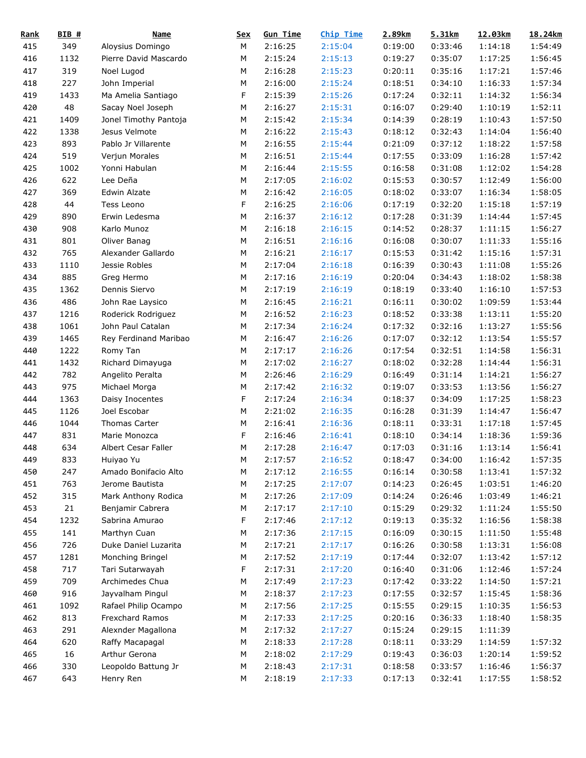| Rank | BIB # | Name | Sex | Gun Time | Chip Time | 2.89km | 5.31km | 12.03km | 18.24km |
|---|---|---|---|---|---|---|---|---|---|
| 415 | 349 | Aloysius Domingo | M | 2:16:25 | 2:15:04 | 0:19:00 | 0:33:46 | 1:14:18 | 1:54:49 |
| 416 | 1132 | Pierre David Mascardo | M | 2:15:24 | 2:15:13 | 0:19:27 | 0:35:07 | 1:17:25 | 1:56:45 |
| 417 | 319 | Noel Lugod | M | 2:16:28 | 2:15:23 | 0:20:11 | 0:35:16 | 1:17:21 | 1:57:46 |
| 418 | 227 | John Imperial | M | 2:16:00 | 2:15:24 | 0:18:51 | 0:34:10 | 1:16:33 | 1:57:34 |
| 419 | 1433 | Ma Amelia Santiago | F | 2:15:39 | 2:15:26 | 0:17:24 | 0:32:11 | 1:14:32 | 1:56:34 |
| 420 | 48 | Sacay Noel Joseph | M | 2:16:27 | 2:15:31 | 0:16:07 | 0:29:40 | 1:10:19 | 1:52:11 |
| 421 | 1409 | Jonel Timothy Pantoja | M | 2:15:42 | 2:15:34 | 0:14:39 | 0:28:19 | 1:10:43 | 1:57:50 |
| 422 | 1338 | Jesus Velmote | M | 2:16:22 | 2:15:43 | 0:18:12 | 0:32:43 | 1:14:04 | 1:56:40 |
| 423 | 893 | Pablo Jr Villarente | M | 2:16:55 | 2:15:44 | 0:21:09 | 0:37:12 | 1:18:22 | 1:57:58 |
| 424 | 519 | Verjun Morales | M | 2:16:51 | 2:15:44 | 0:17:55 | 0:33:09 | 1:16:28 | 1:57:42 |
| 425 | 1002 | Yonni Habulan | M | 2:16:44 | 2:15:55 | 0:16:58 | 0:31:08 | 1:12:02 | 1:54:28 |
| 426 | 622 | Lee Deña | M | 2:17:05 | 2:16:02 | 0:15:53 | 0:30:57 | 1:12:49 | 1:56:00 |
| 427 | 369 | Edwin Alzate | M | 2:16:42 | 2:16:05 | 0:18:02 | 0:33:07 | 1:16:34 | 1:58:05 |
| 428 | 44 | Tess Leono | F | 2:16:25 | 2:16:06 | 0:17:19 | 0:32:20 | 1:15:18 | 1:57:19 |
| 429 | 890 | Erwin Ledesma | M | 2:16:37 | 2:16:12 | 0:17:28 | 0:31:39 | 1:14:44 | 1:57:45 |
| 430 | 908 | Karlo Munoz | M | 2:16:18 | 2:16:15 | 0:14:52 | 0:28:37 | 1:11:15 | 1:56:27 |
| 431 | 801 | Oliver Banag | M | 2:16:51 | 2:16:16 | 0:16:08 | 0:30:07 | 1:11:33 | 1:55:16 |
| 432 | 765 | Alexander Gallardo | M | 2:16:21 | 2:16:17 | 0:15:53 | 0:31:42 | 1:15:16 | 1:57:31 |
| 433 | 1110 | Jessie Robles | M | 2:17:04 | 2:16:18 | 0:16:39 | 0:30:43 | 1:11:08 | 1:55:26 |
| 434 | 885 | Greg Hermo | M | 2:17:16 | 2:16:19 | 0:20:04 | 0:34:43 | 1:18:02 | 1:58:38 |
| 435 | 1362 | Dennis Siervo | M | 2:17:19 | 2:16:19 | 0:18:19 | 0:33:40 | 1:16:10 | 1:57:53 |
| 436 | 486 | John Rae Laysico | M | 2:16:45 | 2:16:21 | 0:16:11 | 0:30:02 | 1:09:59 | 1:53:44 |
| 437 | 1216 | Roderick Rodriguez | M | 2:16:52 | 2:16:23 | 0:18:52 | 0:33:38 | 1:13:11 | 1:55:20 |
| 438 | 1061 | John Paul Catalan | M | 2:17:34 | 2:16:24 | 0:17:32 | 0:32:16 | 1:13:27 | 1:55:56 |
| 439 | 1465 | Rey Ferdinand Maribao | M | 2:16:47 | 2:16:26 | 0:17:07 | 0:32:12 | 1:13:54 | 1:55:57 |
| 440 | 1222 | Romy Tan | M | 2:17:17 | 2:16:26 | 0:17:54 | 0:32:51 | 1:14:58 | 1:56:31 |
| 441 | 1432 | Richard Dimayuga | M | 2:17:02 | 2:16:27 | 0:18:02 | 0:32:28 | 1:14:44 | 1:56:31 |
| 442 | 782 | Angelito Peralta | M | 2:26:46 | 2:16:29 | 0:16:49 | 0:31:14 | 1:14:21 | 1:56:27 |
| 443 | 975 | Michael Morga | M | 2:17:42 | 2:16:32 | 0:19:07 | 0:33:53 | 1:13:56 | 1:56:27 |
| 444 | 1363 | Daisy Inocentes | F | 2:17:24 | 2:16:34 | 0:18:37 | 0:34:09 | 1:17:25 | 1:58:23 |
| 445 | 1126 | Joel Escobar | M | 2:21:02 | 2:16:35 | 0:16:28 | 0:31:39 | 1:14:47 | 1:56:47 |
| 446 | 1044 | Thomas Carter | M | 2:16:41 | 2:16:36 | 0:18:11 | 0:33:31 | 1:17:18 | 1:57:45 |
| 447 | 831 | Marie Monozca | F | 2:16:46 | 2:16:41 | 0:18:10 | 0:34:14 | 1:18:36 | 1:59:36 |
| 448 | 634 | Albert Cesar Faller | M | 2:17:28 | 2:16:47 | 0:17:03 | 0:31:16 | 1:13:14 | 1:56:41 |
| 449 | 833 | Huiyao Yu | M | 2:17:57 | 2:16:52 | 0:18:47 | 0:34:00 | 1:16:42 | 1:57:35 |
| 450 | 247 | Amado Bonifacio Alto | M | 2:17:12 | 2:16:55 | 0:16:14 | 0:30:58 | 1:13:41 | 1:57:32 |
| 451 | 763 | Jerome Bautista | M | 2:17:25 | 2:17:07 | 0:14:23 | 0:26:45 | 1:03:51 | 1:46:20 |
| 452 | 315 | Mark Anthony Rodica | M | 2:17:26 | 2:17:09 | 0:14:24 | 0:26:46 | 1:03:49 | 1:46:21 |
| 453 | 21 | Benjamir Cabrera | M | 2:17:17 | 2:17:10 | 0:15:29 | 0:29:32 | 1:11:24 | 1:55:50 |
| 454 | 1232 | Sabrina Amurao | F | 2:17:46 | 2:17:12 | 0:19:13 | 0:35:32 | 1:16:56 | 1:58:38 |
| 455 | 141 | Marthyn Cuan | M | 2:17:36 | 2:17:15 | 0:16:09 | 0:30:15 | 1:11:50 | 1:55:48 |
| 456 | 726 | Duke Daniel Luzarita | M | 2:17:21 | 2:17:17 | 0:16:26 | 0:30:58 | 1:13:31 | 1:56:08 |
| 457 | 1281 | Monching Bringel | M | 2:17:52 | 2:17:19 | 0:17:44 | 0:32:07 | 1:13:42 | 1:57:12 |
| 458 | 717 | Tari Sutarwayah | F | 2:17:31 | 2:17:20 | 0:16:40 | 0:31:06 | 1:12:46 | 1:57:24 |
| 459 | 709 | Archimedes Chua | M | 2:17:49 | 2:17:23 | 0:17:42 | 0:33:22 | 1:14:50 | 1:57:21 |
| 460 | 916 | Jayvalham Pingul | M | 2:18:37 | 2:17:23 | 0:17:55 | 0:32:57 | 1:15:45 | 1:58:36 |
| 461 | 1092 | Rafael Philip Ocampo | M | 2:17:56 | 2:17:25 | 0:15:55 | 0:29:15 | 1:10:35 | 1:56:53 |
| 462 | 813 | Frexchard Ramos | M | 2:17:33 | 2:17:25 | 0:20:16 | 0:36:33 | 1:18:40 | 1:58:35 |
| 463 | 291 | Alexnder Magallona | M | 2:17:32 | 2:17:27 | 0:15:24 | 0:29:15 | 1:11:39 | |
| 464 | 620 | Raffy Macapagal | M | 2:18:33 | 2:17:28 | 0:18:11 | 0:33:29 | 1:14:59 | 1:57:32 |
| 465 | 16 | Arthur Gerona | M | 2:18:02 | 2:17:29 | 0:19:43 | 0:36:03 | 1:20:14 | 1:59:52 |
| 466 | 330 | Leopoldo Battung Jr | M | 2:18:43 | 2:17:31 | 0:18:58 | 0:33:57 | 1:16:46 | 1:56:37 |
| 467 | 643 | Henry Ren | M | 2:18:19 | 2:17:33 | 0:17:13 | 0:32:41 | 1:17:55 | 1:58:52 |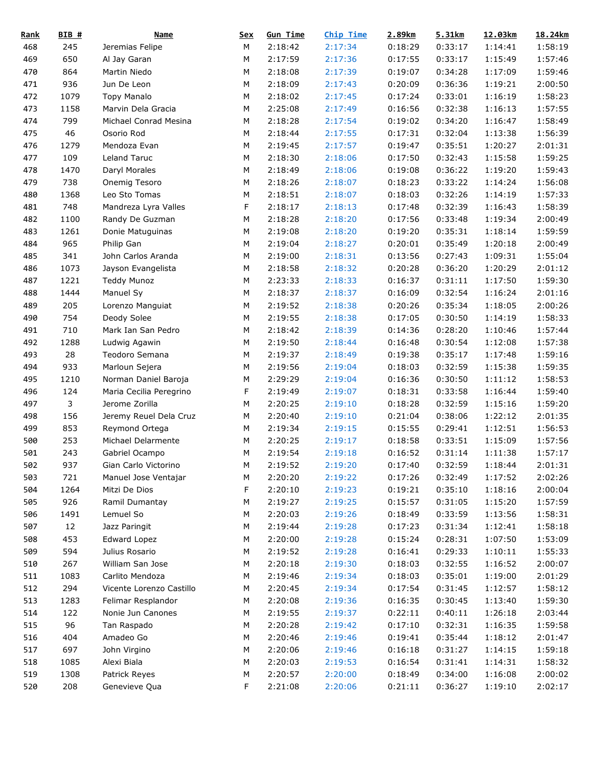| Rank | BIB # | Name | Sex | Gun Time | Chip Time | 2.89km | 5.31km | 12.03km | 18.24km |
|---|---|---|---|---|---|---|---|---|---|
| 468 | 245 | Jeremias Felipe | M | 2:18:42 | 2:17:34 | 0:18:29 | 0:33:17 | 1:14:41 | 1:58:19 |
| 469 | 650 | Al Jay Garan | M | 2:17:59 | 2:17:36 | 0:17:55 | 0:33:17 | 1:15:49 | 1:57:46 |
| 470 | 864 | Martin Niedo | M | 2:18:08 | 2:17:39 | 0:19:07 | 0:34:28 | 1:17:09 | 1:59:46 |
| 471 | 936 | Jun De Leon | M | 2:18:09 | 2:17:43 | 0:20:09 | 0:36:36 | 1:19:21 | 2:00:50 |
| 472 | 1079 | Topy Manalo | M | 2:18:02 | 2:17:45 | 0:17:24 | 0:33:01 | 1:16:19 | 1:58:23 |
| 473 | 1158 | Marvin Dela Gracia | M | 2:25:08 | 2:17:49 | 0:16:56 | 0:32:38 | 1:16:13 | 1:57:55 |
| 474 | 799 | Michael Conrad Mesina | M | 2:18:28 | 2:17:54 | 0:19:02 | 0:34:20 | 1:16:47 | 1:58:49 |
| 475 | 46 | Osorio Rod | M | 2:18:44 | 2:17:55 | 0:17:31 | 0:32:04 | 1:13:38 | 1:56:39 |
| 476 | 1279 | Mendoza Evan | M | 2:19:45 | 2:17:57 | 0:19:47 | 0:35:51 | 1:20:27 | 2:01:31 |
| 477 | 109 | Leland Taruc | M | 2:18:30 | 2:18:06 | 0:17:50 | 0:32:43 | 1:15:58 | 1:59:25 |
| 478 | 1470 | Daryl Morales | M | 2:18:49 | 2:18:06 | 0:19:08 | 0:36:22 | 1:19:20 | 1:59:43 |
| 479 | 738 | Onemig Tesoro | M | 2:18:26 | 2:18:07 | 0:18:23 | 0:33:22 | 1:14:24 | 1:56:08 |
| 480 | 1368 | Leo Sto Tomas | M | 2:18:51 | 2:18:07 | 0:18:03 | 0:32:26 | 1:14:19 | 1:57:33 |
| 481 | 748 | Mandreza Lyra Valles | F | 2:18:17 | 2:18:13 | 0:17:48 | 0:32:39 | 1:16:43 | 1:58:39 |
| 482 | 1100 | Randy De Guzman | M | 2:18:28 | 2:18:20 | 0:17:56 | 0:33:48 | 1:19:34 | 2:00:49 |
| 483 | 1261 | Donie Matuguinas | M | 2:19:08 | 2:18:20 | 0:19:20 | 0:35:31 | 1:18:14 | 1:59:59 |
| 484 | 965 | Philip Gan | M | 2:19:04 | 2:18:27 | 0:20:01 | 0:35:49 | 1:20:18 | 2:00:49 |
| 485 | 341 | John Carlos Aranda | M | 2:19:00 | 2:18:31 | 0:13:56 | 0:27:43 | 1:09:31 | 1:55:04 |
| 486 | 1073 | Jayson Evangelista | M | 2:18:58 | 2:18:32 | 0:20:28 | 0:36:20 | 1:20:29 | 2:01:12 |
| 487 | 1221 | Teddy Munoz | M | 2:23:33 | 2:18:33 | 0:16:37 | 0:31:11 | 1:17:50 | 1:59:30 |
| 488 | 1444 | Manuel Sy | M | 2:18:37 | 2:18:37 | 0:16:09 | 0:32:54 | 1:16:24 | 2:01:16 |
| 489 | 205 | Lorenzo Manguiat | M | 2:19:52 | 2:18:38 | 0:20:26 | 0:35:34 | 1:18:05 | 2:00:26 |
| 490 | 754 | Deody Solee | M | 2:19:55 | 2:18:38 | 0:17:05 | 0:30:50 | 1:14:19 | 1:58:33 |
| 491 | 710 | Mark Ian San Pedro | M | 2:18:42 | 2:18:39 | 0:14:36 | 0:28:20 | 1:10:46 | 1:57:44 |
| 492 | 1288 | Ludwig Agawin | M | 2:19:50 | 2:18:44 | 0:16:48 | 0:30:54 | 1:12:08 | 1:57:38 |
| 493 | 28 | Teodoro Semana | M | 2:19:37 | 2:18:49 | 0:19:38 | 0:35:17 | 1:17:48 | 1:59:16 |
| 494 | 933 | Marloun Sejera | M | 2:19:56 | 2:19:04 | 0:18:03 | 0:32:59 | 1:15:38 | 1:59:35 |
| 495 | 1210 | Norman Daniel Baroja | M | 2:29:29 | 2:19:04 | 0:16:36 | 0:30:50 | 1:11:12 | 1:58:53 |
| 496 | 124 | Maria Cecilia Peregrino | F | 2:19:49 | 2:19:07 | 0:18:31 | 0:33:58 | 1:16:44 | 1:59:40 |
| 497 | 3 | Jerome Zorilla | M | 2:20:25 | 2:19:10 | 0:18:28 | 0:32:59 | 1:15:16 | 1:59:20 |
| 498 | 156 | Jeremy Reuel Dela Cruz | M | 2:20:40 | 2:19:10 | 0:21:04 | 0:38:06 | 1:22:12 | 2:01:35 |
| 499 | 853 | Reymond Ortega | M | 2:19:34 | 2:19:15 | 0:15:55 | 0:29:41 | 1:12:51 | 1:56:53 |
| 500 | 253 | Michael Delarmente | M | 2:20:25 | 2:19:17 | 0:18:58 | 0:33:51 | 1:15:09 | 1:57:56 |
| 501 | 243 | Gabriel Ocampo | M | 2:19:54 | 2:19:18 | 0:16:52 | 0:31:14 | 1:11:38 | 1:57:17 |
| 502 | 937 | Gian Carlo Victorino | M | 2:19:52 | 2:19:20 | 0:17:40 | 0:32:59 | 1:18:44 | 2:01:31 |
| 503 | 721 | Manuel Jose Ventajar | M | 2:20:20 | 2:19:22 | 0:17:26 | 0:32:49 | 1:17:52 | 2:02:26 |
| 504 | 1264 | Mitzi De Dios | F | 2:20:10 | 2:19:23 | 0:19:21 | 0:35:10 | 1:18:16 | 2:00:04 |
| 505 | 926 | Ramil Dumantay | M | 2:19:27 | 2:19:25 | 0:15:57 | 0:31:05 | 1:15:20 | 1:57:59 |
| 506 | 1491 | Lemuel So | M | 2:20:03 | 2:19:26 | 0:18:49 | 0:33:59 | 1:13:56 | 1:58:31 |
| 507 | 12 | Jazz Paringit | M | 2:19:44 | 2:19:28 | 0:17:23 | 0:31:34 | 1:12:41 | 1:58:18 |
| 508 | 453 | Edward Lopez | M | 2:20:00 | 2:19:28 | 0:15:24 | 0:28:31 | 1:07:50 | 1:53:09 |
| 509 | 594 | Julius Rosario | M | 2:19:52 | 2:19:28 | 0:16:41 | 0:29:33 | 1:10:11 | 1:55:33 |
| 510 | 267 | William San Jose | M | 2:20:18 | 2:19:30 | 0:18:03 | 0:32:55 | 1:16:52 | 2:00:07 |
| 511 | 1083 | Carlito Mendoza | M | 2:19:46 | 2:19:34 | 0:18:03 | 0:35:01 | 1:19:00 | 2:01:29 |
| 512 | 294 | Vicente Lorenzo Castillo | M | 2:20:45 | 2:19:34 | 0:17:54 | 0:31:45 | 1:12:57 | 1:58:12 |
| 513 | 1283 | Felimar Resplandor | M | 2:20:08 | 2:19:36 | 0:16:35 | 0:30:45 | 1:13:40 | 1:59:30 |
| 514 | 122 | Nonie Jun Canones | M | 2:19:55 | 2:19:37 | 0:22:11 | 0:40:11 | 1:26:18 | 2:03:44 |
| 515 | 96 | Tan Raspado | M | 2:20:28 | 2:19:42 | 0:17:10 | 0:32:31 | 1:16:35 | 1:59:58 |
| 516 | 404 | Amadeo Go | M | 2:20:46 | 2:19:46 | 0:19:41 | 0:35:44 | 1:18:12 | 2:01:47 |
| 517 | 697 | John Virgino | M | 2:20:06 | 2:19:46 | 0:16:18 | 0:31:27 | 1:14:15 | 1:59:18 |
| 518 | 1085 | Alexi Biala | M | 2:20:03 | 2:19:53 | 0:16:54 | 0:31:41 | 1:14:31 | 1:58:32 |
| 519 | 1308 | Patrick Reyes | M | 2:20:57 | 2:20:00 | 0:18:49 | 0:34:00 | 1:16:08 | 2:00:02 |
| 520 | 208 | Genevieve Qua | F | 2:21:08 | 2:20:06 | 0:21:11 | 0:36:27 | 1:19:10 | 2:02:17 |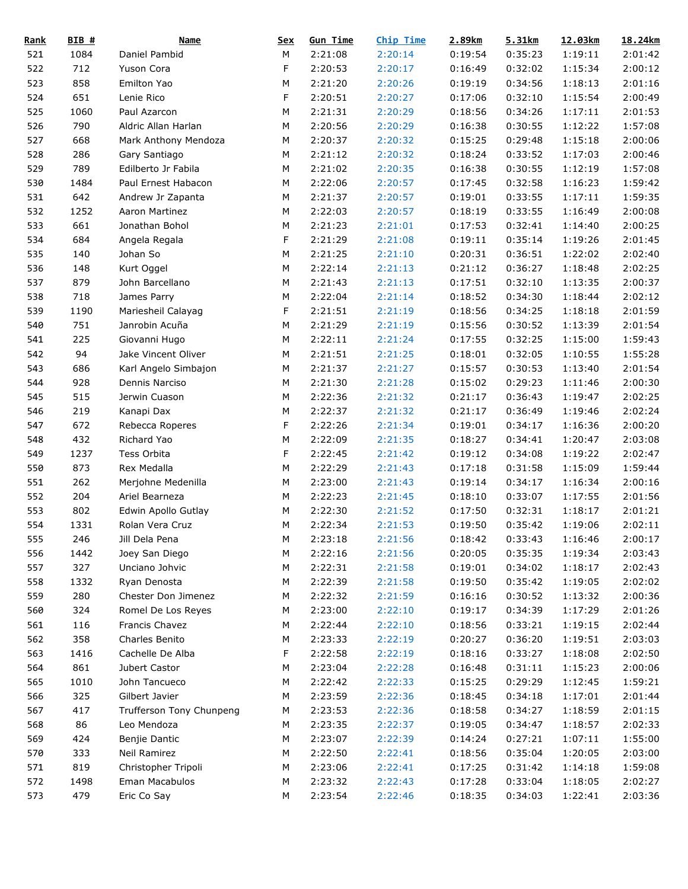| Rank | BIB # | Name | Sex | Gun Time | Chip Time | 2.89km | 5.31km | 12.03km | 18.24km |
|---|---|---|---|---|---|---|---|---|---|
| 521 | 1084 | Daniel Pambid | M | 2:21:08 | 2:20:14 | 0:19:54 | 0:35:23 | 1:19:11 | 2:01:42 |
| 522 | 712 | Yuson Cora | F | 2:20:53 | 2:20:17 | 0:16:49 | 0:32:02 | 1:15:34 | 2:00:12 |
| 523 | 858 | Emilton Yao | M | 2:21:20 | 2:20:26 | 0:19:19 | 0:34:56 | 1:18:13 | 2:01:16 |
| 524 | 651 | Lenie Rico | F | 2:20:51 | 2:20:27 | 0:17:06 | 0:32:10 | 1:15:54 | 2:00:49 |
| 525 | 1060 | Paul Azarcon | M | 2:21:31 | 2:20:29 | 0:18:56 | 0:34:26 | 1:17:11 | 2:01:53 |
| 526 | 790 | Aldric Allan Harlan | M | 2:20:56 | 2:20:29 | 0:16:38 | 0:30:55 | 1:12:22 | 1:57:08 |
| 527 | 668 | Mark Anthony Mendoza | M | 2:20:37 | 2:20:32 | 0:15:25 | 0:29:48 | 1:15:18 | 2:00:06 |
| 528 | 286 | Gary Santiago | M | 2:21:12 | 2:20:32 | 0:18:24 | 0:33:52 | 1:17:03 | 2:00:46 |
| 529 | 789 | Edilberto Jr Fabila | M | 2:21:02 | 2:20:35 | 0:16:38 | 0:30:55 | 1:12:19 | 1:57:08 |
| 530 | 1484 | Paul Ernest Habacon | M | 2:22:06 | 2:20:57 | 0:17:45 | 0:32:58 | 1:16:23 | 1:59:42 |
| 531 | 642 | Andrew Jr Zapanta | M | 2:21:37 | 2:20:57 | 0:19:01 | 0:33:55 | 1:17:11 | 1:59:35 |
| 532 | 1252 | Aaron Martinez | M | 2:22:03 | 2:20:57 | 0:18:19 | 0:33:55 | 1:16:49 | 2:00:08 |
| 533 | 661 | Jonathan Bohol | M | 2:21:23 | 2:21:01 | 0:17:53 | 0:32:41 | 1:14:40 | 2:00:25 |
| 534 | 684 | Angela Regala | F | 2:21:29 | 2:21:08 | 0:19:11 | 0:35:14 | 1:19:26 | 2:01:45 |
| 535 | 140 | Johan So | M | 2:21:25 | 2:21:10 | 0:20:31 | 0:36:51 | 1:22:02 | 2:02:40 |
| 536 | 148 | Kurt Oggel | M | 2:22:14 | 2:21:13 | 0:21:12 | 0:36:27 | 1:18:48 | 2:02:25 |
| 537 | 879 | John Barcellano | M | 2:21:43 | 2:21:13 | 0:17:51 | 0:32:10 | 1:13:35 | 2:00:37 |
| 538 | 718 | James Parry | M | 2:22:04 | 2:21:14 | 0:18:52 | 0:34:30 | 1:18:44 | 2:02:12 |
| 539 | 1190 | Mariesheil Calayag | F | 2:21:51 | 2:21:19 | 0:18:56 | 0:34:25 | 1:18:18 | 2:01:59 |
| 540 | 751 | Janrobin Acuña | M | 2:21:29 | 2:21:19 | 0:15:56 | 0:30:52 | 1:13:39 | 2:01:54 |
| 541 | 225 | Giovanni Hugo | M | 2:22:11 | 2:21:24 | 0:17:55 | 0:32:25 | 1:15:00 | 1:59:43 |
| 542 | 94 | Jake Vincent Oliver | M | 2:21:51 | 2:21:25 | 0:18:01 | 0:32:05 | 1:10:55 | 1:55:28 |
| 543 | 686 | Karl Angelo Simbajon | M | 2:21:37 | 2:21:27 | 0:15:57 | 0:30:53 | 1:13:40 | 2:01:54 |
| 544 | 928 | Dennis Narciso | M | 2:21:30 | 2:21:28 | 0:15:02 | 0:29:23 | 1:11:46 | 2:00:30 |
| 545 | 515 | Jerwin Cuason | M | 2:22:36 | 2:21:32 | 0:21:17 | 0:36:43 | 1:19:47 | 2:02:25 |
| 546 | 219 | Kanapi Dax | M | 2:22:37 | 2:21:32 | 0:21:17 | 0:36:49 | 1:19:46 | 2:02:24 |
| 547 | 672 | Rebecca Roperes | F | 2:22:26 | 2:21:34 | 0:19:01 | 0:34:17 | 1:16:36 | 2:00:20 |
| 548 | 432 | Richard Yao | M | 2:22:09 | 2:21:35 | 0:18:27 | 0:34:41 | 1:20:47 | 2:03:08 |
| 549 | 1237 | Tess Orbita | F | 2:22:45 | 2:21:42 | 0:19:12 | 0:34:08 | 1:19:22 | 2:02:47 |
| 550 | 873 | Rex Medalla | M | 2:22:29 | 2:21:43 | 0:17:18 | 0:31:58 | 1:15:09 | 1:59:44 |
| 551 | 262 | Merjohne Medenilla | M | 2:23:00 | 2:21:43 | 0:19:14 | 0:34:17 | 1:16:34 | 2:00:16 |
| 552 | 204 | Ariel Bearneza | M | 2:22:23 | 2:21:45 | 0:18:10 | 0:33:07 | 1:17:55 | 2:01:56 |
| 553 | 802 | Edwin Apollo Gutlay | M | 2:22:30 | 2:21:52 | 0:17:50 | 0:32:31 | 1:18:17 | 2:01:21 |
| 554 | 1331 | Rolan Vera Cruz | M | 2:22:34 | 2:21:53 | 0:19:50 | 0:35:42 | 1:19:06 | 2:02:11 |
| 555 | 246 | Jill Dela Pena | M | 2:23:18 | 2:21:56 | 0:18:42 | 0:33:43 | 1:16:46 | 2:00:17 |
| 556 | 1442 | Joey San Diego | M | 2:22:16 | 2:21:56 | 0:20:05 | 0:35:35 | 1:19:34 | 2:03:43 |
| 557 | 327 | Unciano Johvic | M | 2:22:31 | 2:21:58 | 0:19:01 | 0:34:02 | 1:18:17 | 2:02:43 |
| 558 | 1332 | Ryan Denosta | M | 2:22:39 | 2:21:58 | 0:19:50 | 0:35:42 | 1:19:05 | 2:02:02 |
| 559 | 280 | Chester Don Jimenez | M | 2:22:32 | 2:21:59 | 0:16:16 | 0:30:52 | 1:13:32 | 2:00:36 |
| 560 | 324 | Romel De Los Reyes | M | 2:23:00 | 2:22:10 | 0:19:17 | 0:34:39 | 1:17:29 | 2:01:26 |
| 561 | 116 | Francis Chavez | M | 2:22:44 | 2:22:10 | 0:18:56 | 0:33:21 | 1:19:15 | 2:02:44 |
| 562 | 358 | Charles Benito | M | 2:23:33 | 2:22:19 | 0:20:27 | 0:36:20 | 1:19:51 | 2:03:03 |
| 563 | 1416 | Cachelle De Alba | F | 2:22:58 | 2:22:19 | 0:18:16 | 0:33:27 | 1:18:08 | 2:02:50 |
| 564 | 861 | Jubert Castor | M | 2:23:04 | 2:22:28 | 0:16:48 | 0:31:11 | 1:15:23 | 2:00:06 |
| 565 | 1010 | John Tancueco | M | 2:22:42 | 2:22:33 | 0:15:25 | 0:29:29 | 1:12:45 | 1:59:21 |
| 566 | 325 | Gilbert Javier | M | 2:23:59 | 2:22:36 | 0:18:45 | 0:34:18 | 1:17:01 | 2:01:44 |
| 567 | 417 | Trufferson Tony Chunpeng | M | 2:23:53 | 2:22:36 | 0:18:58 | 0:34:27 | 1:18:59 | 2:01:15 |
| 568 | 86 | Leo Mendoza | M | 2:23:35 | 2:22:37 | 0:19:05 | 0:34:47 | 1:18:57 | 2:02:33 |
| 569 | 424 | Benjie Dantic | M | 2:23:07 | 2:22:39 | 0:14:24 | 0:27:21 | 1:07:11 | 1:55:00 |
| 570 | 333 | Neil Ramirez | M | 2:22:50 | 2:22:41 | 0:18:56 | 0:35:04 | 1:20:05 | 2:03:00 |
| 571 | 819 | Christopher Tripoli | M | 2:23:06 | 2:22:41 | 0:17:25 | 0:31:42 | 1:14:18 | 1:59:08 |
| 572 | 1498 | Eman Macabulos | M | 2:23:32 | 2:22:43 | 0:17:28 | 0:33:04 | 1:18:05 | 2:02:27 |
| 573 | 479 | Eric Co Say | M | 2:23:54 | 2:22:46 | 0:18:35 | 0:34:03 | 1:22:41 | 2:03:36 |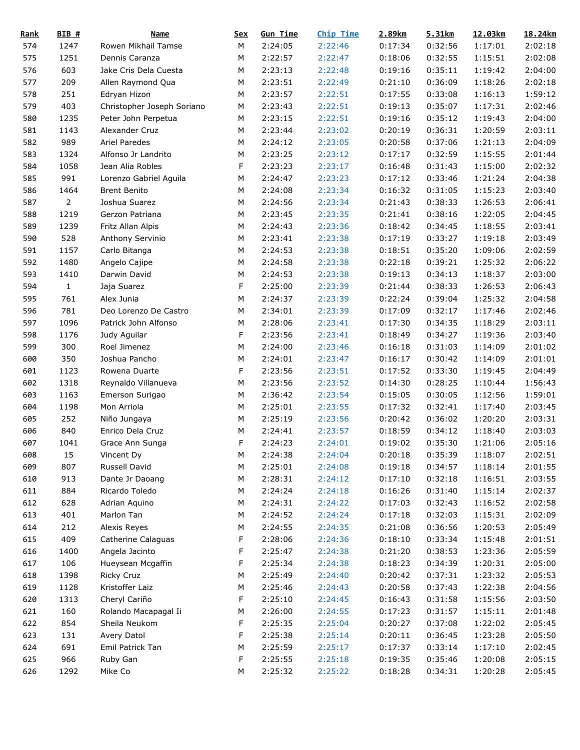| Rank | BIB # | Name | Sex | Gun Time | Chip Time | 2.89km | 5.31km | 12.03km | 18.24km |
|---|---|---|---|---|---|---|---|---|---|
| 574 | 1247 | Rowen Mikhail Tamse | M | 2:24:05 | 2:22:46 | 0:17:34 | 0:32:56 | 1:17:01 | 2:02:18 |
| 575 | 1251 | Dennis Caranza | M | 2:22:57 | 2:22:47 | 0:18:06 | 0:32:55 | 1:15:51 | 2:02:08 |
| 576 | 603 | Jake Cris Dela Cuesta | M | 2:23:13 | 2:22:48 | 0:19:16 | 0:35:11 | 1:19:42 | 2:04:00 |
| 577 | 209 | Allen Raymond Qua | M | 2:23:51 | 2:22:49 | 0:21:10 | 0:36:09 | 1:18:26 | 2:02:18 |
| 578 | 251 | Edryan Hizon | M | 2:23:57 | 2:22:51 | 0:17:55 | 0:33:08 | 1:16:13 | 1:59:12 |
| 579 | 403 | Christopher Joseph Soriano | M | 2:23:43 | 2:22:51 | 0:19:13 | 0:35:07 | 1:17:31 | 2:02:46 |
| 580 | 1235 | Peter John Perpetua | M | 2:23:15 | 2:22:51 | 0:19:16 | 0:35:12 | 1:19:43 | 2:04:00 |
| 581 | 1143 | Alexander Cruz | M | 2:23:44 | 2:23:02 | 0:20:19 | 0:36:31 | 1:20:59 | 2:03:11 |
| 582 | 989 | Ariel Paredes | M | 2:24:12 | 2:23:05 | 0:20:58 | 0:37:06 | 1:21:13 | 2:04:09 |
| 583 | 1324 | Alfonso Jr Landrito | M | 2:23:25 | 2:23:12 | 0:17:17 | 0:32:59 | 1:15:55 | 2:01:44 |
| 584 | 1058 | Jean Alia Robles | F | 2:23:23 | 2:23:17 | 0:16:48 | 0:31:43 | 1:15:00 | 2:02:32 |
| 585 | 991 | Lorenzo Gabriel Aguila | M | 2:24:47 | 2:23:23 | 0:17:12 | 0:33:46 | 1:21:24 | 2:04:38 |
| 586 | 1464 | Brent Benito | M | 2:24:08 | 2:23:34 | 0:16:32 | 0:31:05 | 1:15:23 | 2:03:40 |
| 587 | 2 | Joshua Suarez | M | 2:24:56 | 2:23:34 | 0:21:43 | 0:38:33 | 1:26:53 | 2:06:41 |
| 588 | 1219 | Gerzon Patriana | M | 2:23:45 | 2:23:35 | 0:21:41 | 0:38:16 | 1:22:05 | 2:04:45 |
| 589 | 1239 | Fritz Allan Alpis | M | 2:24:43 | 2:23:36 | 0:18:42 | 0:34:45 | 1:18:55 | 2:03:41 |
| 590 | 528 | Anthony Servinio | M | 2:23:41 | 2:23:38 | 0:17:19 | 0:33:27 | 1:19:18 | 2:03:49 |
| 591 | 1157 | Carlo Bitanga | M | 2:24:53 | 2:23:38 | 0:18:51 | 0:35:20 | 1:09:06 | 2:02:59 |
| 592 | 1480 | Angelo Cajipe | M | 2:24:58 | 2:23:38 | 0:22:18 | 0:39:21 | 1:25:32 | 2:06:22 |
| 593 | 1410 | Darwin David | M | 2:24:53 | 2:23:38 | 0:19:13 | 0:34:13 | 1:18:37 | 2:03:00 |
| 594 | 1 | Jaja Suarez | F | 2:25:00 | 2:23:39 | 0:21:44 | 0:38:33 | 1:26:53 | 2:06:43 |
| 595 | 761 | Alex Junia | M | 2:24:37 | 2:23:39 | 0:22:24 | 0:39:04 | 1:25:32 | 2:04:58 |
| 596 | 781 | Deo Lorenzo De Castro | M | 2:34:01 | 2:23:39 | 0:17:09 | 0:32:17 | 1:17:46 | 2:02:46 |
| 597 | 1096 | Patrick John Alfonso | M | 2:28:06 | 2:23:41 | 0:17:30 | 0:34:35 | 1:18:29 | 2:03:11 |
| 598 | 1176 | Judy Aguilar | F | 2:23:56 | 2:23:41 | 0:18:49 | 0:34:27 | 1:19:36 | 2:03:40 |
| 599 | 300 | Roel Jimenez | M | 2:24:00 | 2:23:46 | 0:16:18 | 0:31:03 | 1:14:09 | 2:01:02 |
| 600 | 350 | Joshua Pancho | M | 2:24:01 | 2:23:47 | 0:16:17 | 0:30:42 | 1:14:09 | 2:01:01 |
| 601 | 1123 | Rowena Duarte | F | 2:23:56 | 2:23:51 | 0:17:52 | 0:33:30 | 1:19:45 | 2:04:49 |
| 602 | 1318 | Reynaldo Villanueva | M | 2:23:56 | 2:23:52 | 0:14:30 | 0:28:25 | 1:10:44 | 1:56:43 |
| 603 | 1163 | Emerson Surigao | M | 2:36:42 | 2:23:54 | 0:15:05 | 0:30:05 | 1:12:56 | 1:59:01 |
| 604 | 1198 | Mon Arriola | M | 2:25:01 | 2:23:55 | 0:17:32 | 0:32:41 | 1:17:40 | 2:03:45 |
| 605 | 252 | Niño Jungaya | M | 2:25:19 | 2:23:56 | 0:20:42 | 0:36:02 | 1:20:20 | 2:03:31 |
| 606 | 840 | Enrico Dela Cruz | M | 2:24:41 | 2:23:57 | 0:18:59 | 0:34:12 | 1:18:40 | 2:03:03 |
| 607 | 1041 | Grace Ann Sunga | F | 2:24:23 | 2:24:01 | 0:19:02 | 0:35:30 | 1:21:06 | 2:05:16 |
| 608 | 15 | Vincent Dy | M | 2:24:38 | 2:24:04 | 0:20:18 | 0:35:39 | 1:18:07 | 2:02:51 |
| 609 | 807 | Russell David | M | 2:25:01 | 2:24:08 | 0:19:18 | 0:34:57 | 1:18:14 | 2:01:55 |
| 610 | 913 | Dante Jr Daoang | M | 2:28:31 | 2:24:12 | 0:17:10 | 0:32:18 | 1:16:51 | 2:03:55 |
| 611 | 884 | Ricardo Toledo | M | 2:24:24 | 2:24:18 | 0:16:26 | 0:31:40 | 1:15:14 | 2:02:37 |
| 612 | 628 | Adrian Aquino | M | 2:24:31 | 2:24:22 | 0:17:03 | 0:32:43 | 1:16:52 | 2:02:58 |
| 613 | 401 | Marlon Tan | M | 2:24:52 | 2:24:24 | 0:17:18 | 0:32:03 | 1:15:31 | 2:02:09 |
| 614 | 212 | Alexis Reyes | M | 2:24:55 | 2:24:35 | 0:21:08 | 0:36:56 | 1:20:53 | 2:05:49 |
| 615 | 409 | Catherine Calaguas | F | 2:28:06 | 2:24:36 | 0:18:10 | 0:33:34 | 1:15:48 | 2:01:51 |
| 616 | 1400 | Angela Jacinto | F | 2:25:47 | 2:24:38 | 0:21:20 | 0:38:53 | 1:23:36 | 2:05:59 |
| 617 | 106 | Hueysean Mcgaffin | F | 2:25:34 | 2:24:38 | 0:18:23 | 0:34:39 | 1:20:31 | 2:05:00 |
| 618 | 1398 | Ricky Cruz | M | 2:25:49 | 2:24:40 | 0:20:42 | 0:37:31 | 1:23:32 | 2:05:53 |
| 619 | 1128 | Kristoffer Laiz | M | 2:25:46 | 2:24:43 | 0:20:58 | 0:37:43 | 1:22:38 | 2:04:56 |
| 620 | 1313 | Cheryl Cariño | F | 2:25:10 | 2:24:45 | 0:16:43 | 0:31:58 | 1:15:56 | 2:03:50 |
| 621 | 160 | Rolando Macapagal Ii | M | 2:26:00 | 2:24:55 | 0:17:23 | 0:31:57 | 1:15:11 | 2:01:48 |
| 622 | 854 | Sheila Neukom | F | 2:25:35 | 2:25:04 | 0:20:27 | 0:37:08 | 1:22:02 | 2:05:45 |
| 623 | 131 | Avery Datol | F | 2:25:38 | 2:25:14 | 0:20:11 | 0:36:45 | 1:23:28 | 2:05:50 |
| 624 | 691 | Emil Patrick Tan | M | 2:25:59 | 2:25:17 | 0:17:37 | 0:33:14 | 1:17:10 | 2:02:45 |
| 625 | 966 | Ruby Gan | F | 2:25:55 | 2:25:18 | 0:19:35 | 0:35:46 | 1:20:08 | 2:05:15 |
| 626 | 1292 | Mike Co | M | 2:25:32 | 2:25:22 | 0:18:28 | 0:34:31 | 1:20:28 | 2:05:45 |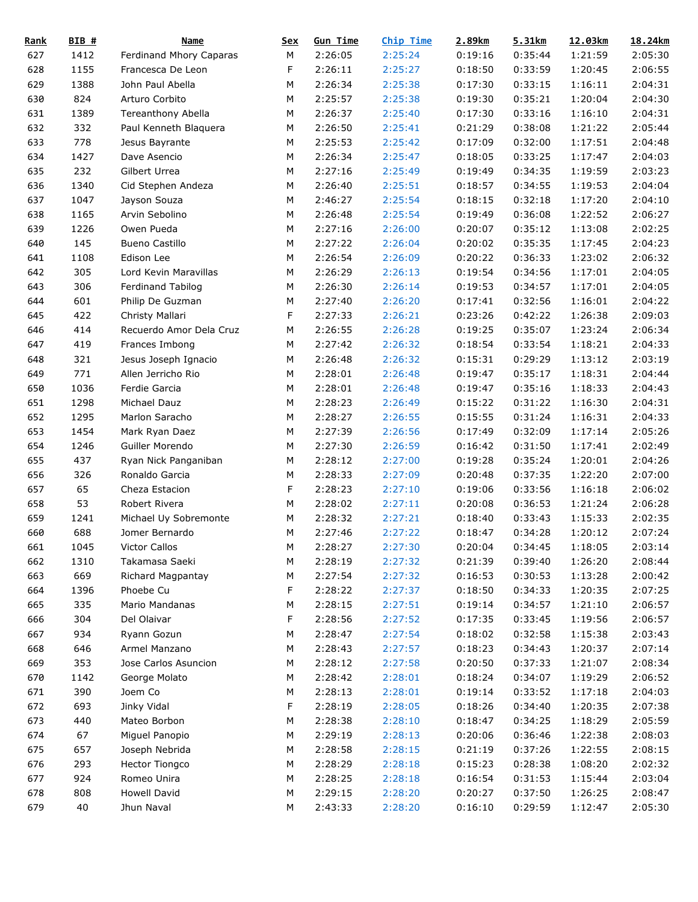| Rank | BIB # | Name | Sex | Gun Time | Chip Time | 2.89km | 5.31km | 12.03km | 18.24km |
|---|---|---|---|---|---|---|---|---|---|
| 627 | 1412 | Ferdinand Mhory Caparas | M | 2:26:05 | 2:25:24 | 0:19:16 | 0:35:44 | 1:21:59 | 2:05:30 |
| 628 | 1155 | Francesca De Leon | F | 2:26:11 | 2:25:27 | 0:18:50 | 0:33:59 | 1:20:45 | 2:06:55 |
| 629 | 1388 | John Paul Abella | M | 2:26:34 | 2:25:38 | 0:17:30 | 0:33:15 | 1:16:11 | 2:04:31 |
| 630 | 824 | Arturo Corbito | M | 2:25:57 | 2:25:38 | 0:19:30 | 0:35:21 | 1:20:04 | 2:04:30 |
| 631 | 1389 | Tereanthony Abella | M | 2:26:37 | 2:25:40 | 0:17:30 | 0:33:16 | 1:16:10 | 2:04:31 |
| 632 | 332 | Paul Kenneth Blaquera | M | 2:26:50 | 2:25:41 | 0:21:29 | 0:38:08 | 1:21:22 | 2:05:44 |
| 633 | 778 | Jesus Bayrante | M | 2:25:53 | 2:25:42 | 0:17:09 | 0:32:00 | 1:17:51 | 2:04:48 |
| 634 | 1427 | Dave Asencio | M | 2:26:34 | 2:25:47 | 0:18:05 | 0:33:25 | 1:17:47 | 2:04:03 |
| 635 | 232 | Gilbert Urrea | M | 2:27:16 | 2:25:49 | 0:19:49 | 0:34:35 | 1:19:59 | 2:03:23 |
| 636 | 1340 | Cid Stephen Andeza | M | 2:26:40 | 2:25:51 | 0:18:57 | 0:34:55 | 1:19:53 | 2:04:04 |
| 637 | 1047 | Jayson Souza | M | 2:46:27 | 2:25:54 | 0:18:15 | 0:32:18 | 1:17:20 | 2:04:10 |
| 638 | 1165 | Arvin Sebolino | M | 2:26:48 | 2:25:54 | 0:19:49 | 0:36:08 | 1:22:52 | 2:06:27 |
| 639 | 1226 | Owen Pueda | M | 2:27:16 | 2:26:00 | 0:20:07 | 0:35:12 | 1:13:08 | 2:02:25 |
| 640 | 145 | Bueno Castillo | M | 2:27:22 | 2:26:04 | 0:20:02 | 0:35:35 | 1:17:45 | 2:04:23 |
| 641 | 1108 | Edison Lee | M | 2:26:54 | 2:26:09 | 0:20:22 | 0:36:33 | 1:23:02 | 2:06:32 |
| 642 | 305 | Lord Kevin Maravillas | M | 2:26:29 | 2:26:13 | 0:19:54 | 0:34:56 | 1:17:01 | 2:04:05 |
| 643 | 306 | Ferdinand Tabilog | M | 2:26:30 | 2:26:14 | 0:19:53 | 0:34:57 | 1:17:01 | 2:04:05 |
| 644 | 601 | Philip De Guzman | M | 2:27:40 | 2:26:20 | 0:17:41 | 0:32:56 | 1:16:01 | 2:04:22 |
| 645 | 422 | Christy Mallari | F | 2:27:33 | 2:26:21 | 0:23:26 | 0:42:22 | 1:26:38 | 2:09:03 |
| 646 | 414 | Recuerdo Amor Dela Cruz | M | 2:26:55 | 2:26:28 | 0:19:25 | 0:35:07 | 1:23:24 | 2:06:34 |
| 647 | 419 | Frances Imbong | M | 2:27:42 | 2:26:32 | 0:18:54 | 0:33:54 | 1:18:21 | 2:04:33 |
| 648 | 321 | Jesus Joseph Ignacio | M | 2:26:48 | 2:26:32 | 0:15:31 | 0:29:29 | 1:13:12 | 2:03:19 |
| 649 | 771 | Allen Jerricho Rio | M | 2:28:01 | 2:26:48 | 0:19:47 | 0:35:17 | 1:18:31 | 2:04:44 |
| 650 | 1036 | Ferdie Garcia | M | 2:28:01 | 2:26:48 | 0:19:47 | 0:35:16 | 1:18:33 | 2:04:43 |
| 651 | 1298 | Michael Dauz | M | 2:28:23 | 2:26:49 | 0:15:22 | 0:31:22 | 1:16:30 | 2:04:31 |
| 652 | 1295 | Marlon Saracho | M | 2:28:27 | 2:26:55 | 0:15:55 | 0:31:24 | 1:16:31 | 2:04:33 |
| 653 | 1454 | Mark Ryan Daez | M | 2:27:39 | 2:26:56 | 0:17:49 | 0:32:09 | 1:17:14 | 2:05:26 |
| 654 | 1246 | Guiller Morendo | M | 2:27:30 | 2:26:59 | 0:16:42 | 0:31:50 | 1:17:41 | 2:02:49 |
| 655 | 437 | Ryan Nick Panganiban | M | 2:28:12 | 2:27:00 | 0:19:28 | 0:35:24 | 1:20:01 | 2:04:26 |
| 656 | 326 | Ronaldo Garcia | M | 2:28:33 | 2:27:09 | 0:20:48 | 0:37:35 | 1:22:20 | 2:07:00 |
| 657 | 65 | Cheza Estacion | F | 2:28:23 | 2:27:10 | 0:19:06 | 0:33:56 | 1:16:18 | 2:06:02 |
| 658 | 53 | Robert Rivera | M | 2:28:02 | 2:27:11 | 0:20:08 | 0:36:53 | 1:21:24 | 2:06:28 |
| 659 | 1241 | Michael Uy Sobremonte | M | 2:28:32 | 2:27:21 | 0:18:40 | 0:33:43 | 1:15:33 | 2:02:35 |
| 660 | 688 | Jomer Bernardo | M | 2:27:46 | 2:27:22 | 0:18:47 | 0:34:28 | 1:20:12 | 2:07:24 |
| 661 | 1045 | Victor Callos | M | 2:28:27 | 2:27:30 | 0:20:04 | 0:34:45 | 1:18:05 | 2:03:14 |
| 662 | 1310 | Takamasa Saeki | M | 2:28:19 | 2:27:32 | 0:21:39 | 0:39:40 | 1:26:20 | 2:08:44 |
| 663 | 669 | Richard Magpantay | M | 2:27:54 | 2:27:32 | 0:16:53 | 0:30:53 | 1:13:28 | 2:00:42 |
| 664 | 1396 | Phoebe Cu | F | 2:28:22 | 2:27:37 | 0:18:50 | 0:34:33 | 1:20:35 | 2:07:25 |
| 665 | 335 | Mario Mandanas | M | 2:28:15 | 2:27:51 | 0:19:14 | 0:34:57 | 1:21:10 | 2:06:57 |
| 666 | 304 | Del Olaivar | F | 2:28:56 | 2:27:52 | 0:17:35 | 0:33:45 | 1:19:56 | 2:06:57 |
| 667 | 934 | Ryann Gozun | M | 2:28:47 | 2:27:54 | 0:18:02 | 0:32:58 | 1:15:38 | 2:03:43 |
| 668 | 646 | Armel Manzano | M | 2:28:43 | 2:27:57 | 0:18:23 | 0:34:43 | 1:20:37 | 2:07:14 |
| 669 | 353 | Jose Carlos Asuncion | M | 2:28:12 | 2:27:58 | 0:20:50 | 0:37:33 | 1:21:07 | 2:08:34 |
| 670 | 1142 | George Molato | M | 2:28:42 | 2:28:01 | 0:18:24 | 0:34:07 | 1:19:29 | 2:06:52 |
| 671 | 390 | Joem Co | M | 2:28:13 | 2:28:01 | 0:19:14 | 0:33:52 | 1:17:18 | 2:04:03 |
| 672 | 693 | Jinky Vidal | F | 2:28:19 | 2:28:05 | 0:18:26 | 0:34:40 | 1:20:35 | 2:07:38 |
| 673 | 440 | Mateo Borbon | M | 2:28:38 | 2:28:10 | 0:18:47 | 0:34:25 | 1:18:29 | 2:05:59 |
| 674 | 67 | Miguel Panopio | M | 2:29:19 | 2:28:13 | 0:20:06 | 0:36:46 | 1:22:38 | 2:08:03 |
| 675 | 657 | Joseph Nebrida | M | 2:28:58 | 2:28:15 | 0:21:19 | 0:37:26 | 1:22:55 | 2:08:15 |
| 676 | 293 | Hector Tiongco | M | 2:28:29 | 2:28:18 | 0:15:23 | 0:28:38 | 1:08:20 | 2:02:32 |
| 677 | 924 | Romeo Unira | M | 2:28:25 | 2:28:18 | 0:16:54 | 0:31:53 | 1:15:44 | 2:03:04 |
| 678 | 808 | Howell David | M | 2:29:15 | 2:28:20 | 0:20:27 | 0:37:50 | 1:26:25 | 2:08:47 |
| 679 | 40 | Jhun Naval | M | 2:43:33 | 2:28:20 | 0:16:10 | 0:29:59 | 1:12:47 | 2:05:30 |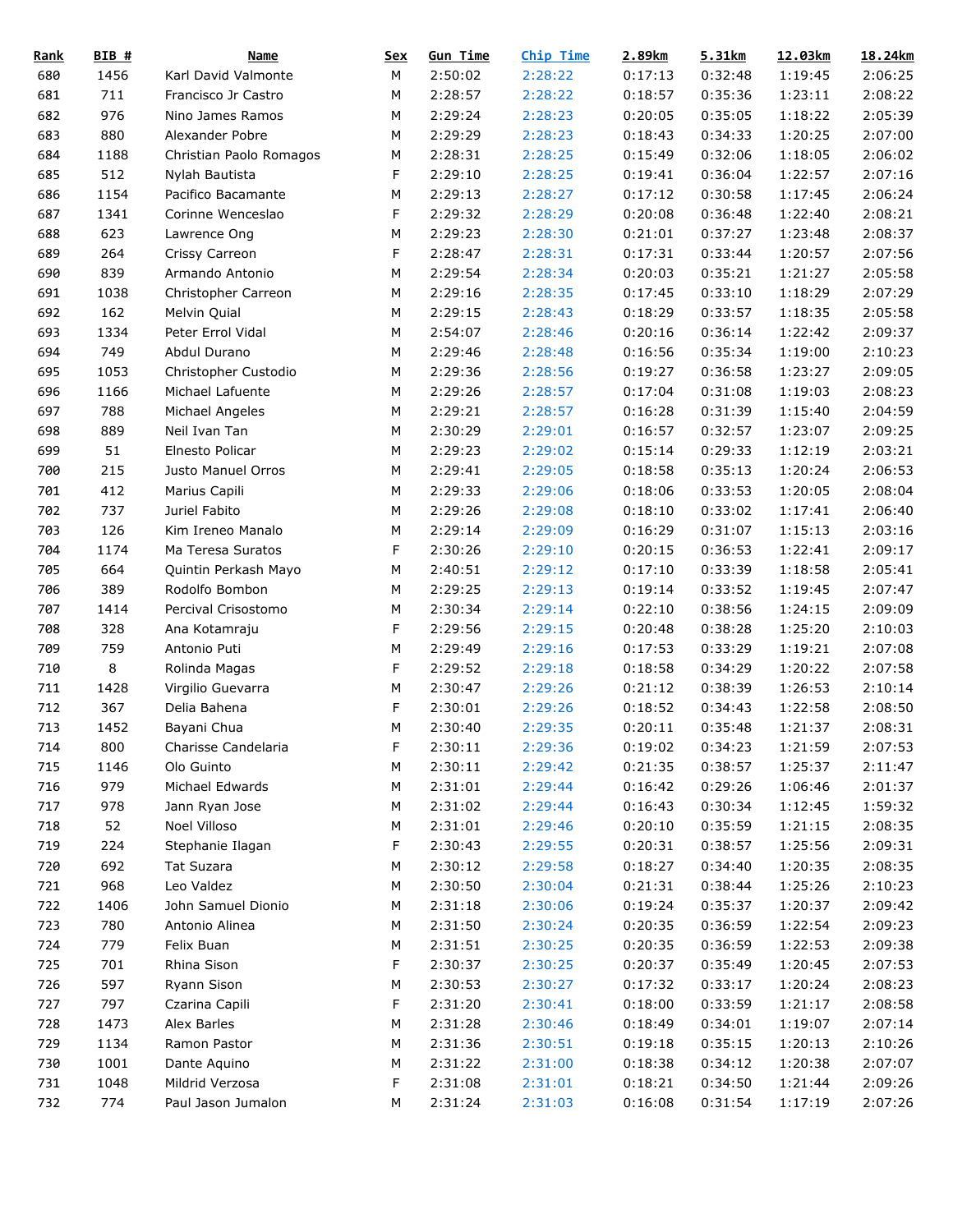| Rank | BIB # | Name | Sex | Gun Time | Chip Time | 2.89km | 5.31km | 12.03km | 18.24km |
|---|---|---|---|---|---|---|---|---|---|
| 680 | 1456 | Karl David Valmonte | M | 2:50:02 | 2:28:22 | 0:17:13 | 0:32:48 | 1:19:45 | 2:06:25 |
| 681 | 711 | Francisco Jr Castro | M | 2:28:57 | 2:28:22 | 0:18:57 | 0:35:36 | 1:23:11 | 2:08:22 |
| 682 | 976 | Nino James Ramos | M | 2:29:24 | 2:28:23 | 0:20:05 | 0:35:05 | 1:18:22 | 2:05:39 |
| 683 | 880 | Alexander Pobre | M | 2:29:29 | 2:28:23 | 0:18:43 | 0:34:33 | 1:20:25 | 2:07:00 |
| 684 | 1188 | Christian Paolo Romagos | M | 2:28:31 | 2:28:25 | 0:15:49 | 0:32:06 | 1:18:05 | 2:06:02 |
| 685 | 512 | Nylah Bautista | F | 2:29:10 | 2:28:25 | 0:19:41 | 0:36:04 | 1:22:57 | 2:07:16 |
| 686 | 1154 | Pacifico Bacamante | M | 2:29:13 | 2:28:27 | 0:17:12 | 0:30:58 | 1:17:45 | 2:06:24 |
| 687 | 1341 | Corinne Wenceslao | F | 2:29:32 | 2:28:29 | 0:20:08 | 0:36:48 | 1:22:40 | 2:08:21 |
| 688 | 623 | Lawrence Ong | M | 2:29:23 | 2:28:30 | 0:21:01 | 0:37:27 | 1:23:48 | 2:08:37 |
| 689 | 264 | Crissy Carreon | F | 2:28:47 | 2:28:31 | 0:17:31 | 0:33:44 | 1:20:57 | 2:07:56 |
| 690 | 839 | Armando Antonio | M | 2:29:54 | 2:28:34 | 0:20:03 | 0:35:21 | 1:21:27 | 2:05:58 |
| 691 | 1038 | Christopher Carreon | M | 2:29:16 | 2:28:35 | 0:17:45 | 0:33:10 | 1:18:29 | 2:07:29 |
| 692 | 162 | Melvin Quial | M | 2:29:15 | 2:28:43 | 0:18:29 | 0:33:57 | 1:18:35 | 2:05:58 |
| 693 | 1334 | Peter Errol Vidal | M | 2:54:07 | 2:28:46 | 0:20:16 | 0:36:14 | 1:22:42 | 2:09:37 |
| 694 | 749 | Abdul Durano | M | 2:29:46 | 2:28:48 | 0:16:56 | 0:35:34 | 1:19:00 | 2:10:23 |
| 695 | 1053 | Christopher Custodio | M | 2:29:36 | 2:28:56 | 0:19:27 | 0:36:58 | 1:23:27 | 2:09:05 |
| 696 | 1166 | Michael Lafuente | M | 2:29:26 | 2:28:57 | 0:17:04 | 0:31:08 | 1:19:03 | 2:08:23 |
| 697 | 788 | Michael Angeles | M | 2:29:21 | 2:28:57 | 0:16:28 | 0:31:39 | 1:15:40 | 2:04:59 |
| 698 | 889 | Neil Ivan Tan | M | 2:30:29 | 2:29:01 | 0:16:57 | 0:32:57 | 1:23:07 | 2:09:25 |
| 699 | 51 | Elnesto Policar | M | 2:29:23 | 2:29:02 | 0:15:14 | 0:29:33 | 1:12:19 | 2:03:21 |
| 700 | 215 | Justo Manuel Orros | M | 2:29:41 | 2:29:05 | 0:18:58 | 0:35:13 | 1:20:24 | 2:06:53 |
| 701 | 412 | Marius Capili | M | 2:29:33 | 2:29:06 | 0:18:06 | 0:33:53 | 1:20:05 | 2:08:04 |
| 702 | 737 | Juriel Fabito | M | 2:29:26 | 2:29:08 | 0:18:10 | 0:33:02 | 1:17:41 | 2:06:40 |
| 703 | 126 | Kim Ireneo Manalo | M | 2:29:14 | 2:29:09 | 0:16:29 | 0:31:07 | 1:15:13 | 2:03:16 |
| 704 | 1174 | Ma Teresa Suratos | F | 2:30:26 | 2:29:10 | 0:20:15 | 0:36:53 | 1:22:41 | 2:09:17 |
| 705 | 664 | Quintin Perkash Mayo | M | 2:40:51 | 2:29:12 | 0:17:10 | 0:33:39 | 1:18:58 | 2:05:41 |
| 706 | 389 | Rodolfo Bombon | M | 2:29:25 | 2:29:13 | 0:19:14 | 0:33:52 | 1:19:45 | 2:07:47 |
| 707 | 1414 | Percival Crisostomo | M | 2:30:34 | 2:29:14 | 0:22:10 | 0:38:56 | 1:24:15 | 2:09:09 |
| 708 | 328 | Ana Kotamraju | F | 2:29:56 | 2:29:15 | 0:20:48 | 0:38:28 | 1:25:20 | 2:10:03 |
| 709 | 759 | Antonio Puti | M | 2:29:49 | 2:29:16 | 0:17:53 | 0:33:29 | 1:19:21 | 2:07:08 |
| 710 | 8 | Rolinda Magas | F | 2:29:52 | 2:29:18 | 0:18:58 | 0:34:29 | 1:20:22 | 2:07:58 |
| 711 | 1428 | Virgilio Guevarra | M | 2:30:47 | 2:29:26 | 0:21:12 | 0:38:39 | 1:26:53 | 2:10:14 |
| 712 | 367 | Delia Bahena | F | 2:30:01 | 2:29:26 | 0:18:52 | 0:34:43 | 1:22:58 | 2:08:50 |
| 713 | 1452 | Bayani Chua | M | 2:30:40 | 2:29:35 | 0:20:11 | 0:35:48 | 1:21:37 | 2:08:31 |
| 714 | 800 | Charisse Candelaria | F | 2:30:11 | 2:29:36 | 0:19:02 | 0:34:23 | 1:21:59 | 2:07:53 |
| 715 | 1146 | Olo Guinto | M | 2:30:11 | 2:29:42 | 0:21:35 | 0:38:57 | 1:25:37 | 2:11:47 |
| 716 | 979 | Michael Edwards | M | 2:31:01 | 2:29:44 | 0:16:42 | 0:29:26 | 1:06:46 | 2:01:37 |
| 717 | 978 | Jann Ryan Jose | M | 2:31:02 | 2:29:44 | 0:16:43 | 0:30:34 | 1:12:45 | 1:59:32 |
| 718 | 52 | Noel Villoso | M | 2:31:01 | 2:29:46 | 0:20:10 | 0:35:59 | 1:21:15 | 2:08:35 |
| 719 | 224 | Stephanie Ilagan | F | 2:30:43 | 2:29:55 | 0:20:31 | 0:38:57 | 1:25:56 | 2:09:31 |
| 720 | 692 | Tat Suzara | M | 2:30:12 | 2:29:58 | 0:18:27 | 0:34:40 | 1:20:35 | 2:08:35 |
| 721 | 968 | Leo Valdez | M | 2:30:50 | 2:30:04 | 0:21:31 | 0:38:44 | 1:25:26 | 2:10:23 |
| 722 | 1406 | John Samuel Dionio | M | 2:31:18 | 2:30:06 | 0:19:24 | 0:35:37 | 1:20:37 | 2:09:42 |
| 723 | 780 | Antonio Alinea | M | 2:31:50 | 2:30:24 | 0:20:35 | 0:36:59 | 1:22:54 | 2:09:23 |
| 724 | 779 | Felix Buan | M | 2:31:51 | 2:30:25 | 0:20:35 | 0:36:59 | 1:22:53 | 2:09:38 |
| 725 | 701 | Rhina Sison | F | 2:30:37 | 2:30:25 | 0:20:37 | 0:35:49 | 1:20:45 | 2:07:53 |
| 726 | 597 | Ryann Sison | M | 2:30:53 | 2:30:27 | 0:17:32 | 0:33:17 | 1:20:24 | 2:08:23 |
| 727 | 797 | Czarina Capili | F | 2:31:20 | 2:30:41 | 0:18:00 | 0:33:59 | 1:21:17 | 2:08:58 |
| 728 | 1473 | Alex Barles | M | 2:31:28 | 2:30:46 | 0:18:49 | 0:34:01 | 1:19:07 | 2:07:14 |
| 729 | 1134 | Ramon Pastor | M | 2:31:36 | 2:30:51 | 0:19:18 | 0:35:15 | 1:20:13 | 2:10:26 |
| 730 | 1001 | Dante Aquino | M | 2:31:22 | 2:31:00 | 0:18:38 | 0:34:12 | 1:20:38 | 2:07:07 |
| 731 | 1048 | Mildrid Verzosa | F | 2:31:08 | 2:31:01 | 0:18:21 | 0:34:50 | 1:21:44 | 2:09:26 |
| 732 | 774 | Paul Jason Jumalon | M | 2:31:24 | 2:31:03 | 0:16:08 | 0:31:54 | 1:17:19 | 2:07:26 |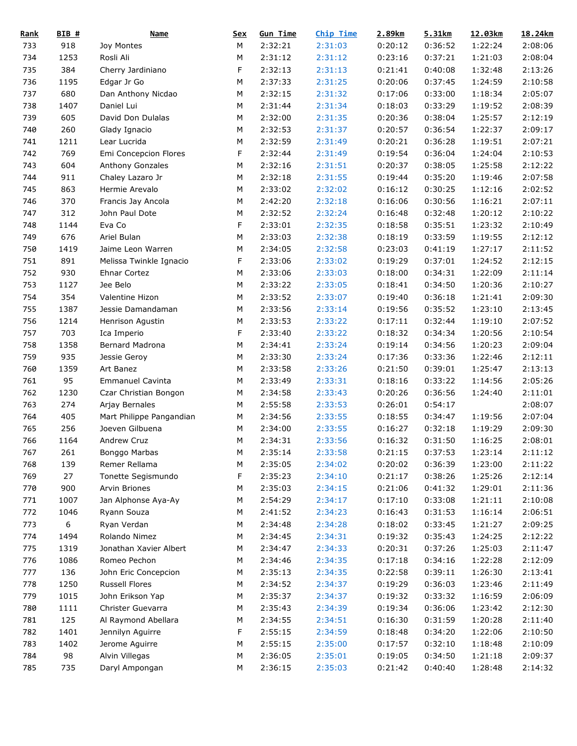| Rank | BIB # | Name | Sex | Gun Time | Chip Time | 2.89km | 5.31km | 12.03km | 18.24km |
|---|---|---|---|---|---|---|---|---|---|
| 733 | 918 | Joy Montes | M | 2:32:21 | 2:31:03 | 0:20:12 | 0:36:52 | 1:22:24 | 2:08:06 |
| 734 | 1253 | Rosli Ali | M | 2:31:12 | 2:31:12 | 0:23:16 | 0:37:21 | 1:21:03 | 2:08:04 |
| 735 | 384 | Cherry Jardiniano | F | 2:32:13 | 2:31:13 | 0:21:41 | 0:40:08 | 1:32:48 | 2:13:26 |
| 736 | 1195 | Edgar Jr Go | M | 2:37:33 | 2:31:25 | 0:20:06 | 0:37:45 | 1:24:59 | 2:10:58 |
| 737 | 680 | Dan Anthony Nicdao | M | 2:32:15 | 2:31:32 | 0:17:06 | 0:33:00 | 1:18:34 | 2:05:07 |
| 738 | 1407 | Daniel Lui | M | 2:31:44 | 2:31:34 | 0:18:03 | 0:33:29 | 1:19:52 | 2:08:39 |
| 739 | 605 | David Don Dulalas | M | 2:32:00 | 2:31:35 | 0:20:36 | 0:38:04 | 1:25:57 | 2:12:19 |
| 740 | 260 | Glady Ignacio | M | 2:32:53 | 2:31:37 | 0:20:57 | 0:36:54 | 1:22:37 | 2:09:17 |
| 741 | 1211 | Lear Lucrida | M | 2:32:59 | 2:31:49 | 0:20:21 | 0:36:28 | 1:19:51 | 2:07:21 |
| 742 | 769 | Emi Concepcion Flores | F | 2:32:44 | 2:31:49 | 0:19:54 | 0:36:04 | 1:24:04 | 2:10:53 |
| 743 | 604 | Anthony Gonzales | M | 2:32:16 | 2:31:51 | 0:20:37 | 0:38:05 | 1:25:58 | 2:12:22 |
| 744 | 911 | Chaley Lazaro Jr | M | 2:32:18 | 2:31:55 | 0:19:44 | 0:35:20 | 1:19:46 | 2:07:58 |
| 745 | 863 | Hermie Arevalo | M | 2:33:02 | 2:32:02 | 0:16:12 | 0:30:25 | 1:12:16 | 2:02:52 |
| 746 | 370 | Francis Jay Ancola | M | 2:42:20 | 2:32:18 | 0:16:06 | 0:30:56 | 1:16:21 | 2:07:11 |
| 747 | 312 | John Paul Dote | M | 2:32:52 | 2:32:24 | 0:16:48 | 0:32:48 | 1:20:12 | 2:10:22 |
| 748 | 1144 | Eva Co | F | 2:33:01 | 2:32:35 | 0:18:58 | 0:35:51 | 1:23:32 | 2:10:49 |
| 749 | 676 | Ariel Bulan | M | 2:33:03 | 2:32:38 | 0:18:19 | 0:33:59 | 1:19:55 | 2:12:12 |
| 750 | 1419 | Jaime Leon Warren | M | 2:34:05 | 2:32:58 | 0:23:03 | 0:41:19 | 1:27:17 | 2:11:52 |
| 751 | 891 | Melissa Twinkle Ignacio | F | 2:33:06 | 2:33:02 | 0:19:29 | 0:37:01 | 1:24:52 | 2:12:15 |
| 752 | 930 | Ehnar Cortez | M | 2:33:06 | 2:33:03 | 0:18:00 | 0:34:31 | 1:22:09 | 2:11:14 |
| 753 | 1127 | Jee Belo | M | 2:33:22 | 2:33:05 | 0:18:41 | 0:34:50 | 1:20:36 | 2:10:27 |
| 754 | 354 | Valentine Hizon | M | 2:33:52 | 2:33:07 | 0:19:40 | 0:36:18 | 1:21:41 | 2:09:30 |
| 755 | 1387 | Jessie Damandaman | M | 2:33:56 | 2:33:14 | 0:19:56 | 0:35:52 | 1:23:10 | 2:13:45 |
| 756 | 1214 | Henrison Agustin | M | 2:33:53 | 2:33:22 | 0:17:11 | 0:32:44 | 1:19:10 | 2:07:52 |
| 757 | 703 | Ica Imperio | F | 2:33:40 | 2:33:22 | 0:18:32 | 0:34:34 | 1:20:56 | 2:10:54 |
| 758 | 1358 | Bernard Madrona | M | 2:34:41 | 2:33:24 | 0:19:14 | 0:34:56 | 1:20:23 | 2:09:04 |
| 759 | 935 | Jessie Geroy | M | 2:33:30 | 2:33:24 | 0:17:36 | 0:33:36 | 1:22:46 | 2:12:11 |
| 760 | 1359 | Art Banez | M | 2:33:58 | 2:33:26 | 0:21:50 | 0:39:01 | 1:25:47 | 2:13:13 |
| 761 | 95 | Emmanuel Cavinta | M | 2:33:49 | 2:33:31 | 0:18:16 | 0:33:22 | 1:14:56 | 2:05:26 |
| 762 | 1230 | Czar Christian Bongon | M | 2:34:58 | 2:33:43 | 0:20:26 | 0:36:56 | 1:24:40 | 2:11:01 |
| 763 | 274 | Arjay Bernales | M | 2:55:58 | 2:33:53 | 0:26:01 | 0:54:17 | | 2:08:07 |
| 764 | 405 | Mart Philippe Pangandian | M | 2:34:56 | 2:33:55 | 0:18:55 | 0:34:47 | 1:19:56 | 2:07:04 |
| 765 | 256 | Joeven Gilbuena | M | 2:34:00 | 2:33:55 | 0:16:27 | 0:32:18 | 1:19:29 | 2:09:30 |
| 766 | 1164 | Andrew Cruz | M | 2:34:31 | 2:33:56 | 0:16:32 | 0:31:50 | 1:16:25 | 2:08:01 |
| 767 | 261 | Bonggo Marbas | M | 2:35:14 | 2:33:58 | 0:21:15 | 0:37:53 | 1:23:14 | 2:11:12 |
| 768 | 139 | Remer Rellama | M | 2:35:05 | 2:34:02 | 0:20:02 | 0:36:39 | 1:23:00 | 2:11:22 |
| 769 | 27 | Tonette Segismundo | F | 2:35:23 | 2:34:10 | 0:21:17 | 0:38:26 | 1:25:26 | 2:12:14 |
| 770 | 900 | Arvin Briones | M | 2:35:03 | 2:34:15 | 0:21:06 | 0:41:32 | 1:29:01 | 2:11:36 |
| 771 | 1007 | Jan Alphonse Aya-Ay | M | 2:54:29 | 2:34:17 | 0:17:10 | 0:33:08 | 1:21:11 | 2:10:08 |
| 772 | 1046 | Ryann Souza | M | 2:41:52 | 2:34:23 | 0:16:43 | 0:31:53 | 1:16:14 | 2:06:51 |
| 773 | 6 | Ryan Verdan | M | 2:34:48 | 2:34:28 | 0:18:02 | 0:33:45 | 1:21:27 | 2:09:25 |
| 774 | 1494 | Rolando Nimez | M | 2:34:45 | 2:34:31 | 0:19:32 | 0:35:43 | 1:24:25 | 2:12:22 |
| 775 | 1319 | Jonathan Xavier Albert | M | 2:34:47 | 2:34:33 | 0:20:31 | 0:37:26 | 1:25:03 | 2:11:47 |
| 776 | 1086 | Romeo Pechon | M | 2:34:46 | 2:34:35 | 0:17:18 | 0:34:16 | 1:22:28 | 2:12:09 |
| 777 | 136 | John Eric Concepcion | M | 2:35:13 | 2:34:35 | 0:22:58 | 0:39:11 | 1:26:30 | 2:13:41 |
| 778 | 1250 | Russell Flores | M | 2:34:52 | 2:34:37 | 0:19:29 | 0:36:03 | 1:23:46 | 2:11:49 |
| 779 | 1015 | John Erikson Yap | M | 2:35:37 | 2:34:37 | 0:19:32 | 0:33:32 | 1:16:59 | 2:06:09 |
| 780 | 1111 | Christer Guevarra | M | 2:35:43 | 2:34:39 | 0:19:34 | 0:36:06 | 1:23:42 | 2:12:30 |
| 781 | 125 | Al Raymond Abellara | M | 2:34:55 | 2:34:51 | 0:16:30 | 0:31:59 | 1:20:28 | 2:11:40 |
| 782 | 1401 | Jennilyn Aguirre | F | 2:55:15 | 2:34:59 | 0:18:48 | 0:34:20 | 1:22:06 | 2:10:50 |
| 783 | 1402 | Jerome Aguirre | M | 2:55:15 | 2:35:00 | 0:17:57 | 0:32:10 | 1:18:48 | 2:10:09 |
| 784 | 98 | Alvin Villegas | M | 2:36:05 | 2:35:01 | 0:19:05 | 0:34:50 | 1:21:18 | 2:09:37 |
| 785 | 735 | Daryl Ampongan | M | 2:36:15 | 2:35:03 | 0:21:42 | 0:40:40 | 1:28:48 | 2:14:32 |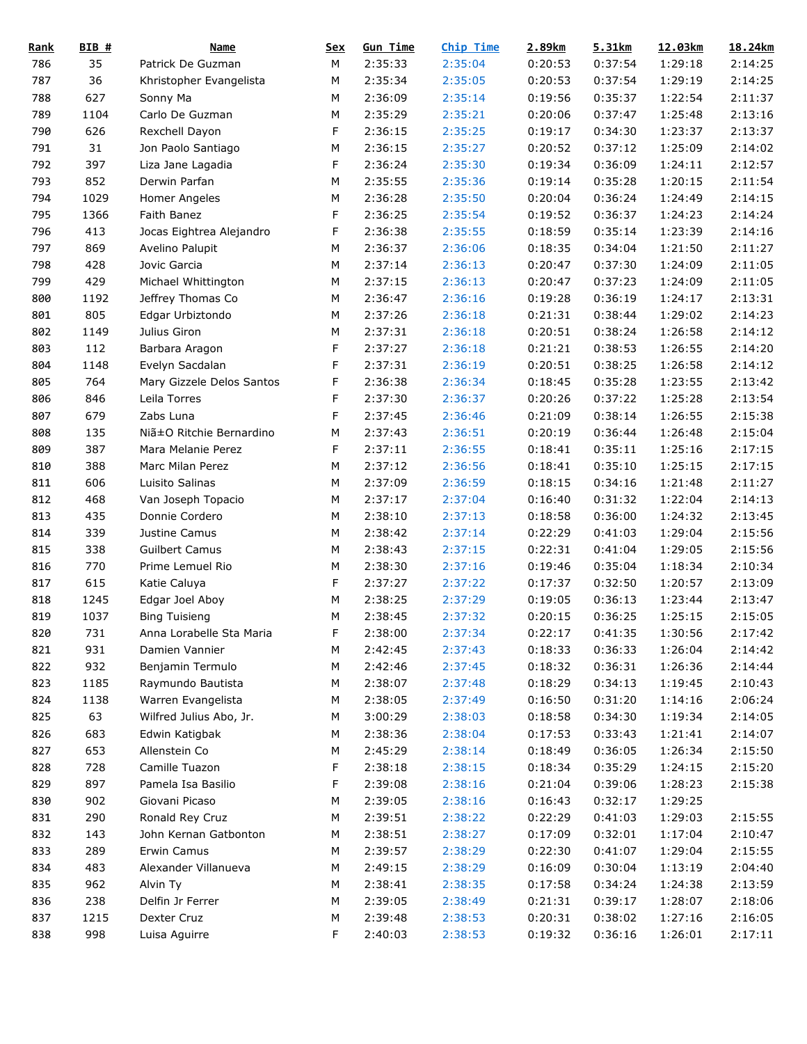| Rank | BIB # | Name | Sex | Gun Time | Chip Time | 2.89km | 5.31km | 12.03km | 18.24km |
|---|---|---|---|---|---|---|---|---|---|
| 786 | 35 | Patrick De Guzman | M | 2:35:33 | 2:35:04 | 0:20:53 | 0:37:54 | 1:29:18 | 2:14:25 |
| 787 | 36 | Khristopher Evangelista | M | 2:35:34 | 2:35:05 | 0:20:53 | 0:37:54 | 1:29:19 | 2:14:25 |
| 788 | 627 | Sonny Ma | M | 2:36:09 | 2:35:14 | 0:19:56 | 0:35:37 | 1:22:54 | 2:11:37 |
| 789 | 1104 | Carlo De Guzman | M | 2:35:29 | 2:35:21 | 0:20:06 | 0:37:47 | 1:25:48 | 2:13:16 |
| 790 | 626 | Rexchell Dayon | F | 2:36:15 | 2:35:25 | 0:19:17 | 0:34:30 | 1:23:37 | 2:13:37 |
| 791 | 31 | Jon Paolo Santiago | M | 2:36:15 | 2:35:27 | 0:20:52 | 0:37:12 | 1:25:09 | 2:14:02 |
| 792 | 397 | Liza Jane Lagadia | F | 2:36:24 | 2:35:30 | 0:19:34 | 0:36:09 | 1:24:11 | 2:12:57 |
| 793 | 852 | Derwin Parfan | M | 2:35:55 | 2:35:36 | 0:19:14 | 0:35:28 | 1:20:15 | 2:11:54 |
| 794 | 1029 | Homer Angeles | M | 2:36:28 | 2:35:50 | 0:20:04 | 0:36:24 | 1:24:49 | 2:14:15 |
| 795 | 1366 | Faith Banez | F | 2:36:25 | 2:35:54 | 0:19:52 | 0:36:37 | 1:24:23 | 2:14:24 |
| 796 | 413 | Jocas Eightrea Alejandro | F | 2:36:38 | 2:35:55 | 0:18:59 | 0:35:14 | 1:23:39 | 2:14:16 |
| 797 | 869 | Avelino Palupit | M | 2:36:37 | 2:36:06 | 0:18:35 | 0:34:04 | 1:21:50 | 2:11:27 |
| 798 | 428 | Jovic Garcia | M | 2:37:14 | 2:36:13 | 0:20:47 | 0:37:30 | 1:24:09 | 2:11:05 |
| 799 | 429 | Michael Whittington | M | 2:37:15 | 2:36:13 | 0:20:47 | 0:37:23 | 1:24:09 | 2:11:05 |
| 800 | 1192 | Jeffrey Thomas Co | M | 2:36:47 | 2:36:16 | 0:19:28 | 0:36:19 | 1:24:17 | 2:13:31 |
| 801 | 805 | Edgar Urbiztondo | M | 2:37:26 | 2:36:18 | 0:21:31 | 0:38:44 | 1:29:02 | 2:14:23 |
| 802 | 1149 | Julius Giron | M | 2:37:31 | 2:36:18 | 0:20:51 | 0:38:24 | 1:26:58 | 2:14:12 |
| 803 | 112 | Barbara Aragon | F | 2:37:27 | 2:36:18 | 0:21:21 | 0:38:53 | 1:26:55 | 2:14:20 |
| 804 | 1148 | Evelyn Sacdalan | F | 2:37:31 | 2:36:19 | 0:20:51 | 0:38:25 | 1:26:58 | 2:14:12 |
| 805 | 764 | Mary Gizzele Delos Santos | F | 2:36:38 | 2:36:34 | 0:18:45 | 0:35:28 | 1:23:55 | 2:13:42 |
| 806 | 846 | Leila Torres | F | 2:37:30 | 2:36:37 | 0:20:26 | 0:37:22 | 1:25:28 | 2:13:54 |
| 807 | 679 | Zabs Luna | F | 2:37:45 | 2:36:46 | 0:21:09 | 0:38:14 | 1:26:55 | 2:15:38 |
| 808 | 135 | Niã±O Ritchie Bernardino | M | 2:37:43 | 2:36:51 | 0:20:19 | 0:36:44 | 1:26:48 | 2:15:04 |
| 809 | 387 | Mara Melanie Perez | F | 2:37:11 | 2:36:55 | 0:18:41 | 0:35:11 | 1:25:16 | 2:17:15 |
| 810 | 388 | Marc Milan Perez | M | 2:37:12 | 2:36:56 | 0:18:41 | 0:35:10 | 1:25:15 | 2:17:15 |
| 811 | 606 | Luisito Salinas | M | 2:37:09 | 2:36:59 | 0:18:15 | 0:34:16 | 1:21:48 | 2:11:27 |
| 812 | 468 | Van Joseph Topacio | M | 2:37:17 | 2:37:04 | 0:16:40 | 0:31:32 | 1:22:04 | 2:14:13 |
| 813 | 435 | Donnie Cordero | M | 2:38:10 | 2:37:13 | 0:18:58 | 0:36:00 | 1:24:32 | 2:13:45 |
| 814 | 339 | Justine Camus | M | 2:38:42 | 2:37:14 | 0:22:29 | 0:41:03 | 1:29:04 | 2:15:56 |
| 815 | 338 | Guilbert Camus | M | 2:38:43 | 2:37:15 | 0:22:31 | 0:41:04 | 1:29:05 | 2:15:56 |
| 816 | 770 | Prime Lemuel Rio | M | 2:38:30 | 2:37:16 | 0:19:46 | 0:35:04 | 1:18:34 | 2:10:34 |
| 817 | 615 | Katie Caluya | F | 2:37:27 | 2:37:22 | 0:17:37 | 0:32:50 | 1:20:57 | 2:13:09 |
| 818 | 1245 | Edgar Joel Aboy | M | 2:38:25 | 2:37:29 | 0:19:05 | 0:36:13 | 1:23:44 | 2:13:47 |
| 819 | 1037 | Bing Tuisieng | M | 2:38:45 | 2:37:32 | 0:20:15 | 0:36:25 | 1:25:15 | 2:15:05 |
| 820 | 731 | Anna Lorabelle Sta Maria | F | 2:38:00 | 2:37:34 | 0:22:17 | 0:41:35 | 1:30:56 | 2:17:42 |
| 821 | 931 | Damien Vannier | M | 2:42:45 | 2:37:43 | 0:18:33 | 0:36:33 | 1:26:04 | 2:14:42 |
| 822 | 932 | Benjamin Termulo | M | 2:42:46 | 2:37:45 | 0:18:32 | 0:36:31 | 1:26:36 | 2:14:44 |
| 823 | 1185 | Raymundo Bautista | M | 2:38:07 | 2:37:48 | 0:18:29 | 0:34:13 | 1:19:45 | 2:10:43 |
| 824 | 1138 | Warren Evangelista | M | 2:38:05 | 2:37:49 | 0:16:50 | 0:31:20 | 1:14:16 | 2:06:24 |
| 825 | 63 | Wilfred Julius Abo, Jr. | M | 3:00:29 | 2:38:03 | 0:18:58 | 0:34:30 | 1:19:34 | 2:14:05 |
| 826 | 683 | Edwin Katigbak | M | 2:38:36 | 2:38:04 | 0:17:53 | 0:33:43 | 1:21:41 | 2:14:07 |
| 827 | 653 | Allenstein Co | M | 2:45:29 | 2:38:14 | 0:18:49 | 0:36:05 | 1:26:34 | 2:15:50 |
| 828 | 728 | Camille Tuazon | F | 2:38:18 | 2:38:15 | 0:18:34 | 0:35:29 | 1:24:15 | 2:15:20 |
| 829 | 897 | Pamela Isa Basilio | F | 2:39:08 | 2:38:16 | 0:21:04 | 0:39:06 | 1:28:23 | 2:15:38 |
| 830 | 902 | Giovani Picaso | M | 2:39:05 | 2:38:16 | 0:16:43 | 0:32:17 | 1:29:25 | |
| 831 | 290 | Ronald Rey Cruz | M | 2:39:51 | 2:38:22 | 0:22:29 | 0:41:03 | 1:29:03 | 2:15:55 |
| 832 | 143 | John Kernan Gatbonton | M | 2:38:51 | 2:38:27 | 0:17:09 | 0:32:01 | 1:17:04 | 2:10:47 |
| 833 | 289 | Erwin Camus | M | 2:39:57 | 2:38:29 | 0:22:30 | 0:41:07 | 1:29:04 | 2:15:55 |
| 834 | 483 | Alexander Villanueva | M | 2:49:15 | 2:38:29 | 0:16:09 | 0:30:04 | 1:13:19 | 2:04:40 |
| 835 | 962 | Alvin Ty | M | 2:38:41 | 2:38:35 | 0:17:58 | 0:34:24 | 1:24:38 | 2:13:59 |
| 836 | 238 | Delfin Jr Ferrer | M | 2:39:05 | 2:38:49 | 0:21:31 | 0:39:17 | 1:28:07 | 2:18:06 |
| 837 | 1215 | Dexter Cruz | M | 2:39:48 | 2:38:53 | 0:20:31 | 0:38:02 | 1:27:16 | 2:16:05 |
| 838 | 998 | Luisa Aguirre | F | 2:40:03 | 2:38:53 | 0:19:32 | 0:36:16 | 1:26:01 | 2:17:11 |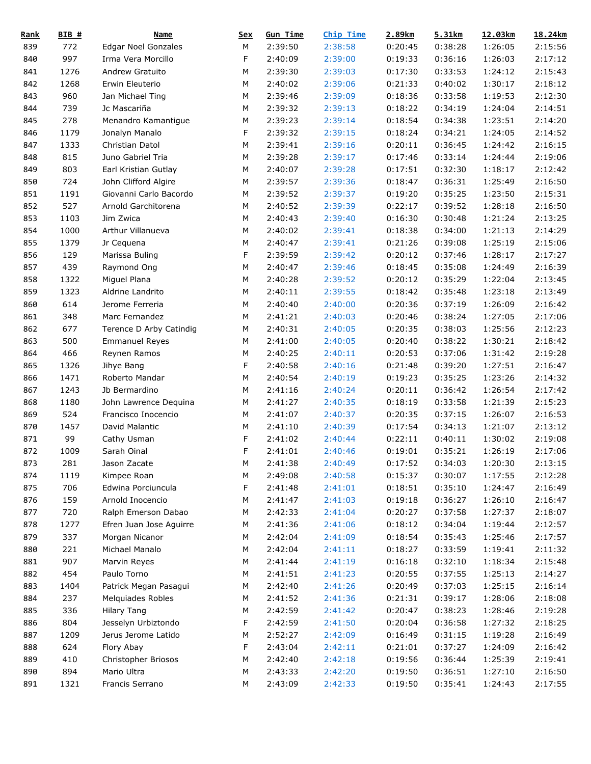| Rank | BIB # | Name | Sex | Gun Time | Chip Time | 2.89km | 5.31km | 12.03km | 18.24km |
|---|---|---|---|---|---|---|---|---|---|
| 839 | 772 | Edgar Noel Gonzales | M | 2:39:50 | 2:38:58 | 0:20:45 | 0:38:28 | 1:26:05 | 2:15:56 |
| 840 | 997 | Irma Vera Morcillo | F | 2:40:09 | 2:39:00 | 0:19:33 | 0:36:16 | 1:26:03 | 2:17:12 |
| 841 | 1276 | Andrew Gratuito | M | 2:39:30 | 2:39:03 | 0:17:30 | 0:33:53 | 1:24:12 | 2:15:43 |
| 842 | 1268 | Erwin Eleuterio | M | 2:40:02 | 2:39:06 | 0:21:33 | 0:40:02 | 1:30:17 | 2:18:12 |
| 843 | 960 | Jan Michael Ting | M | 2:39:46 | 2:39:09 | 0:18:36 | 0:33:58 | 1:19:53 | 2:12:30 |
| 844 | 739 | Jc Mascariña | M | 2:39:32 | 2:39:13 | 0:18:22 | 0:34:19 | 1:24:04 | 2:14:51 |
| 845 | 278 | Menandro Kamantigue | M | 2:39:23 | 2:39:14 | 0:18:54 | 0:34:38 | 1:23:51 | 2:14:20 |
| 846 | 1179 | Jonalyn Manalo | F | 2:39:32 | 2:39:15 | 0:18:24 | 0:34:21 | 1:24:05 | 2:14:52 |
| 847 | 1333 | Christian Datol | M | 2:39:41 | 2:39:16 | 0:20:11 | 0:36:45 | 1:24:42 | 2:16:15 |
| 848 | 815 | Juno Gabriel Tria | M | 2:39:28 | 2:39:17 | 0:17:46 | 0:33:14 | 1:24:44 | 2:19:06 |
| 849 | 803 | Earl Kristian Gutlay | M | 2:40:07 | 2:39:28 | 0:17:51 | 0:32:30 | 1:18:17 | 2:12:42 |
| 850 | 724 | John Clifford Algire | M | 2:39:57 | 2:39:36 | 0:18:47 | 0:36:31 | 1:25:49 | 2:16:50 |
| 851 | 1191 | Giovanni Carlo Bacordo | M | 2:39:52 | 2:39:37 | 0:19:20 | 0:35:25 | 1:23:50 | 2:15:31 |
| 852 | 527 | Arnold Garchitorena | M | 2:40:52 | 2:39:39 | 0:22:17 | 0:39:52 | 1:28:18 | 2:16:50 |
| 853 | 1103 | Jim Zwica | M | 2:40:43 | 2:39:40 | 0:16:30 | 0:30:48 | 1:21:24 | 2:13:25 |
| 854 | 1000 | Arthur Villanueva | M | 2:40:02 | 2:39:41 | 0:18:38 | 0:34:00 | 1:21:13 | 2:14:29 |
| 855 | 1379 | Jr Cequena | M | 2:40:47 | 2:39:41 | 0:21:26 | 0:39:08 | 1:25:19 | 2:15:06 |
| 856 | 129 | Marissa Buling | F | 2:39:59 | 2:39:42 | 0:20:12 | 0:37:46 | 1:28:17 | 2:17:27 |
| 857 | 439 | Raymond Ong | M | 2:40:47 | 2:39:46 | 0:18:45 | 0:35:08 | 1:24:49 | 2:16:39 |
| 858 | 1322 | Miguel Plana | M | 2:40:28 | 2:39:52 | 0:20:12 | 0:35:29 | 1:22:04 | 2:13:45 |
| 859 | 1323 | Aldrine Landrito | M | 2:40:11 | 2:39:55 | 0:18:42 | 0:35:48 | 1:23:18 | 2:13:49 |
| 860 | 614 | Jerome Ferreria | M | 2:40:40 | 2:40:00 | 0:20:36 | 0:37:19 | 1:26:09 | 2:16:42 |
| 861 | 348 | Marc Fernandez | M | 2:41:21 | 2:40:03 | 0:20:46 | 0:38:24 | 1:27:05 | 2:17:06 |
| 862 | 677 | Terence D Arby Catindig | M | 2:40:31 | 2:40:05 | 0:20:35 | 0:38:03 | 1:25:56 | 2:12:23 |
| 863 | 500 | Emmanuel Reyes | M | 2:41:00 | 2:40:05 | 0:20:40 | 0:38:22 | 1:30:21 | 2:18:42 |
| 864 | 466 | Reynen Ramos | M | 2:40:25 | 2:40:11 | 0:20:53 | 0:37:06 | 1:31:42 | 2:19:28 |
| 865 | 1326 | Jihye Bang | F | 2:40:58 | 2:40:16 | 0:21:48 | 0:39:20 | 1:27:51 | 2:16:47 |
| 866 | 1471 | Roberto Mandar | M | 2:40:54 | 2:40:19 | 0:19:23 | 0:35:25 | 1:23:26 | 2:14:32 |
| 867 | 1243 | Jb Bermardino | M | 2:41:16 | 2:40:24 | 0:20:11 | 0:36:42 | 1:26:54 | 2:17:42 |
| 868 | 1180 | John Lawrence Dequina | M | 2:41:27 | 2:40:35 | 0:18:19 | 0:33:58 | 1:21:39 | 2:15:23 |
| 869 | 524 | Francisco Inocencio | M | 2:41:07 | 2:40:37 | 0:20:35 | 0:37:15 | 1:26:07 | 2:16:53 |
| 870 | 1457 | David Malantic | M | 2:41:10 | 2:40:39 | 0:17:54 | 0:34:13 | 1:21:07 | 2:13:12 |
| 871 | 99 | Cathy Usman | F | 2:41:02 | 2:40:44 | 0:22:11 | 0:40:11 | 1:30:02 | 2:19:08 |
| 872 | 1009 | Sarah Oinal | F | 2:41:01 | 2:40:46 | 0:19:01 | 0:35:21 | 1:26:19 | 2:17:06 |
| 873 | 281 | Jason Zacate | M | 2:41:38 | 2:40:49 | 0:17:52 | 0:34:03 | 1:20:30 | 2:13:15 |
| 874 | 1119 | Kimpee Roan | M | 2:49:08 | 2:40:58 | 0:15:37 | 0:30:07 | 1:17:55 | 2:12:28 |
| 875 | 706 | Edwina Porciuncula | F | 2:41:48 | 2:41:01 | 0:18:51 | 0:35:10 | 1:24:47 | 2:16:49 |
| 876 | 159 | Arnold Inocencio | M | 2:41:47 | 2:41:03 | 0:19:18 | 0:36:27 | 1:26:10 | 2:16:47 |
| 877 | 720 | Ralph Emerson Dabao | M | 2:42:33 | 2:41:04 | 0:20:27 | 0:37:58 | 1:27:37 | 2:18:07 |
| 878 | 1277 | Efren Juan Jose Aguirre | M | 2:41:36 | 2:41:06 | 0:18:12 | 0:34:04 | 1:19:44 | 2:12:57 |
| 879 | 337 | Morgan Nicanor | M | 2:42:04 | 2:41:09 | 0:18:54 | 0:35:43 | 1:25:46 | 2:17:57 |
| 880 | 221 | Michael Manalo | M | 2:42:04 | 2:41:11 | 0:18:27 | 0:33:59 | 1:19:41 | 2:11:32 |
| 881 | 907 | Marvin Reyes | M | 2:41:44 | 2:41:19 | 0:16:18 | 0:32:10 | 1:18:34 | 2:15:48 |
| 882 | 454 | Paulo Torno | M | 2:41:51 | 2:41:23 | 0:20:55 | 0:37:55 | 1:25:13 | 2:14:27 |
| 883 | 1404 | Patrick Megan Pasagui | M | 2:42:40 | 2:41:26 | 0:20:49 | 0:37:03 | 1:25:15 | 2:16:14 |
| 884 | 237 | Melquiades Robles | M | 2:41:52 | 2:41:36 | 0:21:31 | 0:39:17 | 1:28:06 | 2:18:08 |
| 885 | 336 | Hilary Tang | M | 2:42:59 | 2:41:42 | 0:20:47 | 0:38:23 | 1:28:46 | 2:19:28 |
| 886 | 804 | Jesselyn Urbiztondo | F | 2:42:59 | 2:41:50 | 0:20:04 | 0:36:58 | 1:27:32 | 2:18:25 |
| 887 | 1209 | Jerus Jerome Latido | M | 2:52:27 | 2:42:09 | 0:16:49 | 0:31:15 | 1:19:28 | 2:16:49 |
| 888 | 624 | Flory Abay | F | 2:43:04 | 2:42:11 | 0:21:01 | 0:37:27 | 1:24:09 | 2:16:42 |
| 889 | 410 | Christopher Briosos | M | 2:42:40 | 2:42:18 | 0:19:56 | 0:36:44 | 1:25:39 | 2:19:41 |
| 890 | 894 | Mario Ultra | M | 2:43:33 | 2:42:20 | 0:19:50 | 0:36:51 | 1:27:10 | 2:16:50 |
| 891 | 1321 | Francis Serrano | M | 2:43:09 | 2:42:33 | 0:19:50 | 0:35:41 | 1:24:43 | 2:17:55 |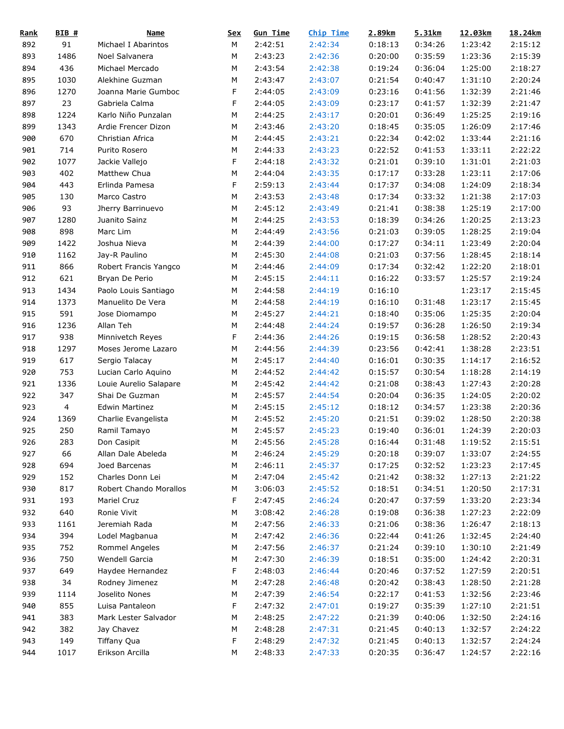| Rank | BIB # | Name | Sex | Gun Time | Chip Time | 2.89km | 5.31km | 12.03km | 18.24km |
|---|---|---|---|---|---|---|---|---|---|
| 892 | 91 | Michael I Abarintos | M | 2:42:51 | 2:42:34 | 0:18:13 | 0:34:26 | 1:23:42 | 2:15:12 |
| 893 | 1486 | Noel Salvanera | M | 2:43:23 | 2:42:36 | 0:20:00 | 0:35:59 | 1:23:36 | 2:15:39 |
| 894 | 436 | Michael Mercado | M | 2:43:54 | 2:42:38 | 0:19:24 | 0:36:04 | 1:25:00 | 2:18:27 |
| 895 | 1030 | Alekhine Guzman | M | 2:43:47 | 2:43:07 | 0:21:54 | 0:40:47 | 1:31:10 | 2:20:24 |
| 896 | 1270 | Joanna Marie Gumboc | F | 2:44:05 | 2:43:09 | 0:23:16 | 0:41:56 | 1:32:39 | 2:21:46 |
| 897 | 23 | Gabriela Calma | F | 2:44:05 | 2:43:09 | 0:23:17 | 0:41:57 | 1:32:39 | 2:21:47 |
| 898 | 1224 | Karlo Niño Punzalan | M | 2:44:25 | 2:43:17 | 0:20:01 | 0:36:49 | 1:25:25 | 2:19:16 |
| 899 | 1343 | Ardie Frencer Dizon | M | 2:43:46 | 2:43:20 | 0:18:45 | 0:35:05 | 1:26:09 | 2:17:46 |
| 900 | 670 | Christian Africa | M | 2:44:45 | 2:43:21 | 0:22:34 | 0:42:02 | 1:33:44 | 2:21:16 |
| 901 | 714 | Purito Rosero | M | 2:44:33 | 2:43:23 | 0:22:52 | 0:41:53 | 1:33:11 | 2:22:22 |
| 902 | 1077 | Jackie Vallejo | F | 2:44:18 | 2:43:32 | 0:21:01 | 0:39:10 | 1:31:01 | 2:21:03 |
| 903 | 402 | Matthew Chua | M | 2:44:04 | 2:43:35 | 0:17:17 | 0:33:28 | 1:23:11 | 2:17:06 |
| 904 | 443 | Erlinda Pamesa | F | 2:59:13 | 2:43:44 | 0:17:37 | 0:34:08 | 1:24:09 | 2:18:34 |
| 905 | 130 | Marco Castro | M | 2:43:53 | 2:43:48 | 0:17:34 | 0:33:32 | 1:21:38 | 2:17:03 |
| 906 | 93 | Jherry Barrinuevo | M | 2:45:12 | 2:43:49 | 0:21:41 | 0:38:38 | 1:25:19 | 2:17:00 |
| 907 | 1280 | Juanito Sainz | M | 2:44:25 | 2:43:53 | 0:18:39 | 0:34:26 | 1:20:25 | 2:13:23 |
| 908 | 898 | Marc Lim | M | 2:44:49 | 2:43:56 | 0:21:03 | 0:39:05 | 1:28:25 | 2:19:04 |
| 909 | 1422 | Joshua Nieva | M | 2:44:39 | 2:44:00 | 0:17:27 | 0:34:11 | 1:23:49 | 2:20:04 |
| 910 | 1162 | Jay-R Paulino | M | 2:45:30 | 2:44:08 | 0:21:03 | 0:37:56 | 1:28:45 | 2:18:14 |
| 911 | 866 | Robert Francis Yangco | M | 2:44:46 | 2:44:09 | 0:17:34 | 0:32:42 | 1:22:20 | 2:18:01 |
| 912 | 621 | Bryan De Perio | M | 2:45:15 | 2:44:11 | 0:16:22 | 0:33:57 | 1:25:57 | 2:19:24 |
| 913 | 1434 | Paolo Louis Santiago | M | 2:44:58 | 2:44:19 | 0:16:10 | | 1:23:17 | 2:15:45 |
| 914 | 1373 | Manuelito De Vera | M | 2:44:58 | 2:44:19 | 0:16:10 | 0:31:48 | 1:23:17 | 2:15:45 |
| 915 | 591 | Jose Diomampo | M | 2:45:27 | 2:44:21 | 0:18:40 | 0:35:06 | 1:25:35 | 2:20:04 |
| 916 | 1236 | Allan Teh | M | 2:44:48 | 2:44:24 | 0:19:57 | 0:36:28 | 1:26:50 | 2:19:34 |
| 917 | 938 | Minnivetch Reyes | F | 2:44:36 | 2:44:26 | 0:19:15 | 0:36:58 | 1:28:52 | 2:20:43 |
| 918 | 1297 | Moses Jerome Lazaro | M | 2:44:56 | 2:44:39 | 0:23:56 | 0:42:41 | 1:38:28 | 2:23:51 |
| 919 | 617 | Sergio Talacay | M | 2:45:17 | 2:44:40 | 0:16:01 | 0:30:35 | 1:14:17 | 2:16:52 |
| 920 | 753 | Lucian Carlo Aquino | M | 2:44:52 | 2:44:42 | 0:15:57 | 0:30:54 | 1:18:28 | 2:14:19 |
| 921 | 1336 | Louie Aurelio Salapare | M | 2:45:42 | 2:44:42 | 0:21:08 | 0:38:43 | 1:27:43 | 2:20:28 |
| 922 | 347 | Shai De Guzman | M | 2:45:57 | 2:44:54 | 0:20:04 | 0:36:35 | 1:24:05 | 2:20:02 |
| 923 | 4 | Edwin Martinez | M | 2:45:15 | 2:45:12 | 0:18:12 | 0:34:57 | 1:23:38 | 2:20:36 |
| 924 | 1369 | Charlie Evangelista | M | 2:45:52 | 2:45:20 | 0:21:51 | 0:39:02 | 1:28:50 | 2:20:38 |
| 925 | 250 | Ramil Tamayo | M | 2:45:57 | 2:45:23 | 0:19:40 | 0:36:01 | 1:24:39 | 2:20:03 |
| 926 | 283 | Don Casipit | M | 2:45:56 | 2:45:28 | 0:16:44 | 0:31:48 | 1:19:52 | 2:15:51 |
| 927 | 66 | Allan Dale Abeleda | M | 2:46:24 | 2:45:29 | 0:20:18 | 0:39:07 | 1:33:07 | 2:24:55 |
| 928 | 694 | Joed Barcenas | M | 2:46:11 | 2:45:37 | 0:17:25 | 0:32:52 | 1:23:23 | 2:17:45 |
| 929 | 152 | Charles Donn Lei | M | 2:47:04 | 2:45:42 | 0:21:42 | 0:38:32 | 1:27:13 | 2:21:22 |
| 930 | 817 | Robert Chando Morallos | M | 3:06:03 | 2:45:52 | 0:18:51 | 0:34:51 | 1:20:50 | 2:17:31 |
| 931 | 193 | Mariel Cruz | F | 2:47:45 | 2:46:24 | 0:20:47 | 0:37:59 | 1:33:20 | 2:23:34 |
| 932 | 640 | Ronie Vivit | M | 3:08:42 | 2:46:28 | 0:19:08 | 0:36:38 | 1:27:23 | 2:22:09 |
| 933 | 1161 | Jeremiah Rada | M | 2:47:56 | 2:46:33 | 0:21:06 | 0:38:36 | 1:26:47 | 2:18:13 |
| 934 | 394 | Lodel Magbanua | M | 2:47:42 | 2:46:36 | 0:22:44 | 0:41:26 | 1:32:45 | 2:24:40 |
| 935 | 752 | Rommel Angeles | M | 2:47:56 | 2:46:37 | 0:21:24 | 0:39:10 | 1:30:10 | 2:21:49 |
| 936 | 750 | Wendell Garcia | M | 2:47:30 | 2:46:39 | 0:18:51 | 0:35:00 | 1:24:42 | 2:20:31 |
| 937 | 649 | Haydee Hernandez | F | 2:48:03 | 2:46:44 | 0:20:46 | 0:37:52 | 1:27:59 | 2:20:51 |
| 938 | 34 | Rodney Jimenez | M | 2:47:28 | 2:46:48 | 0:20:42 | 0:38:43 | 1:28:50 | 2:21:28 |
| 939 | 1114 | Joselito Nones | M | 2:47:39 | 2:46:54 | 0:22:17 | 0:41:53 | 1:32:56 | 2:23:46 |
| 940 | 855 | Luisa Pantaleon | F | 2:47:32 | 2:47:01 | 0:19:27 | 0:35:39 | 1:27:10 | 2:21:51 |
| 941 | 383 | Mark Lester Salvador | M | 2:48:25 | 2:47:22 | 0:21:39 | 0:40:06 | 1:32:50 | 2:24:16 |
| 942 | 382 | Jay Chavez | M | 2:48:28 | 2:47:31 | 0:21:45 | 0:40:13 | 1:32:57 | 2:24:22 |
| 943 | 149 | Tiffany Qua | F | 2:48:29 | 2:47:32 | 0:21:45 | 0:40:13 | 1:32:57 | 2:24:24 |
| 944 | 1017 | Erikson Arcilla | M | 2:48:33 | 2:47:33 | 0:20:35 | 0:36:47 | 1:24:57 | 2:22:16 |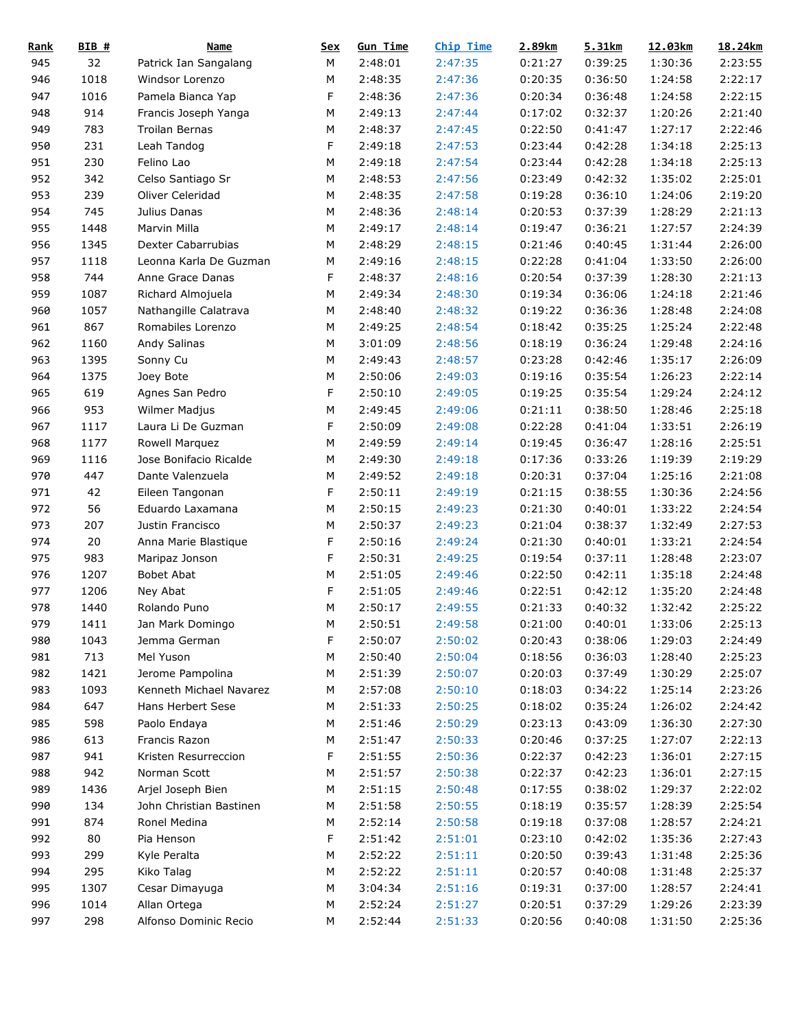| Rank | BIB # | Name | Sex | Gun Time | Chip Time | 2.89km | 5.31km | 12.03km | 18.24km |
|---|---|---|---|---|---|---|---|---|---|
| 945 | 32 | Patrick Ian Sangalang | M | 2:48:01 | 2:47:35 | 0:21:27 | 0:39:25 | 1:30:36 | 2:23:55 |
| 946 | 1018 | Windsor Lorenzo | M | 2:48:35 | 2:47:36 | 0:20:35 | 0:36:50 | 1:24:58 | 2:22:17 |
| 947 | 1016 | Pamela Bianca Yap | F | 2:48:36 | 2:47:36 | 0:20:34 | 0:36:48 | 1:24:58 | 2:22:15 |
| 948 | 914 | Francis Joseph Yanga | M | 2:49:13 | 2:47:44 | 0:17:02 | 0:32:37 | 1:20:26 | 2:21:40 |
| 949 | 783 | Troilan Bernas | M | 2:48:37 | 2:47:45 | 0:22:50 | 0:41:47 | 1:27:17 | 2:22:46 |
| 950 | 231 | Leah Tandog | F | 2:49:18 | 2:47:53 | 0:23:44 | 0:42:28 | 1:34:18 | 2:25:13 |
| 951 | 230 | Felino Lao | M | 2:49:18 | 2:47:54 | 0:23:44 | 0:42:28 | 1:34:18 | 2:25:13 |
| 952 | 342 | Celso Santiago Sr | M | 2:48:53 | 2:47:56 | 0:23:49 | 0:42:32 | 1:35:02 | 2:25:01 |
| 953 | 239 | Oliver Celeridad | M | 2:48:35 | 2:47:58 | 0:19:28 | 0:36:10 | 1:24:06 | 2:19:20 |
| 954 | 745 | Julius Danas | M | 2:48:36 | 2:48:14 | 0:20:53 | 0:37:39 | 1:28:29 | 2:21:13 |
| 955 | 1448 | Marvin Milla | M | 2:49:17 | 2:48:14 | 0:19:47 | 0:36:21 | 1:27:57 | 2:24:39 |
| 956 | 1345 | Dexter Cabarrubias | M | 2:48:29 | 2:48:15 | 0:21:46 | 0:40:45 | 1:31:44 | 2:26:00 |
| 957 | 1118 | Leonna Karla De Guzman | M | 2:49:16 | 2:48:15 | 0:22:28 | 0:41:04 | 1:33:50 | 2:26:00 |
| 958 | 744 | Anne Grace Danas | F | 2:48:37 | 2:48:16 | 0:20:54 | 0:37:39 | 1:28:30 | 2:21:13 |
| 959 | 1087 | Richard Almojuela | M | 2:49:34 | 2:48:30 | 0:19:34 | 0:36:06 | 1:24:18 | 2:21:46 |
| 960 | 1057 | Nathangille Calatrava | M | 2:48:40 | 2:48:32 | 0:19:22 | 0:36:36 | 1:28:48 | 2:24:08 |
| 961 | 867 | Romabiles Lorenzo | M | 2:49:25 | 2:48:54 | 0:18:42 | 0:35:25 | 1:25:24 | 2:22:48 |
| 962 | 1160 | Andy Salinas | M | 3:01:09 | 2:48:56 | 0:18:19 | 0:36:24 | 1:29:48 | 2:24:16 |
| 963 | 1395 | Sonny Cu | M | 2:49:43 | 2:48:57 | 0:23:28 | 0:42:46 | 1:35:17 | 2:26:09 |
| 964 | 1375 | Joey Bote | M | 2:50:06 | 2:49:03 | 0:19:16 | 0:35:54 | 1:26:23 | 2:22:14 |
| 965 | 619 | Agnes San Pedro | F | 2:50:10 | 2:49:05 | 0:19:25 | 0:35:54 | 1:29:24 | 2:24:12 |
| 966 | 953 | Wilmer Madjus | M | 2:49:45 | 2:49:06 | 0:21:11 | 0:38:50 | 1:28:46 | 2:25:18 |
| 967 | 1117 | Laura Li De Guzman | F | 2:50:09 | 2:49:08 | 0:22:28 | 0:41:04 | 1:33:51 | 2:26:19 |
| 968 | 1177 | Rowell Marquez | M | 2:49:59 | 2:49:14 | 0:19:45 | 0:36:47 | 1:28:16 | 2:25:51 |
| 969 | 1116 | Jose Bonifacio Ricalde | M | 2:49:30 | 2:49:18 | 0:17:36 | 0:33:26 | 1:19:39 | 2:19:29 |
| 970 | 447 | Dante Valenzuela | M | 2:49:52 | 2:49:18 | 0:20:31 | 0:37:04 | 1:25:16 | 2:21:08 |
| 971 | 42 | Eileen Tangonan | F | 2:50:11 | 2:49:19 | 0:21:15 | 0:38:55 | 1:30:36 | 2:24:56 |
| 972 | 56 | Eduardo Laxamana | M | 2:50:15 | 2:49:23 | 0:21:30 | 0:40:01 | 1:33:22 | 2:24:54 |
| 973 | 207 | Justin Francisco | M | 2:50:37 | 2:49:23 | 0:21:04 | 0:38:37 | 1:32:49 | 2:27:53 |
| 974 | 20 | Anna Marie Blastique | F | 2:50:16 | 2:49:24 | 0:21:30 | 0:40:01 | 1:33:21 | 2:24:54 |
| 975 | 983 | Maripaz Jonson | F | 2:50:31 | 2:49:25 | 0:19:54 | 0:37:11 | 1:28:48 | 2:23:07 |
| 976 | 1207 | Bobet Abat | M | 2:51:05 | 2:49:46 | 0:22:50 | 0:42:11 | 1:35:18 | 2:24:48 |
| 977 | 1206 | Ney Abat | F | 2:51:05 | 2:49:46 | 0:22:51 | 0:42:12 | 1:35:20 | 2:24:48 |
| 978 | 1440 | Rolando Puno | M | 2:50:17 | 2:49:55 | 0:21:33 | 0:40:32 | 1:32:42 | 2:25:22 |
| 979 | 1411 | Jan Mark Domingo | M | 2:50:51 | 2:49:58 | 0:21:00 | 0:40:01 | 1:33:06 | 2:25:13 |
| 980 | 1043 | Jemma German | F | 2:50:07 | 2:50:02 | 0:20:43 | 0:38:06 | 1:29:03 | 2:24:49 |
| 981 | 713 | Mel Yuson | M | 2:50:40 | 2:50:04 | 0:18:56 | 0:36:03 | 1:28:40 | 2:25:23 |
| 982 | 1421 | Jerome Pampolina | M | 2:51:39 | 2:50:07 | 0:20:03 | 0:37:49 | 1:30:29 | 2:25:07 |
| 983 | 1093 | Kenneth Michael Navarez | M | 2:57:08 | 2:50:10 | 0:18:03 | 0:34:22 | 1:25:14 | 2:23:26 |
| 984 | 647 | Hans Herbert Sese | M | 2:51:33 | 2:50:25 | 0:18:02 | 0:35:24 | 1:26:02 | 2:24:42 |
| 985 | 598 | Paolo Endaya | M | 2:51:46 | 2:50:29 | 0:23:13 | 0:43:09 | 1:36:30 | 2:27:30 |
| 986 | 613 | Francis Razon | M | 2:51:47 | 2:50:33 | 0:20:46 | 0:37:25 | 1:27:07 | 2:22:13 |
| 987 | 941 | Kristen Resurreccion | F | 2:51:55 | 2:50:36 | 0:22:37 | 0:42:23 | 1:36:01 | 2:27:15 |
| 988 | 942 | Norman Scott | M | 2:51:57 | 2:50:38 | 0:22:37 | 0:42:23 | 1:36:01 | 2:27:15 |
| 989 | 1436 | Arjel Joseph Bien | M | 2:51:15 | 2:50:48 | 0:17:55 | 0:38:02 | 1:29:37 | 2:22:02 |
| 990 | 134 | John Christian Bastinen | M | 2:51:58 | 2:50:55 | 0:18:19 | 0:35:57 | 1:28:39 | 2:25:54 |
| 991 | 874 | Ronel Medina | M | 2:52:14 | 2:50:58 | 0:19:18 | 0:37:08 | 1:28:57 | 2:24:21 |
| 992 | 80 | Pia Henson | F | 2:51:42 | 2:51:01 | 0:23:10 | 0:42:02 | 1:35:36 | 2:27:43 |
| 993 | 299 | Kyle Peralta | M | 2:52:22 | 2:51:11 | 0:20:50 | 0:39:43 | 1:31:48 | 2:25:36 |
| 994 | 295 | Kiko Talag | M | 2:52:22 | 2:51:11 | 0:20:57 | 0:40:08 | 1:31:48 | 2:25:37 |
| 995 | 1307 | Cesar Dimayuga | M | 3:04:34 | 2:51:16 | 0:19:31 | 0:37:00 | 1:28:57 | 2:24:41 |
| 996 | 1014 | Allan Ortega | M | 2:52:24 | 2:51:27 | 0:20:51 | 0:37:29 | 1:29:26 | 2:23:39 |
| 997 | 298 | Alfonso Dominic Recio | M | 2:52:44 | 2:51:33 | 0:20:56 | 0:40:08 | 1:31:50 | 2:25:36 |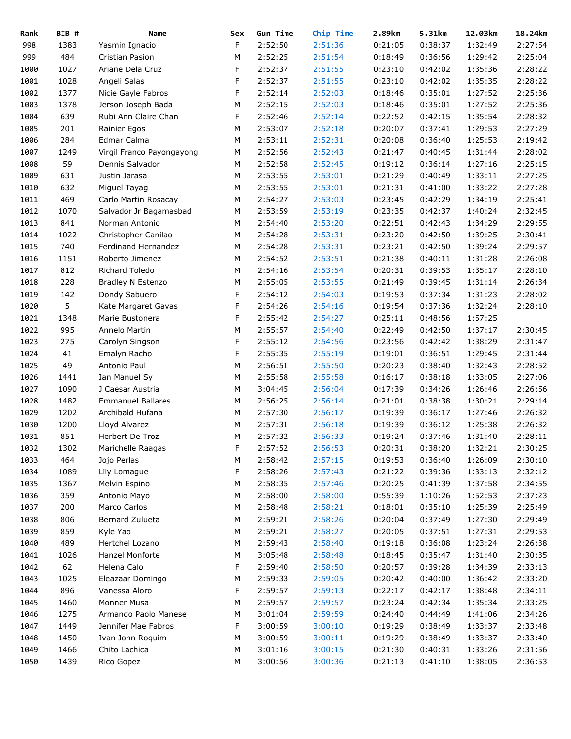| Rank | BIB # | Name | Sex | Gun Time | Chip Time | 2.89km | 5.31km | 12.03km | 18.24km |
|---|---|---|---|---|---|---|---|---|---|
| 998 | 1383 | Yasmin Ignacio | F | 2:52:50 | 2:51:36 | 0:21:05 | 0:38:37 | 1:32:49 | 2:27:54 |
| 999 | 484 | Cristian Pasion | M | 2:52:25 | 2:51:54 | 0:18:49 | 0:36:56 | 1:29:42 | 2:25:04 |
| 1000 | 1027 | Ariane Dela Cruz | F | 2:52:37 | 2:51:55 | 0:23:10 | 0:42:02 | 1:35:36 | 2:28:22 |
| 1001 | 1028 | Angeli Salas | F | 2:52:37 | 2:51:55 | 0:23:10 | 0:42:02 | 1:35:35 | 2:28:22 |
| 1002 | 1377 | Nicie Gayle Fabros | F | 2:52:14 | 2:52:03 | 0:18:46 | 0:35:01 | 1:27:52 | 2:25:36 |
| 1003 | 1378 | Jerson Joseph Bada | M | 2:52:15 | 2:52:03 | 0:18:46 | 0:35:01 | 1:27:52 | 2:25:36 |
| 1004 | 639 | Rubi Ann Claire Chan | F | 2:52:46 | 2:52:14 | 0:22:52 | 0:42:15 | 1:35:54 | 2:28:32 |
| 1005 | 201 | Rainier Egos | M | 2:53:07 | 2:52:18 | 0:20:07 | 0:37:41 | 1:29:53 | 2:27:29 |
| 1006 | 284 | Edmar Calma | M | 2:53:11 | 2:52:31 | 0:20:08 | 0:36:40 | 1:25:53 | 2:19:42 |
| 1007 | 1249 | Virgil Franco Payongayong | M | 2:52:56 | 2:52:43 | 0:21:47 | 0:40:45 | 1:31:44 | 2:28:02 |
| 1008 | 59 | Dennis Salvador | M | 2:52:58 | 2:52:45 | 0:19:12 | 0:36:14 | 1:27:16 | 2:25:15 |
| 1009 | 631 | Justin Jarasa | M | 2:53:55 | 2:53:01 | 0:21:29 | 0:40:49 | 1:33:11 | 2:27:25 |
| 1010 | 632 | Miguel Tayag | M | 2:53:55 | 2:53:01 | 0:21:31 | 0:41:00 | 1:33:22 | 2:27:28 |
| 1011 | 469 | Carlo Martin Rosacay | M | 2:54:27 | 2:53:03 | 0:23:45 | 0:42:29 | 1:34:19 | 2:25:41 |
| 1012 | 1070 | Salvador Jr Bagamasbad | M | 2:53:59 | 2:53:19 | 0:23:35 | 0:42:37 | 1:40:24 | 2:32:45 |
| 1013 | 841 | Norman Antonio | M | 2:54:40 | 2:53:20 | 0:22:51 | 0:42:43 | 1:34:29 | 2:29:55 |
| 1014 | 1022 | Christopher Canilao | M | 2:54:28 | 2:53:31 | 0:23:20 | 0:42:50 | 1:39:25 | 2:30:41 |
| 1015 | 740 | Ferdinand Hernandez | M | 2:54:28 | 2:53:31 | 0:23:21 | 0:42:50 | 1:39:24 | 2:29:57 |
| 1016 | 1151 | Roberto Jimenez | M | 2:54:52 | 2:53:51 | 0:21:38 | 0:40:11 | 1:31:28 | 2:26:08 |
| 1017 | 812 | Richard Toledo | M | 2:54:16 | 2:53:54 | 0:20:31 | 0:39:53 | 1:35:17 | 2:28:10 |
| 1018 | 228 | Bradley N Estenzo | M | 2:55:05 | 2:53:55 | 0:21:49 | 0:39:45 | 1:31:14 | 2:26:34 |
| 1019 | 142 | Dondy Sabuero | F | 2:54:12 | 2:54:03 | 0:19:53 | 0:37:34 | 1:31:23 | 2:28:02 |
| 1020 | 5 | Kate Margaret Gavas | F | 2:54:26 | 2:54:16 | 0:19:54 | 0:37:36 | 1:32:24 | 2:28:10 |
| 1021 | 1348 | Marie Bustonera | F | 2:55:42 | 2:54:27 | 0:25:11 | 0:48:56 | 1:57:25 | |
| 1022 | 995 | Annelo Martin | M | 2:55:57 | 2:54:40 | 0:22:49 | 0:42:50 | 1:37:17 | 2:30:45 |
| 1023 | 275 | Carolyn Singson | F | 2:55:12 | 2:54:56 | 0:23:56 | 0:42:42 | 1:38:29 | 2:31:47 |
| 1024 | 41 | Emalyn Racho | F | 2:55:35 | 2:55:19 | 0:19:01 | 0:36:51 | 1:29:45 | 2:31:44 |
| 1025 | 49 | Antonio Paul | M | 2:56:51 | 2:55:50 | 0:20:23 | 0:38:40 | 1:32:43 | 2:28:52 |
| 1026 | 1441 | Ian Manuel Sy | M | 2:55:58 | 2:55:58 | 0:16:17 | 0:38:18 | 1:33:05 | 2:27:06 |
| 1027 | 1090 | J Caesar Austria | M | 3:04:45 | 2:56:04 | 0:17:39 | 0:34:26 | 1:26:46 | 2:26:56 |
| 1028 | 1482 | Emmanuel Ballares | M | 2:56:25 | 2:56:14 | 0:21:01 | 0:38:38 | 1:30:21 | 2:29:14 |
| 1029 | 1202 | Archibald Hufana | M | 2:57:30 | 2:56:17 | 0:19:39 | 0:36:17 | 1:27:46 | 2:26:32 |
| 1030 | 1200 | Lloyd Alvarez | M | 2:57:31 | 2:56:18 | 0:19:39 | 0:36:12 | 1:25:38 | 2:26:32 |
| 1031 | 851 | Herbert De Troz | M | 2:57:32 | 2:56:33 | 0:19:24 | 0:37:46 | 1:31:40 | 2:28:11 |
| 1032 | 1302 | Marichelle Raagas | F | 2:57:52 | 2:56:53 | 0:20:31 | 0:38:20 | 1:32:21 | 2:30:25 |
| 1033 | 464 | Jojo Perlas | M | 2:58:42 | 2:57:15 | 0:19:53 | 0:36:40 | 1:26:09 | 2:30:10 |
| 1034 | 1089 | Lily Lomague | F | 2:58:26 | 2:57:43 | 0:21:22 | 0:39:36 | 1:33:13 | 2:32:12 |
| 1035 | 1367 | Melvin Espino | M | 2:58:35 | 2:57:46 | 0:20:25 | 0:41:39 | 1:37:58 | 2:34:55 |
| 1036 | 359 | Antonio Mayo | M | 2:58:00 | 2:58:00 | 0:55:39 | 1:10:26 | 1:52:53 | 2:37:23 |
| 1037 | 200 | Marco Carlos | M | 2:58:48 | 2:58:21 | 0:18:01 | 0:35:10 | 1:25:39 | 2:25:49 |
| 1038 | 806 | Bernard Zulueta | M | 2:59:21 | 2:58:26 | 0:20:04 | 0:37:49 | 1:27:30 | 2:29:49 |
| 1039 | 859 | Kyle Yao | M | 2:59:21 | 2:58:27 | 0:20:05 | 0:37:51 | 1:27:31 | 2:29:53 |
| 1040 | 489 | Hertchel Lozano | M | 2:59:43 | 2:58:40 | 0:19:18 | 0:36:08 | 1:23:24 | 2:26:38 |
| 1041 | 1026 | Hanzel Monforte | M | 3:05:48 | 2:58:48 | 0:18:45 | 0:35:47 | 1:31:40 | 2:30:35 |
| 1042 | 62 | Helena Calo | F | 2:59:40 | 2:58:50 | 0:20:57 | 0:39:28 | 1:34:39 | 2:33:13 |
| 1043 | 1025 | Eleazaar Domingo | M | 2:59:33 | 2:59:05 | 0:20:42 | 0:40:00 | 1:36:42 | 2:33:20 |
| 1044 | 896 | Vanessa Aloro | F | 2:59:57 | 2:59:13 | 0:22:17 | 0:42:17 | 1:38:48 | 2:34:11 |
| 1045 | 1460 | Monner Musa | M | 2:59:57 | 2:59:57 | 0:23:24 | 0:42:34 | 1:35:34 | 2:33:25 |
| 1046 | 1275 | Armando Paolo Manese | M | 3:01:04 | 2:59:59 | 0:24:40 | 0:44:49 | 1:41:06 | 2:34:26 |
| 1047 | 1449 | Jennifer Mae Fabros | F | 3:00:59 | 3:00:10 | 0:19:29 | 0:38:49 | 1:33:37 | 2:33:48 |
| 1048 | 1450 | Ivan John Roquim | M | 3:00:59 | 3:00:11 | 0:19:29 | 0:38:49 | 1:33:37 | 2:33:40 |
| 1049 | 1466 | Chito Lachica | M | 3:01:16 | 3:00:15 | 0:21:30 | 0:40:31 | 1:33:26 | 2:31:56 |
| 1050 | 1439 | Rico Gopez | M | 3:00:56 | 3:00:36 | 0:21:13 | 0:41:10 | 1:38:05 | 2:36:53 |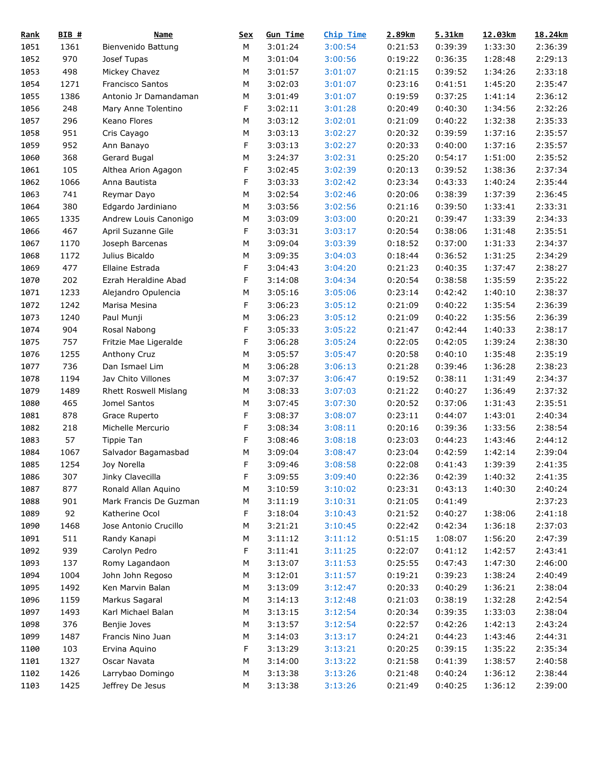| Rank | BIB # | Name | Sex | Gun Time | Chip Time | 2.89km | 5.31km | 12.03km | 18.24km |
|---|---|---|---|---|---|---|---|---|---|
| 1051 | 1361 | Bienvenido Battung | M | 3:01:24 | 3:00:54 | 0:21:53 | 0:39:39 | 1:33:30 | 2:36:39 |
| 1052 | 970 | Josef Tupas | M | 3:01:04 | 3:00:56 | 0:19:22 | 0:36:35 | 1:28:48 | 2:29:13 |
| 1053 | 498 | Mickey Chavez | M | 3:01:57 | 3:01:07 | 0:21:15 | 0:39:52 | 1:34:26 | 2:33:18 |
| 1054 | 1271 | Francisco Santos | M | 3:02:03 | 3:01:07 | 0:23:16 | 0:41:51 | 1:45:20 | 2:35:47 |
| 1055 | 1386 | Antonio Jr Damandaman | M | 3:01:49 | 3:01:07 | 0:19:59 | 0:37:25 | 1:41:14 | 2:36:12 |
| 1056 | 248 | Mary Anne Tolentino | F | 3:02:11 | 3:01:28 | 0:20:49 | 0:40:30 | 1:34:56 | 2:32:26 |
| 1057 | 296 | Keano Flores | M | 3:03:12 | 3:02:01 | 0:21:09 | 0:40:22 | 1:32:38 | 2:35:33 |
| 1058 | 951 | Cris Cayago | M | 3:03:13 | 3:02:27 | 0:20:32 | 0:39:59 | 1:37:16 | 2:35:57 |
| 1059 | 952 | Ann Banayo | F | 3:03:13 | 3:02:27 | 0:20:33 | 0:40:00 | 1:37:16 | 2:35:57 |
| 1060 | 368 | Gerard Bugal | M | 3:24:37 | 3:02:31 | 0:25:20 | 0:54:17 | 1:51:00 | 2:35:52 |
| 1061 | 105 | Althea Arion Agagon | F | 3:02:45 | 3:02:39 | 0:20:13 | 0:39:52 | 1:38:36 | 2:37:34 |
| 1062 | 1066 | Anna Bautista | F | 3:03:33 | 3:02:42 | 0:23:34 | 0:43:33 | 1:40:24 | 2:35:44 |
| 1063 | 741 | Reymar Dayo | M | 3:02:54 | 3:02:46 | 0:20:06 | 0:38:39 | 1:37:39 | 2:36:45 |
| 1064 | 380 | Edgardo Jardiniano | M | 3:03:56 | 3:02:56 | 0:21:16 | 0:39:50 | 1:33:41 | 2:33:31 |
| 1065 | 1335 | Andrew Louis Canonigo | M | 3:03:09 | 3:03:00 | 0:20:21 | 0:39:47 | 1:33:39 | 2:34:33 |
| 1066 | 467 | April Suzanne Gile | F | 3:03:31 | 3:03:17 | 0:20:54 | 0:38:06 | 1:31:48 | 2:35:51 |
| 1067 | 1170 | Joseph Barcenas | M | 3:09:04 | 3:03:39 | 0:18:52 | 0:37:00 | 1:31:33 | 2:34:37 |
| 1068 | 1172 | Julius Bicaldo | M | 3:09:35 | 3:04:03 | 0:18:44 | 0:36:52 | 1:31:25 | 2:34:29 |
| 1069 | 477 | Ellaine Estrada | F | 3:04:43 | 3:04:20 | 0:21:23 | 0:40:35 | 1:37:47 | 2:38:27 |
| 1070 | 202 | Ezrah Heraldine Abad | F | 3:14:08 | 3:04:34 | 0:20:54 | 0:38:58 | 1:35:59 | 2:35:22 |
| 1071 | 1233 | Alejandro Opulencia | M | 3:05:16 | 3:05:06 | 0:23:14 | 0:42:42 | 1:40:10 | 2:38:37 |
| 1072 | 1242 | Marisa Mesina | F | 3:06:23 | 3:05:12 | 0:21:09 | 0:40:22 | 1:35:54 | 2:36:39 |
| 1073 | 1240 | Paul Munji | M | 3:06:23 | 3:05:12 | 0:21:09 | 0:40:22 | 1:35:56 | 2:36:39 |
| 1074 | 904 | Rosal Nabong | F | 3:05:33 | 3:05:22 | 0:21:47 | 0:42:44 | 1:40:33 | 2:38:17 |
| 1075 | 757 | Fritzie Mae Ligeralde | F | 3:06:28 | 3:05:24 | 0:22:05 | 0:42:05 | 1:39:24 | 2:38:30 |
| 1076 | 1255 | Anthony Cruz | M | 3:05:57 | 3:05:47 | 0:20:58 | 0:40:10 | 1:35:48 | 2:35:19 |
| 1077 | 736 | Dan Ismael Lim | M | 3:06:28 | 3:06:13 | 0:21:28 | 0:39:46 | 1:36:28 | 2:38:23 |
| 1078 | 1194 | Jav Chito Villones | M | 3:07:37 | 3:06:47 | 0:19:52 | 0:38:11 | 1:31:49 | 2:34:37 |
| 1079 | 1489 | Rhett Roswell Mislang | M | 3:08:33 | 3:07:03 | 0:21:22 | 0:40:27 | 1:36:49 | 2:37:32 |
| 1080 | 465 | Jomel Santos | M | 3:07:45 | 3:07:30 | 0:20:52 | 0:37:06 | 1:31:43 | 2:35:51 |
| 1081 | 878 | Grace Ruperto | F | 3:08:37 | 3:08:07 | 0:23:11 | 0:44:07 | 1:43:01 | 2:40:34 |
| 1082 | 218 | Michelle Mercurio | F | 3:08:34 | 3:08:11 | 0:20:16 | 0:39:36 | 1:33:56 | 2:38:54 |
| 1083 | 57 | Tippie Tan | F | 3:08:46 | 3:08:18 | 0:23:03 | 0:44:23 | 1:43:46 | 2:44:12 |
| 1084 | 1067 | Salvador Bagamasbad | M | 3:09:04 | 3:08:47 | 0:23:04 | 0:42:59 | 1:42:14 | 2:39:04 |
| 1085 | 1254 | Joy Norella | F | 3:09:46 | 3:08:58 | 0:22:08 | 0:41:43 | 1:39:39 | 2:41:35 |
| 1086 | 307 | Jinky Clavecilla | F | 3:09:55 | 3:09:40 | 0:22:36 | 0:42:39 | 1:40:32 | 2:41:35 |
| 1087 | 877 | Ronald Allan Aquino | M | 3:10:59 | 3:10:02 | 0:23:31 | 0:43:13 | 1:40:30 | 2:40:24 |
| 1088 | 901 | Mark Francis De Guzman | M | 3:11:19 | 3:10:31 | 0:21:05 | 0:41:49 | | 2:37:23 |
| 1089 | 92 | Katherine Ocol | F | 3:18:04 | 3:10:43 | 0:21:52 | 0:40:27 | 1:38:06 | 2:41:18 |
| 1090 | 1468 | Jose Antonio Crucillo | M | 3:21:21 | 3:10:45 | 0:22:42 | 0:42:34 | 1:36:18 | 2:37:03 |
| 1091 | 511 | Randy Kanapi | M | 3:11:12 | 3:11:12 | 0:51:15 | 1:08:07 | 1:56:20 | 2:47:39 |
| 1092 | 939 | Carolyn Pedro | F | 3:11:41 | 3:11:25 | 0:22:07 | 0:41:12 | 1:42:57 | 2:43:41 |
| 1093 | 137 | Romy Lagandaon | M | 3:13:07 | 3:11:53 | 0:25:55 | 0:47:43 | 1:47:30 | 2:46:00 |
| 1094 | 1004 | John John Regoso | M | 3:12:01 | 3:11:57 | 0:19:21 | 0:39:23 | 1:38:24 | 2:40:49 |
| 1095 | 1492 | Ken Marvin Balan | M | 3:13:09 | 3:12:47 | 0:20:33 | 0:40:29 | 1:36:21 | 2:38:04 |
| 1096 | 1159 | Markus Sagaral | M | 3:14:13 | 3:12:48 | 0:21:03 | 0:38:19 | 1:32:28 | 2:42:54 |
| 1097 | 1493 | Karl Michael Balan | M | 3:13:15 | 3:12:54 | 0:20:34 | 0:39:35 | 1:33:03 | 2:38:04 |
| 1098 | 376 | Benjie Joves | M | 3:13:57 | 3:12:54 | 0:22:57 | 0:42:26 | 1:42:13 | 2:43:24 |
| 1099 | 1487 | Francis Nino Juan | M | 3:14:03 | 3:13:17 | 0:24:21 | 0:44:23 | 1:43:46 | 2:44:31 |
| 1100 | 103 | Ervina Aquino | F | 3:13:29 | 3:13:21 | 0:20:25 | 0:39:15 | 1:35:22 | 2:35:34 |
| 1101 | 1327 | Oscar Navata | M | 3:14:00 | 3:13:22 | 0:21:58 | 0:41:39 | 1:38:57 | 2:40:58 |
| 1102 | 1426 | Larrybao Domingo | M | 3:13:38 | 3:13:26 | 0:21:48 | 0:40:24 | 1:36:12 | 2:38:44 |
| 1103 | 1425 | Jeffrey De Jesus | M | 3:13:38 | 3:13:26 | 0:21:49 | 0:40:25 | 1:36:12 | 2:39:00 |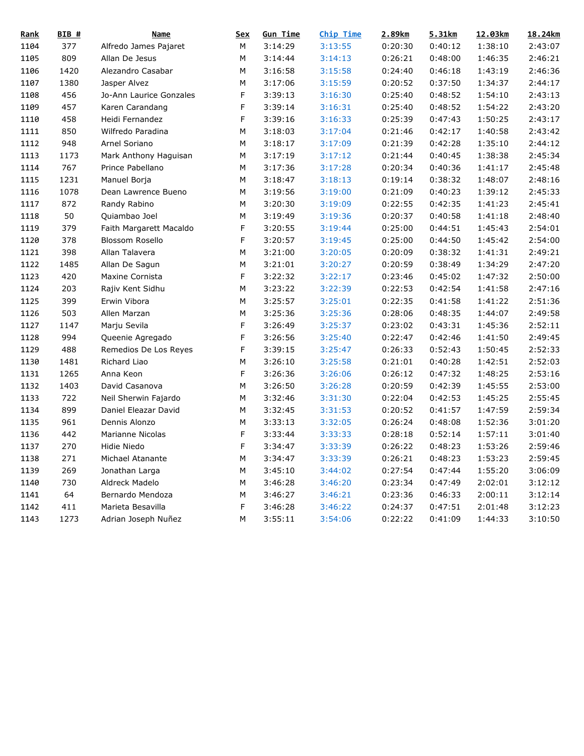| Rank | BIB # | Name | Sex | Gun Time | Chip Time | 2.89km | 5.31km | 12.03km | 18.24km |
|---|---|---|---|---|---|---|---|---|---|
| 1104 | 377 | Alfredo James Pajaret | M | 3:14:29 | 3:13:55 | 0:20:30 | 0:40:12 | 1:38:10 | 2:43:07 |
| 1105 | 809 | Allan De Jesus | M | 3:14:44 | 3:14:13 | 0:26:21 | 0:48:00 | 1:46:35 | 2:46:21 |
| 1106 | 1420 | Alezandro Casabar | M | 3:16:58 | 3:15:58 | 0:24:40 | 0:46:18 | 1:43:19 | 2:46:36 |
| 1107 | 1380 | Jasper Alvez | M | 3:17:06 | 3:15:59 | 0:20:52 | 0:37:50 | 1:34:37 | 2:44:17 |
| 1108 | 456 | Jo-Ann Laurice Gonzales | F | 3:39:13 | 3:16:30 | 0:25:40 | 0:48:52 | 1:54:10 | 2:43:13 |
| 1109 | 457 | Karen Carandang | F | 3:39:14 | 3:16:31 | 0:25:40 | 0:48:52 | 1:54:22 | 2:43:20 |
| 1110 | 458 | Heidi Fernandez | F | 3:39:16 | 3:16:33 | 0:25:39 | 0:47:43 | 1:50:25 | 2:43:17 |
| 1111 | 850 | Wilfredo Paradina | M | 3:18:03 | 3:17:04 | 0:21:46 | 0:42:17 | 1:40:58 | 2:43:42 |
| 1112 | 948 | Arnel Soriano | M | 3:18:17 | 3:17:09 | 0:21:39 | 0:42:28 | 1:35:10 | 2:44:12 |
| 1113 | 1173 | Mark Anthony Haguisan | M | 3:17:19 | 3:17:12 | 0:21:44 | 0:40:45 | 1:38:38 | 2:45:34 |
| 1114 | 767 | Prince Pabellano | M | 3:17:36 | 3:17:28 | 0:20:34 | 0:40:36 | 1:41:17 | 2:45:48 |
| 1115 | 1231 | Manuel Borja | M | 3:18:47 | 3:18:13 | 0:19:14 | 0:38:32 | 1:48:07 | 2:48:16 |
| 1116 | 1078 | Dean Lawrence Bueno | M | 3:19:56 | 3:19:00 | 0:21:09 | 0:40:23 | 1:39:12 | 2:45:33 |
| 1117 | 872 | Randy Rabino | M | 3:20:30 | 3:19:09 | 0:22:55 | 0:42:35 | 1:41:23 | 2:45:41 |
| 1118 | 50 | Quiambao Joel | M | 3:19:49 | 3:19:36 | 0:20:37 | 0:40:58 | 1:41:18 | 2:48:40 |
| 1119 | 379 | Faith Margarett Macaldo | F | 3:20:55 | 3:19:44 | 0:25:00 | 0:44:51 | 1:45:43 | 2:54:01 |
| 1120 | 378 | Blossom Rosello | F | 3:20:57 | 3:19:45 | 0:25:00 | 0:44:50 | 1:45:42 | 2:54:00 |
| 1121 | 398 | Allan Talavera | M | 3:21:00 | 3:20:05 | 0:20:09 | 0:38:32 | 1:41:31 | 2:49:21 |
| 1122 | 1485 | Allan De Sagun | M | 3:21:01 | 3:20:27 | 0:20:59 | 0:38:49 | 1:34:29 | 2:47:20 |
| 1123 | 420 | Maxine Cornista | F | 3:22:32 | 3:22:17 | 0:23:46 | 0:45:02 | 1:47:32 | 2:50:00 |
| 1124 | 203 | Rajiv Kent Sidhu | M | 3:23:22 | 3:22:39 | 0:22:53 | 0:42:54 | 1:41:58 | 2:47:16 |
| 1125 | 399 | Erwin Vibora | M | 3:25:57 | 3:25:01 | 0:22:35 | 0:41:58 | 1:41:22 | 2:51:36 |
| 1126 | 503 | Allen Marzan | M | 3:25:36 | 3:25:36 | 0:28:06 | 0:48:35 | 1:44:07 | 2:49:58 |
| 1127 | 1147 | Marju Sevila | F | 3:26:49 | 3:25:37 | 0:23:02 | 0:43:31 | 1:45:36 | 2:52:11 |
| 1128 | 994 | Queenie Agregado | F | 3:26:56 | 3:25:40 | 0:22:47 | 0:42:46 | 1:41:50 | 2:49:45 |
| 1129 | 488 | Remedios De Los Reyes | F | 3:39:15 | 3:25:47 | 0:26:33 | 0:52:43 | 1:50:45 | 2:52:33 |
| 1130 | 1481 | Richard Liao | M | 3:26:10 | 3:25:58 | 0:21:01 | 0:40:28 | 1:42:51 | 2:52:03 |
| 1131 | 1265 | Anna Keon | F | 3:26:36 | 3:26:06 | 0:26:12 | 0:47:32 | 1:48:25 | 2:53:16 |
| 1132 | 1403 | David Casanova | M | 3:26:50 | 3:26:28 | 0:20:59 | 0:42:39 | 1:45:55 | 2:53:00 |
| 1133 | 722 | Neil Sherwin Fajardo | M | 3:32:46 | 3:31:30 | 0:22:04 | 0:42:53 | 1:45:25 | 2:55:45 |
| 1134 | 899 | Daniel Eleazar David | M | 3:32:45 | 3:31:53 | 0:20:52 | 0:41:57 | 1:47:59 | 2:59:34 |
| 1135 | 961 | Dennis Alonzo | M | 3:33:13 | 3:32:05 | 0:26:24 | 0:48:08 | 1:52:36 | 3:01:20 |
| 1136 | 442 | Marianne Nicolas | F | 3:33:44 | 3:33:33 | 0:28:18 | 0:52:14 | 1:57:11 | 3:01:40 |
| 1137 | 270 | Hidie Niedo | F | 3:34:47 | 3:33:39 | 0:26:22 | 0:48:23 | 1:53:26 | 2:59:46 |
| 1138 | 271 | Michael Atanante | M | 3:34:47 | 3:33:39 | 0:26:21 | 0:48:23 | 1:53:23 | 2:59:45 |
| 1139 | 269 | Jonathan Larga | M | 3:45:10 | 3:44:02 | 0:27:54 | 0:47:44 | 1:55:20 | 3:06:09 |
| 1140 | 730 | Aldreck Madelo | M | 3:46:28 | 3:46:20 | 0:23:34 | 0:47:49 | 2:02:01 | 3:12:12 |
| 1141 | 64 | Bernardo Mendoza | M | 3:46:27 | 3:46:21 | 0:23:36 | 0:46:33 | 2:00:11 | 3:12:14 |
| 1142 | 411 | Marieta Besavilla | F | 3:46:28 | 3:46:22 | 0:24:37 | 0:47:51 | 2:01:48 | 3:12:23 |
| 1143 | 1273 | Adrian Joseph Nuñez | M | 3:55:11 | 3:54:06 | 0:22:22 | 0:41:09 | 1:44:33 | 3:10:50 |